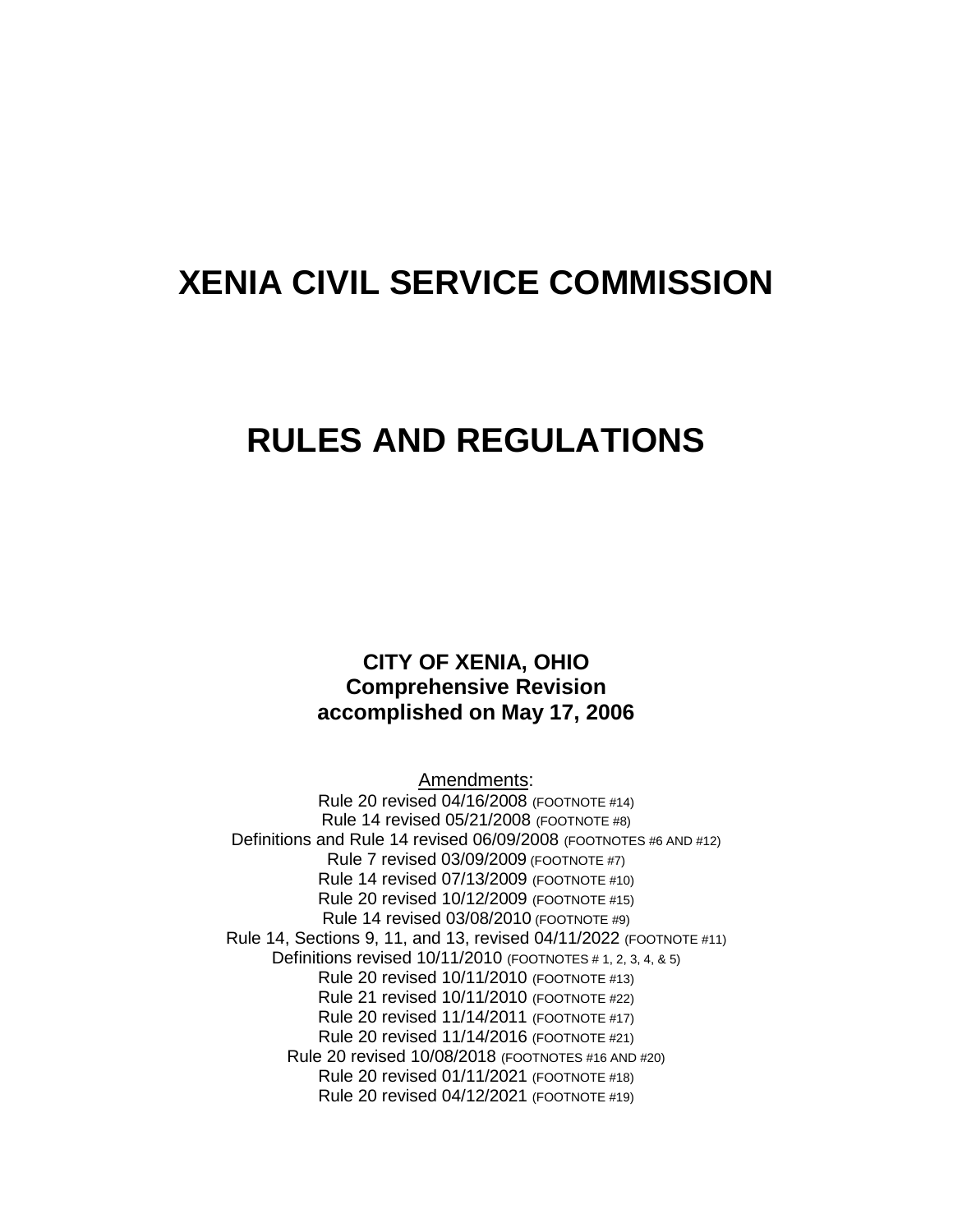# XENIA CIVIL SERVICE COMMISSION

# RULES AND REGULATIONS

**CITY OF XENIA, OHIO**
**Comprehensive Revision**
**accomplished on May 17, 2006**

Amendments:

Rule 20 revised 04/16/2008 (FOOTNOTE #14)
Rule 14 revised 05/21/2008 (FOOTNOTE #8)
Definitions and Rule 14 revised 06/09/2008 (FOOTNOTES #6 AND #12)
Rule 7 revised 03/09/2009 (FOOTNOTE #7)
Rule 14 revised 07/13/2009 (FOOTNOTE #10)
Rule 20 revised 10/12/2009 (FOOTNOTE #15)
Rule 14 revised 03/08/2010 (FOOTNOTE #9)
Rule 14, Sections 9, 11, and 13, revised 04/11/2022 (FOOTNOTE #11)
Definitions revised 10/11/2010 (FOOTNOTES # 1, 2, 3, 4, & 5)
Rule 20 revised 10/11/2010 (FOOTNOTE #13)
Rule 21 revised 10/11/2010 (FOOTNOTE #22)
Rule 20 revised 11/14/2011 (FOOTNOTE #17)
Rule 20 revised 11/14/2016 (FOOTNOTE #21)
Rule 20 revised 10/08/2018 (FOOTNOTES #16 AND #20)
Rule 20 revised 01/11/2021 (FOOTNOTE #18)
Rule 20 revised 04/12/2021 (FOOTNOTE #19)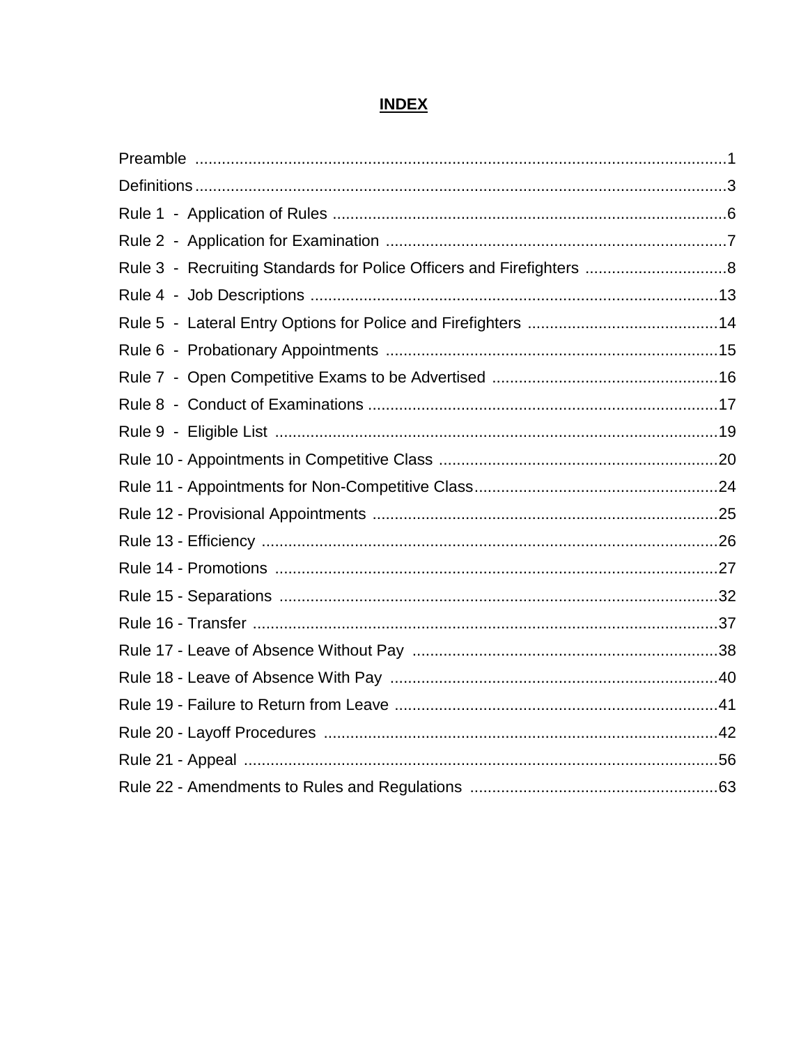# INDEX

| | |
|---|---|
| Preamble | 1 |
| Definitions | 3 |
| Rule 1 - Application of Rules | 6 |
| Rule 2 - Application for Examination | 7 |
| Rule 3 - Recruiting Standards for Police Officers and Firefighters | 8 |
| Rule 4 - Job Descriptions | 13 |
| Rule 5 - Lateral Entry Options for Police and Firefighters | 14 |
| Rule 6 - Probationary Appointments | 15 |
| Rule 7 - Open Competitive Exams to be Advertised | 16 |
| Rule 8 - Conduct of Examinations | 17 |
| Rule 9 - Eligible List | 19 |
| Rule 10 - Appointments in Competitive Class | 20 |
| Rule 11 - Appointments for Non-Competitive Class | 24 |
| Rule 12 - Provisional Appointments | 25 |
| Rule 13 - Efficiency | 26 |
| Rule 14 - Promotions | 27 |
| Rule 15 - Separations | 32 |
| Rule 16 - Transfer | 37 |
| Rule 17 - Leave of Absence Without Pay | 38 |
| Rule 18 - Leave of Absence With Pay | 40 |
| Rule 19 - Failure to Return from Leave | 41 |
| Rule 20 - Layoff Procedures | 42 |
| Rule 21 - Appeal | 56 |
| Rule 22 - Amendments to Rules and Regulations | 63 |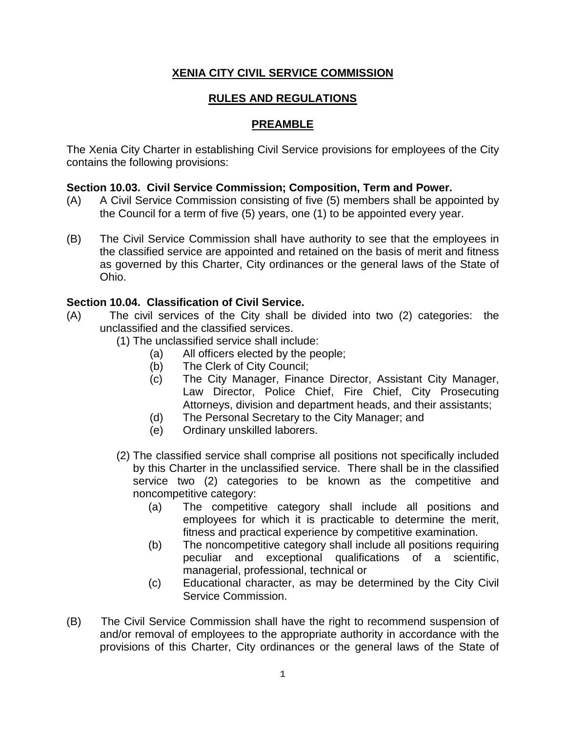# XENIA CITY CIVIL SERVICE COMMISSION

## RULES AND REGULATIONS

## PREAMBLE

The Xenia City Charter in establishing Civil Service provisions for employees of the City contains the following provisions:

**Section 10.03. Civil Service Commission; Composition, Term and Power.**

(A) A Civil Service Commission consisting of five (5) members shall be appointed by the Council for a term of five (5) years, one (1) to be appointed every year.

(B) The Civil Service Commission shall have authority to see that the employees in the classified service are appointed and retained on the basis of merit and fitness as governed by this Charter, City ordinances or the general laws of the State of Ohio.

**Section 10.04. Classification of Civil Service.**

(A) The civil services of the City shall be divided into two (2) categories: the unclassified and the classified services.

(1) The unclassified service shall include:

(a) All officers elected by the people;

(b) The Clerk of City Council;

(c) The City Manager, Finance Director, Assistant City Manager, Law Director, Police Chief, Fire Chief, City Prosecuting Attorneys, division and department heads, and their assistants;

(d) The Personal Secretary to the City Manager; and

(e) Ordinary unskilled laborers.

(2) The classified service shall comprise all positions not specifically included by this Charter in the unclassified service. There shall be in the classified service two (2) categories to be known as the competitive and noncompetitive category:

(a) The competitive category shall include all positions and employees for which it is practicable to determine the merit, fitness and practical experience by competitive examination.

(b) The noncompetitive category shall include all positions requiring peculiar and exceptional qualifications of a scientific, managerial, professional, technical or

(c) Educational character, as may be determined by the City Civil Service Commission.

(B) The Civil Service Commission shall have the right to recommend suspension of and/or removal of employees to the appropriate authority in accordance with the provisions of this Charter, City ordinances or the general laws of the State of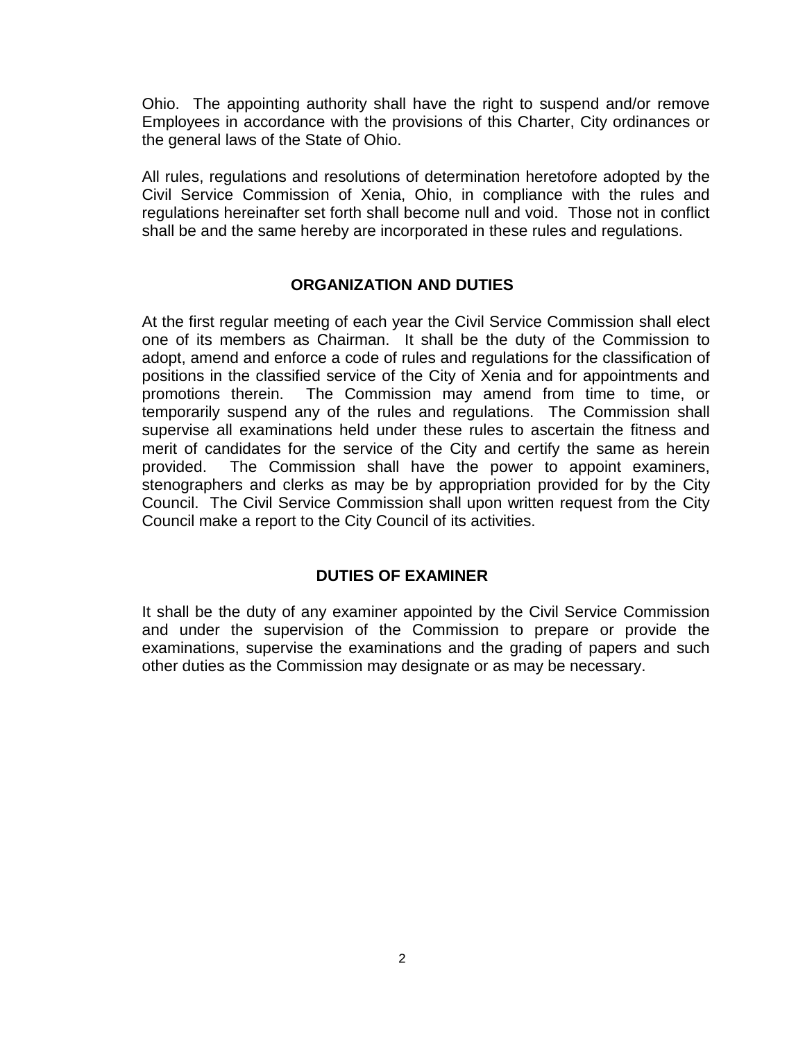Ohio. The appointing authority shall have the right to suspend and/or remove Employees in accordance with the provisions of this Charter, City ordinances or the general laws of the State of Ohio.

All rules, regulations and resolutions of determination heretofore adopted by the Civil Service Commission of Xenia, Ohio, in compliance with the rules and regulations hereinafter set forth shall become null and void. Those not in conflict shall be and the same hereby are incorporated in these rules and regulations.

## ORGANIZATION AND DUTIES

At the first regular meeting of each year the Civil Service Commission shall elect one of its members as Chairman. It shall be the duty of the Commission to adopt, amend and enforce a code of rules and regulations for the classification of positions in the classified service of the City of Xenia and for appointments and promotions therein. The Commission may amend from time to time, or temporarily suspend any of the rules and regulations. The Commission shall supervise all examinations held under these rules to ascertain the fitness and merit of candidates for the service of the City and certify the same as herein provided. The Commission shall have the power to appoint examiners, stenographers and clerks as may be by appropriation provided for by the City Council. The Civil Service Commission shall upon written request from the City Council make a report to the City Council of its activities.

## DUTIES OF EXAMINER

It shall be the duty of any examiner appointed by the Civil Service Commission and under the supervision of the Commission to prepare or provide the examinations, supervise the examinations and the grading of papers and such other duties as the Commission may designate or as may be necessary.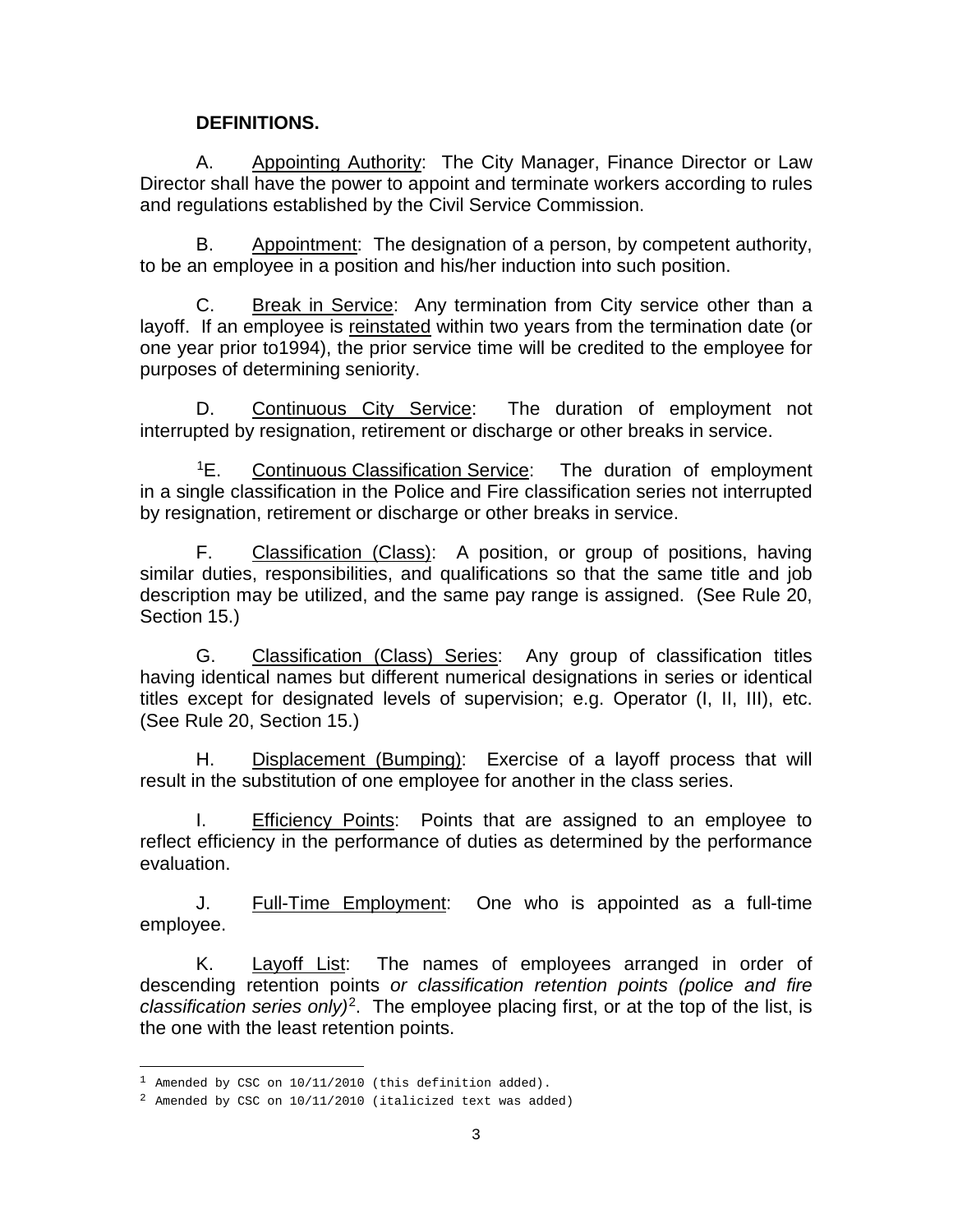**DEFINITIONS.**

A. Appointing Authority: The City Manager, Finance Director or Law Director shall have the power to appoint and terminate workers according to rules and regulations established by the Civil Service Commission.

B. Appointment: The designation of a person, by competent authority, to be an employee in a position and his/her induction into such position.

C. Break in Service: Any termination from City service other than a layoff. If an employee is reinstated within two years from the termination date (or one year prior to1994), the prior service time will be credited to the employee for purposes of determining seniority.

D. Continuous City Service: The duration of employment not interrupted by resignation, retirement or discharge or other breaks in service.

[1]E. Continuous Classification Service: The duration of employment in a single classification in the Police and Fire classification series not interrupted by resignation, retirement or discharge or other breaks in service.

F. Classification (Class): A position, or group of positions, having similar duties, responsibilities, and qualifications so that the same title and job description may be utilized, and the same pay range is assigned. (See Rule 20, Section 15.)

G. Classification (Class) Series: Any group of classification titles having identical names but different numerical designations in series or identical titles except for designated levels of supervision; e.g. Operator (I, II, III), etc. (See Rule 20, Section 15.)

H. Displacement (Bumping): Exercise of a layoff process that will result in the substitution of one employee for another in the class series.

I. Efficiency Points: Points that are assigned to an employee to reflect efficiency in the performance of duties as determined by the performance evaluation.

J. Full-Time Employment: One who is appointed as a full-time employee.

K. Layoff List: The names of employees arranged in order of descending retention points *or classification retention points (police and fire classification series only)*[2]. The employee placing first, or at the top of the list, is the one with the least retention points.

---

[1] Amended by CSC on 10/11/2010 (this definition added).

[2] Amended by CSC on 10/11/2010 (italicized text was added)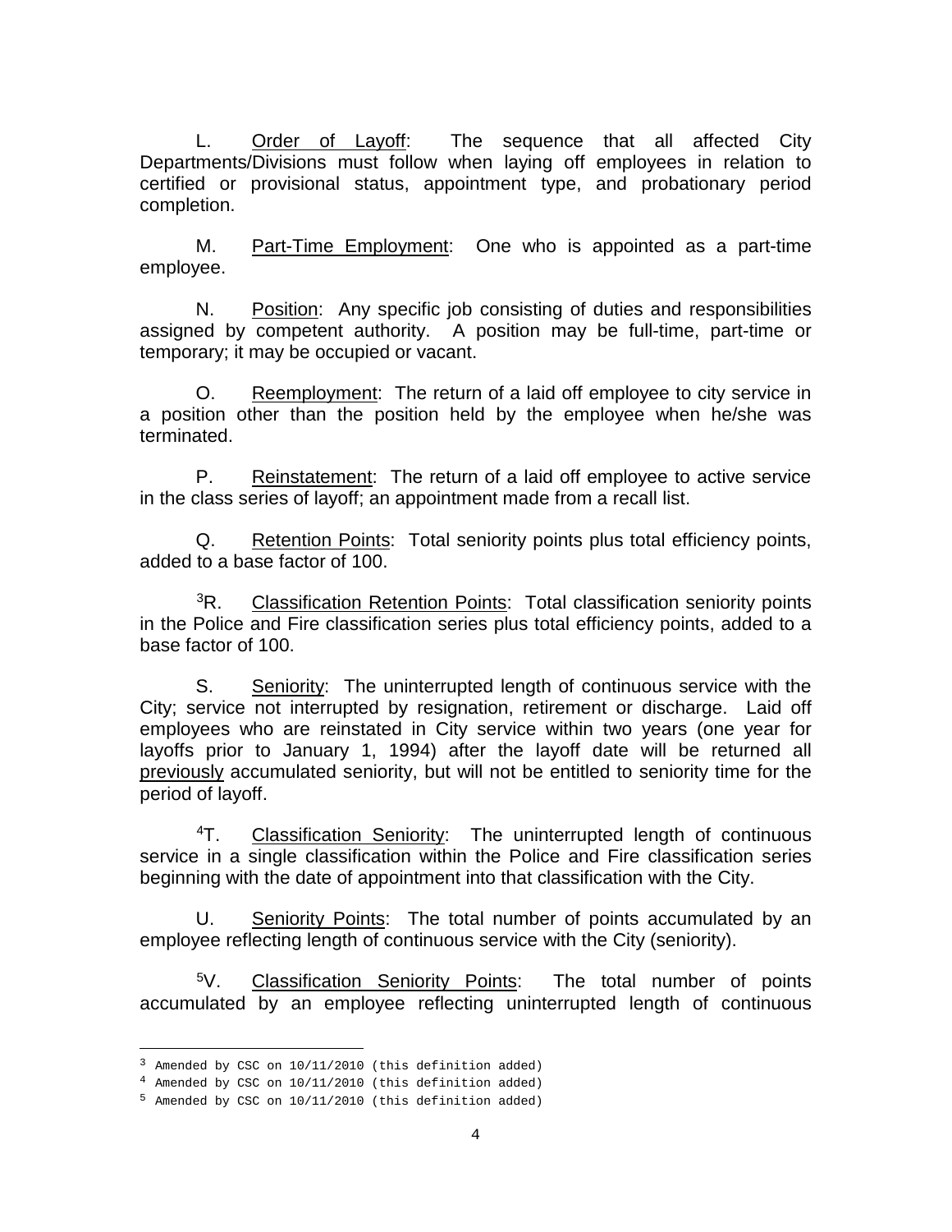L. Order of Layoff: The sequence that all affected City Departments/Divisions must follow when laying off employees in relation to certified or provisional status, appointment type, and probationary period completion.

M. Part-Time Employment: One who is appointed as a part-time employee.

N. Position: Any specific job consisting of duties and responsibilities assigned by competent authority. A position may be full-time, part-time or temporary; it may be occupied or vacant.

O. Reemployment: The return of a laid off employee to city service in a position other than the position held by the employee when he/she was terminated.

P. Reinstatement: The return of a laid off employee to active service in the class series of layoff; an appointment made from a recall list.

Q. Retention Points: Total seniority points plus total efficiency points, added to a base factor of 100.

[3]R. Classification Retention Points: Total classification seniority points in the Police and Fire classification series plus total efficiency points, added to a base factor of 100.

S. Seniority: The uninterrupted length of continuous service with the City; service not interrupted by resignation, retirement or discharge. Laid off employees who are reinstated in City service within two years (one year for layoffs prior to January 1, 1994) after the layoff date will be returned all previously accumulated seniority, but will not be entitled to seniority time for the period of layoff.

[4]T. Classification Seniority: The uninterrupted length of continuous service in a single classification within the Police and Fire classification series beginning with the date of appointment into that classification with the City.

U. Seniority Points: The total number of points accumulated by an employee reflecting length of continuous service with the City (seniority).

[5]V. Classification Seniority Points: The total number of points accumulated by an employee reflecting uninterrupted length of continuous

---

[3] Amended by CSC on 10/11/2010 (this definition added)

[4] Amended by CSC on 10/11/2010 (this definition added)

[5] Amended by CSC on 10/11/2010 (this definition added)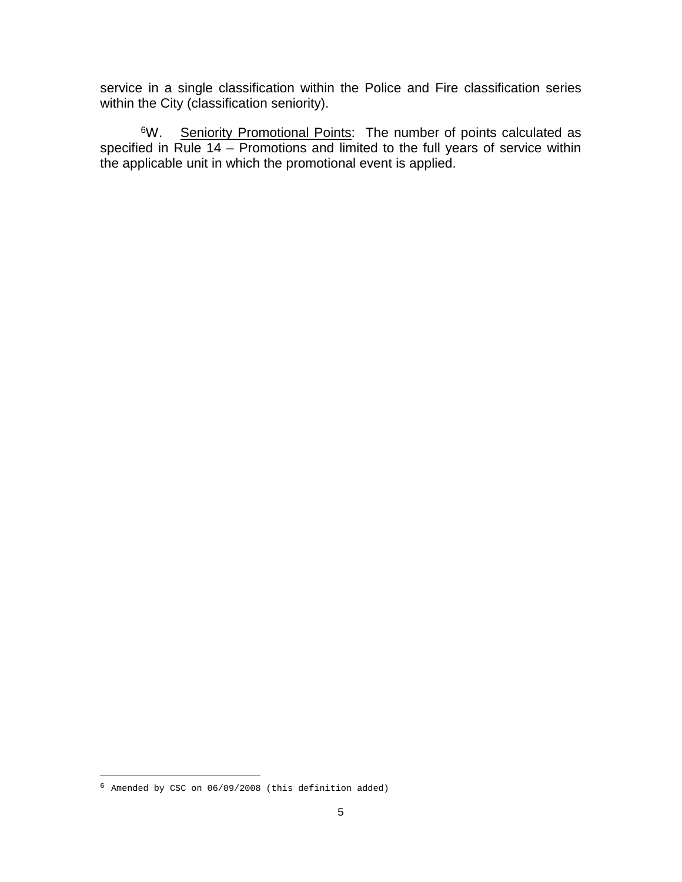service in a single classification within the Police and Fire classification series within the City (classification seniority).

[6]W. Seniority Promotional Points: The number of points calculated as specified in Rule 14 – Promotions and limited to the full years of service within the applicable unit in which the promotional event is applied.

---

[6] Amended by CSC on 06/09/2008 (this definition added)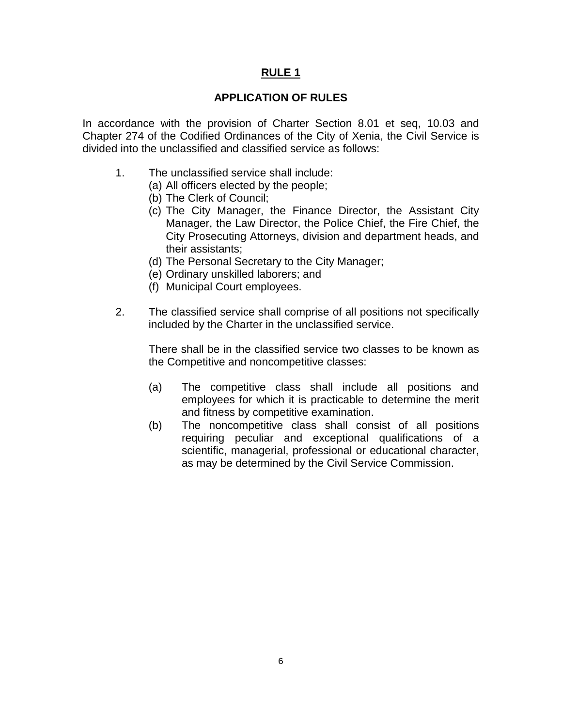# RULE 1

## APPLICATION OF RULES

In accordance with the provision of Charter Section 8.01 et seq, 10.03 and Chapter 274 of the Codified Ordinances of the City of Xenia, the Civil Service is divided into the unclassified and classified service as follows:

1. The unclassified service shall include:
   (a) All officers elected by the people;
   (b) The Clerk of Council;
   (c) The City Manager, the Finance Director, the Assistant City Manager, the Law Director, the Police Chief, the Fire Chief, the City Prosecuting Attorneys, division and department heads, and their assistants;
   (d) The Personal Secretary to the City Manager;
   (e) Ordinary unskilled laborers; and
   (f) Municipal Court employees.

2. The classified service shall comprise of all positions not specifically included by the Charter in the unclassified service.

   There shall be in the classified service two classes to be known as the Competitive and noncompetitive classes:

   (a) The competitive class shall include all positions and employees for which it is practicable to determine the merit and fitness by competitive examination.
   (b) The noncompetitive class shall consist of all positions requiring peculiar and exceptional qualifications of a scientific, managerial, professional or educational character, as may be determined by the Civil Service Commission.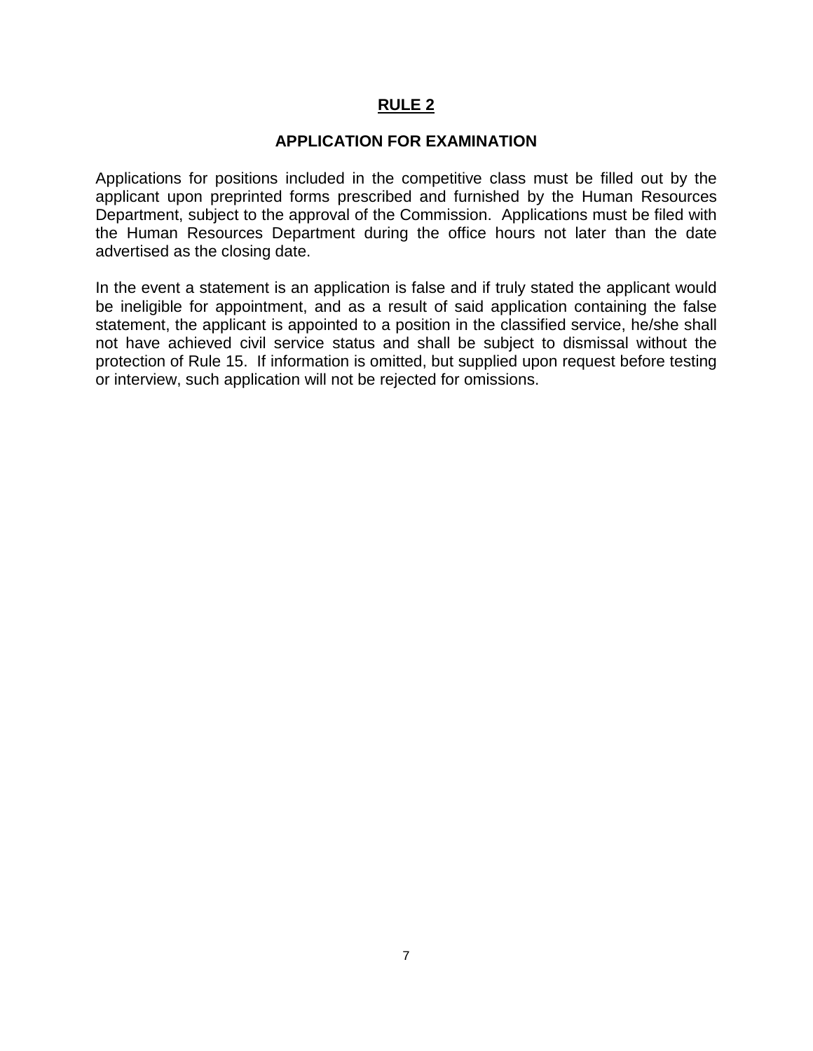# RULE 2

## APPLICATION FOR EXAMINATION

Applications for positions included in the competitive class must be filled out by the applicant upon preprinted forms prescribed and furnished by the Human Resources Department, subject to the approval of the Commission. Applications must be filed with the Human Resources Department during the office hours not later than the date advertised as the closing date.

In the event a statement is an application is false and if truly stated the applicant would be ineligible for appointment, and as a result of said application containing the false statement, the applicant is appointed to a position in the classified service, he/she shall not have achieved civil service status and shall be subject to dismissal without the protection of Rule 15. If information is omitted, but supplied upon request before testing or interview, such application will not be rejected for omissions.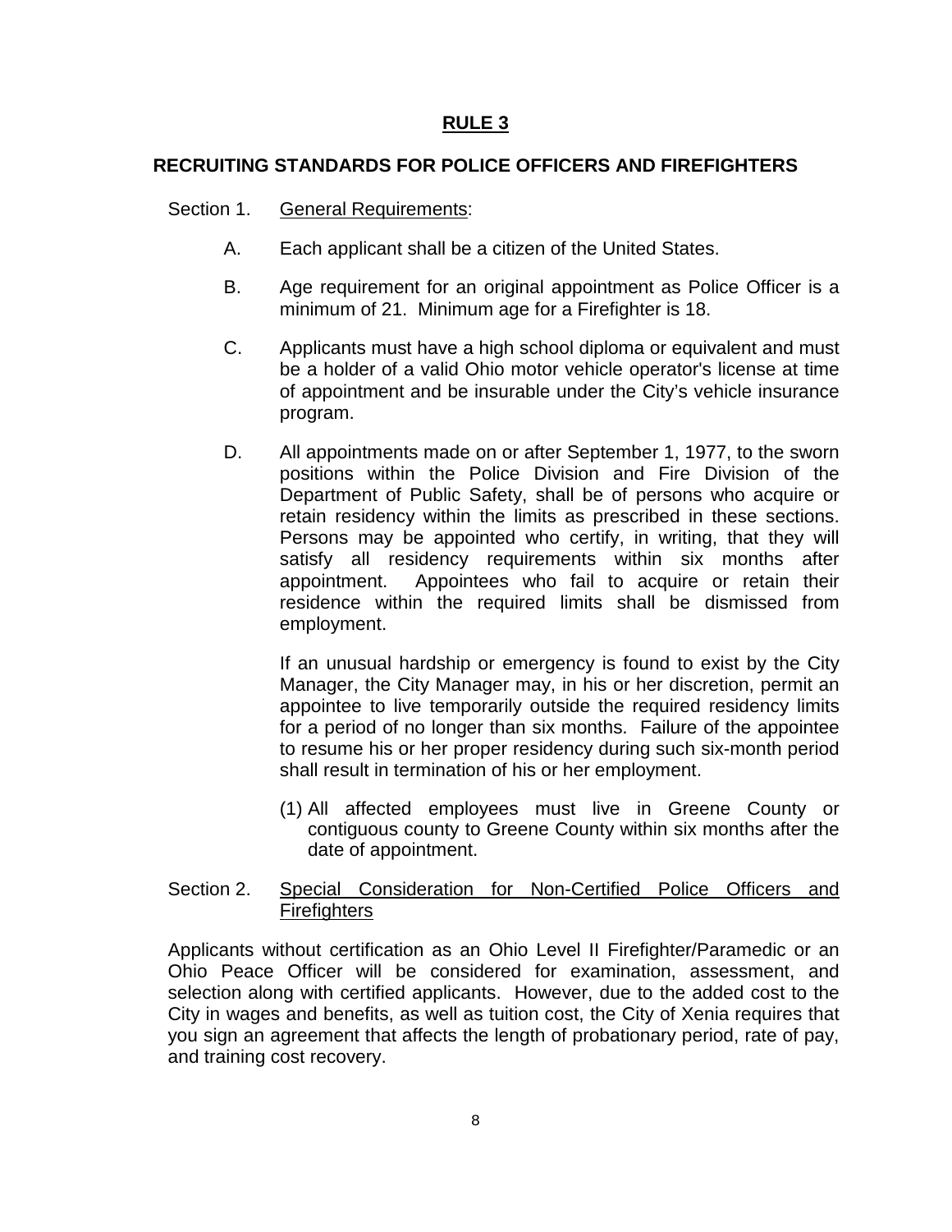# RULE 3

## RECRUITING STANDARDS FOR POLICE OFFICERS AND FIREFIGHTERS

Section 1. General Requirements:

A. Each applicant shall be a citizen of the United States.

B. Age requirement for an original appointment as Police Officer is a minimum of 21. Minimum age for a Firefighter is 18.

C. Applicants must have a high school diploma or equivalent and must be a holder of a valid Ohio motor vehicle operator's license at time of appointment and be insurable under the City's vehicle insurance program.

D. All appointments made on or after September 1, 1977, to the sworn positions within the Police Division and Fire Division of the Department of Public Safety, shall be of persons who acquire or retain residency within the limits as prescribed in these sections. Persons may be appointed who certify, in writing, that they will satisfy all residency requirements within six months after appointment. Appointees who fail to acquire or retain their residence within the required limits shall be dismissed from employment.

If an unusual hardship or emergency is found to exist by the City Manager, the City Manager may, in his or her discretion, permit an appointee to live temporarily outside the required residency limits for a period of no longer than six months. Failure of the appointee to resume his or her proper residency during such six-month period shall result in termination of his or her employment.

(1) All affected employees must live in Greene County or contiguous county to Greene County within six months after the date of appointment.

Section 2. Special Consideration for Non-Certified Police Officers and Firefighters

Applicants without certification as an Ohio Level II Firefighter/Paramedic or an Ohio Peace Officer will be considered for examination, assessment, and selection along with certified applicants. However, due to the added cost to the City in wages and benefits, as well as tuition cost, the City of Xenia requires that you sign an agreement that affects the length of probationary period, rate of pay, and training cost recovery.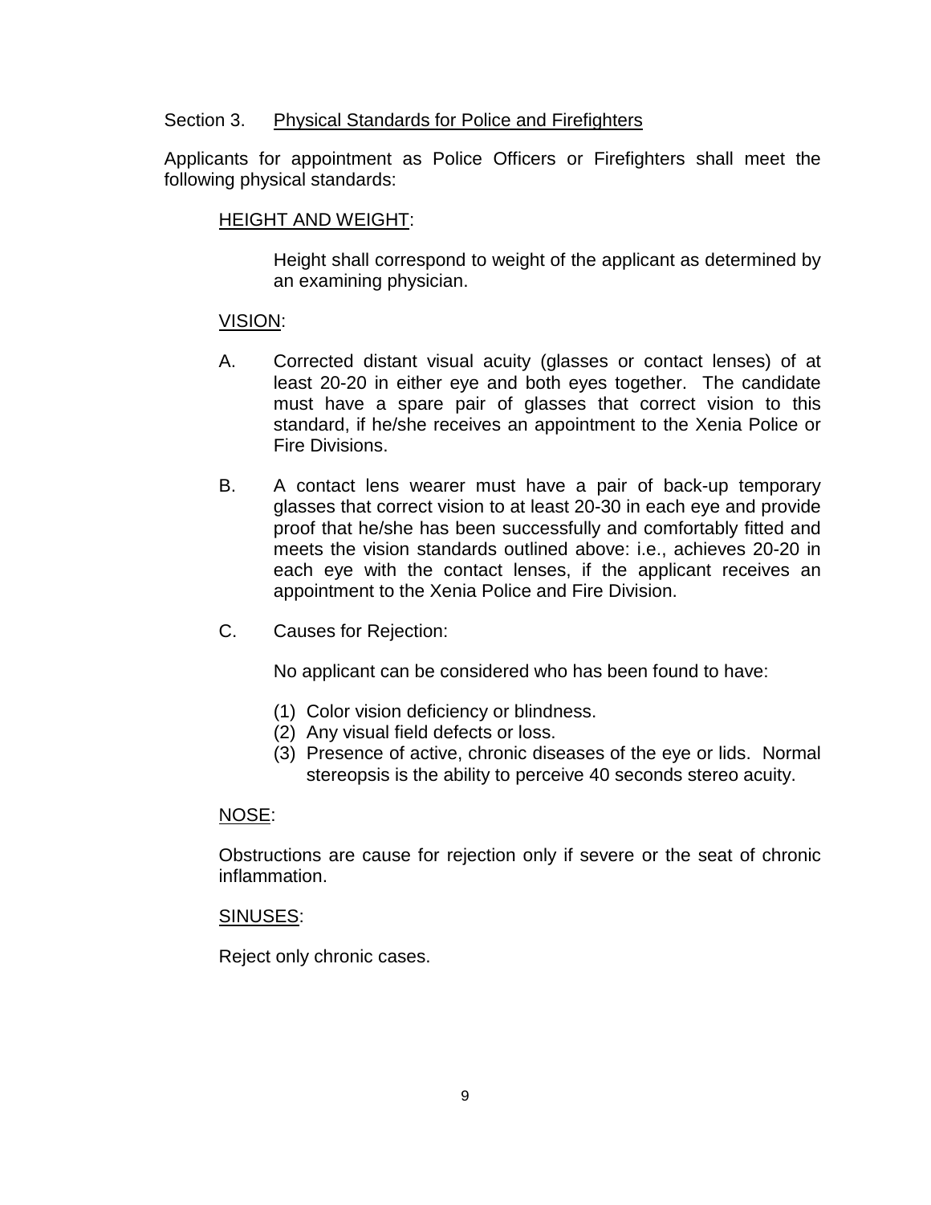## Section 3. Physical Standards for Police and Firefighters

Applicants for appointment as Police Officers or Firefighters shall meet the following physical standards:

### HEIGHT AND WEIGHT:

Height shall correspond to weight of the applicant as determined by an examining physician.

### VISION:

A. Corrected distant visual acuity (glasses or contact lenses) of at least 20-20 in either eye and both eyes together. The candidate must have a spare pair of glasses that correct vision to this standard, if he/she receives an appointment to the Xenia Police or Fire Divisions.

B. A contact lens wearer must have a pair of back-up temporary glasses that correct vision to at least 20-30 in each eye and provide proof that he/she has been successfully and comfortably fitted and meets the vision standards outlined above: i.e., achieves 20-20 in each eye with the contact lenses, if the applicant receives an appointment to the Xenia Police and Fire Division.

C. Causes for Rejection:

No applicant can be considered who has been found to have:

(1) Color vision deficiency or blindness.
(2) Any visual field defects or loss.
(3) Presence of active, chronic diseases of the eye or lids. Normal stereopsis is the ability to perceive 40 seconds stereo acuity.

### NOSE:

Obstructions are cause for rejection only if severe or the seat of chronic inflammation.

### SINUSES:

Reject only chronic cases.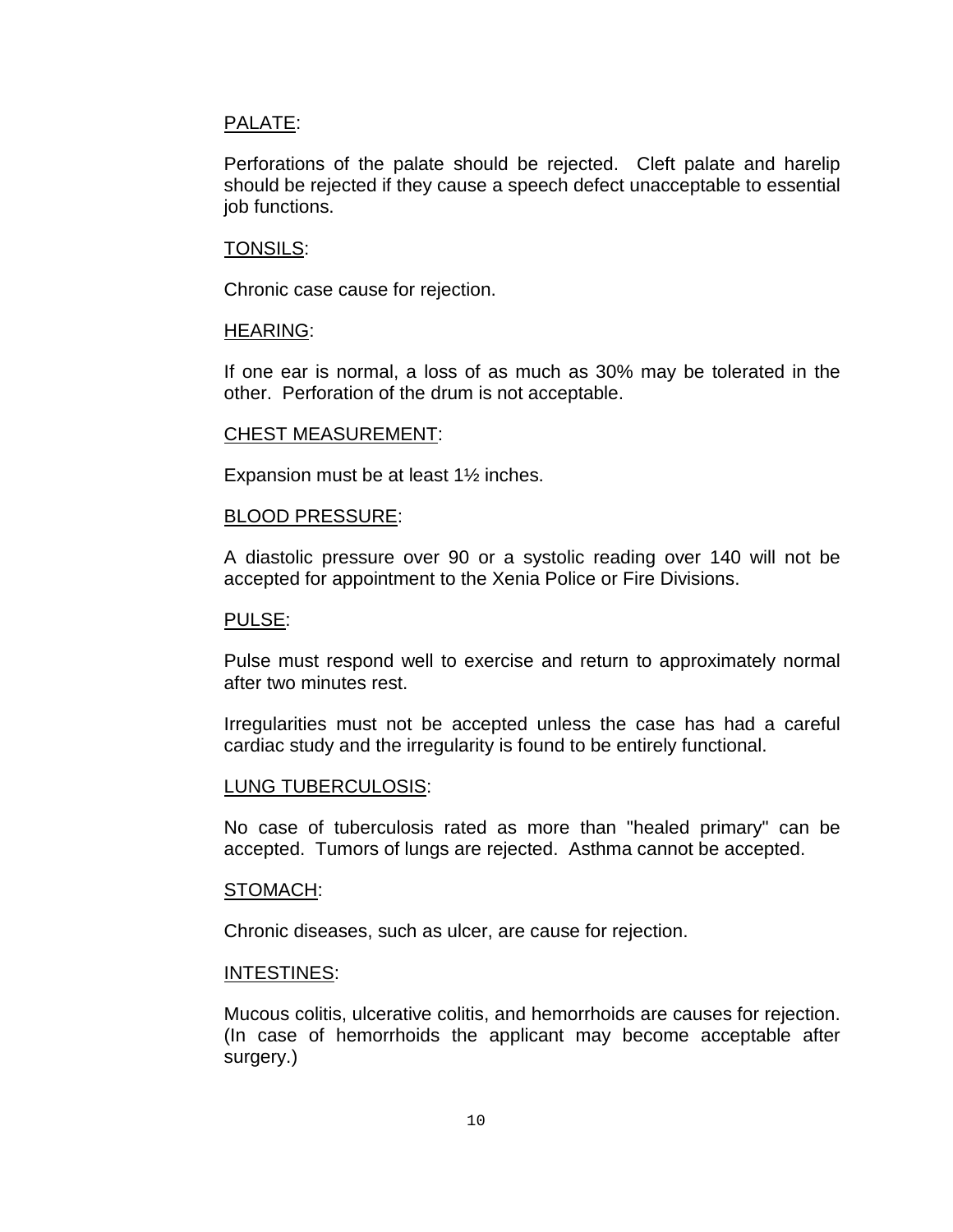<u>PALATE</u>:

Perforations of the palate should be rejected. Cleft palate and harelip should be rejected if they cause a speech defect unacceptable to essential job functions.

<u>TONSILS</u>:

Chronic case cause for rejection.

<u>HEARING</u>:

If one ear is normal, a loss of as much as 30% may be tolerated in the other. Perforation of the drum is not acceptable.

<u>CHEST MEASUREMENT</u>:

Expansion must be at least 1½ inches.

<u>BLOOD PRESSURE</u>:

A diastolic pressure over 90 or a systolic reading over 140 will not be accepted for appointment to the Xenia Police or Fire Divisions.

<u>PULSE</u>:

Pulse must respond well to exercise and return to approximately normal after two minutes rest.

Irregularities must not be accepted unless the case has had a careful cardiac study and the irregularity is found to be entirely functional.

<u>LUNG TUBERCULOSIS</u>:

No case of tuberculosis rated as more than "healed primary" can be accepted. Tumors of lungs are rejected. Asthma cannot be accepted.

<u>STOMACH</u>:

Chronic diseases, such as ulcer, are cause for rejection.

<u>INTESTINES</u>:

Mucous colitis, ulcerative colitis, and hemorrhoids are causes for rejection. (In case of hemorrhoids the applicant may become acceptable after surgery.)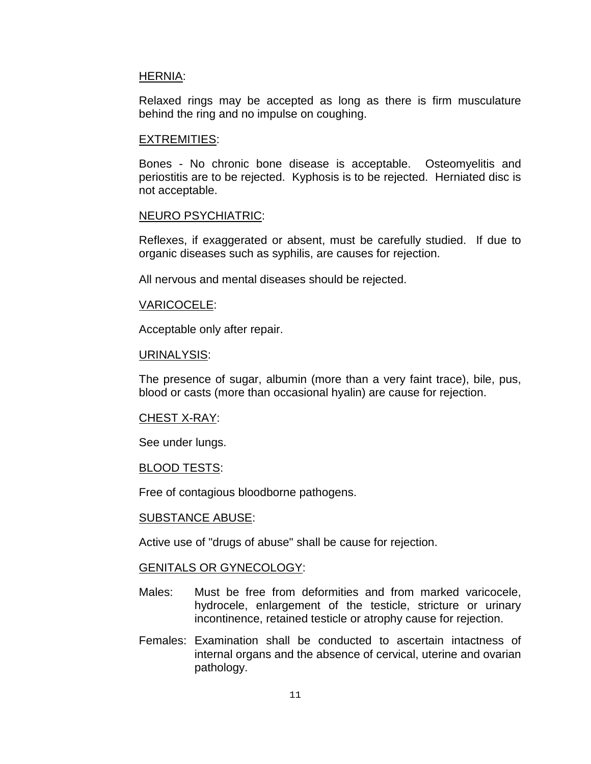HERNIA:

Relaxed rings may be accepted as long as there is firm musculature behind the ring and no impulse on coughing.

EXTREMITIES:

Bones - No chronic bone disease is acceptable. Osteomyelitis and periostitis are to be rejected. Kyphosis is to be rejected. Herniated disc is not acceptable.

NEURO PSYCHIATRIC:

Reflexes, if exaggerated or absent, must be carefully studied. If due to organic diseases such as syphilis, are causes for rejection.

All nervous and mental diseases should be rejected.

VARICOCELE:

Acceptable only after repair.

URINALYSIS:

The presence of sugar, albumin (more than a very faint trace), bile, pus, blood or casts (more than occasional hyalin) are cause for rejection.

CHEST X-RAY:

See under lungs.

BLOOD TESTS:

Free of contagious bloodborne pathogens.

SUBSTANCE ABUSE:

Active use of "drugs of abuse" shall be cause for rejection.

GENITALS OR GYNECOLOGY:

Males: Must be free from deformities and from marked varicocele, hydrocele, enlargement of the testicle, stricture or urinary incontinence, retained testicle or atrophy cause for rejection.

Females: Examination shall be conducted to ascertain intactness of internal organs and the absence of cervical, uterine and ovarian pathology.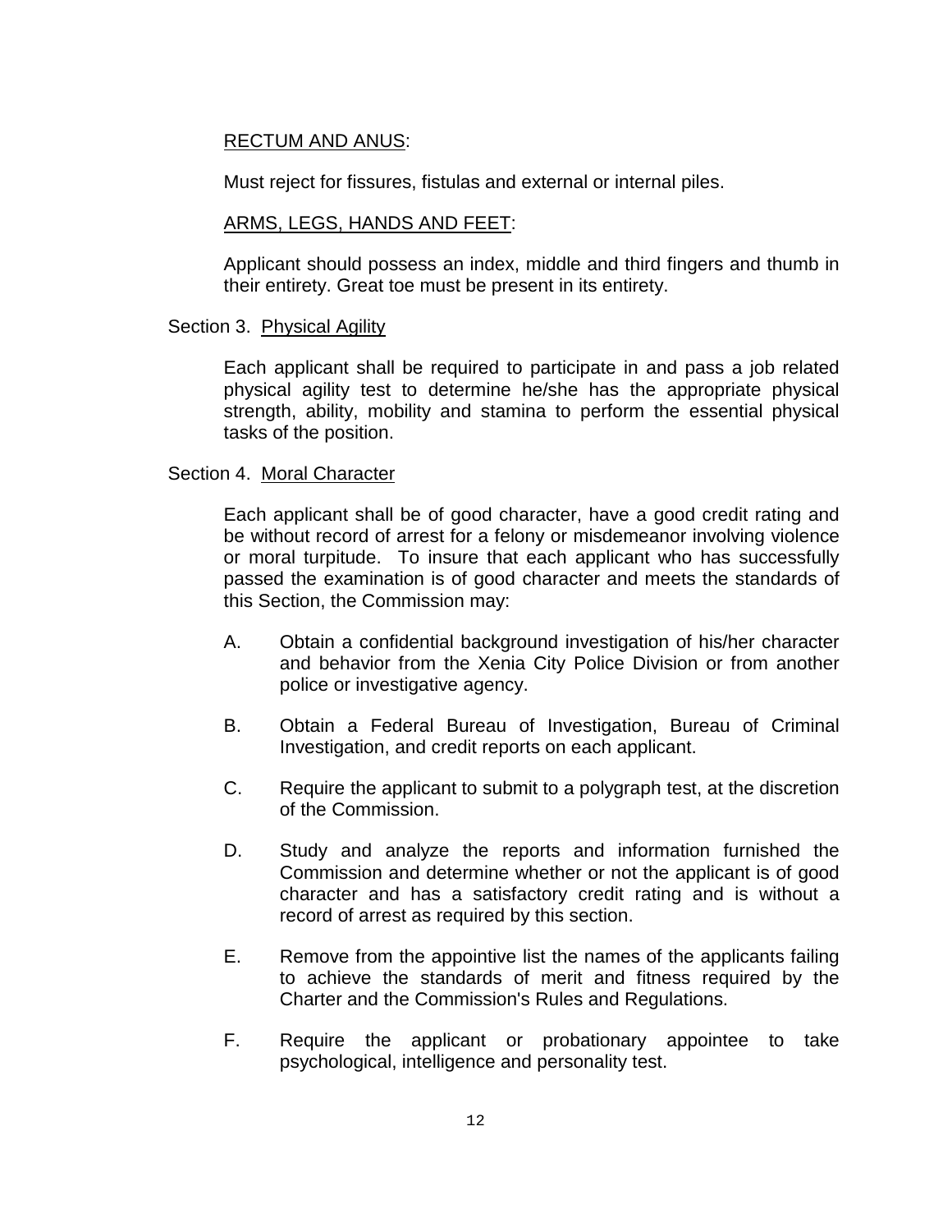<u>RECTUM AND ANUS</u>:

Must reject for fissures, fistulas and external or internal piles.

<u>ARMS, LEGS, HANDS AND FEET</u>:

Applicant should possess an index, middle and third fingers and thumb in their entirety. Great toe must be present in its entirety.

Section 3. <u>Physical Agility</u>

Each applicant shall be required to participate in and pass a job related physical agility test to determine he/she has the appropriate physical strength, ability, mobility and stamina to perform the essential physical tasks of the position.

Section 4. <u>Moral Character</u>

Each applicant shall be of good character, have a good credit rating and be without record of arrest for a felony or misdemeanor involving violence or moral turpitude. To insure that each applicant who has successfully passed the examination is of good character and meets the standards of this Section, the Commission may:

A. Obtain a confidential background investigation of his/her character and behavior from the Xenia City Police Division or from another police or investigative agency.

B. Obtain a Federal Bureau of Investigation, Bureau of Criminal Investigation, and credit reports on each applicant.

C. Require the applicant to submit to a polygraph test, at the discretion of the Commission.

D. Study and analyze the reports and information furnished the Commission and determine whether or not the applicant is of good character and has a satisfactory credit rating and is without a record of arrest as required by this section.

E. Remove from the appointive list the names of the applicants failing to achieve the standards of merit and fitness required by the Charter and the Commission's Rules and Regulations.

F. Require the applicant or probationary appointee to take psychological, intelligence and personality test.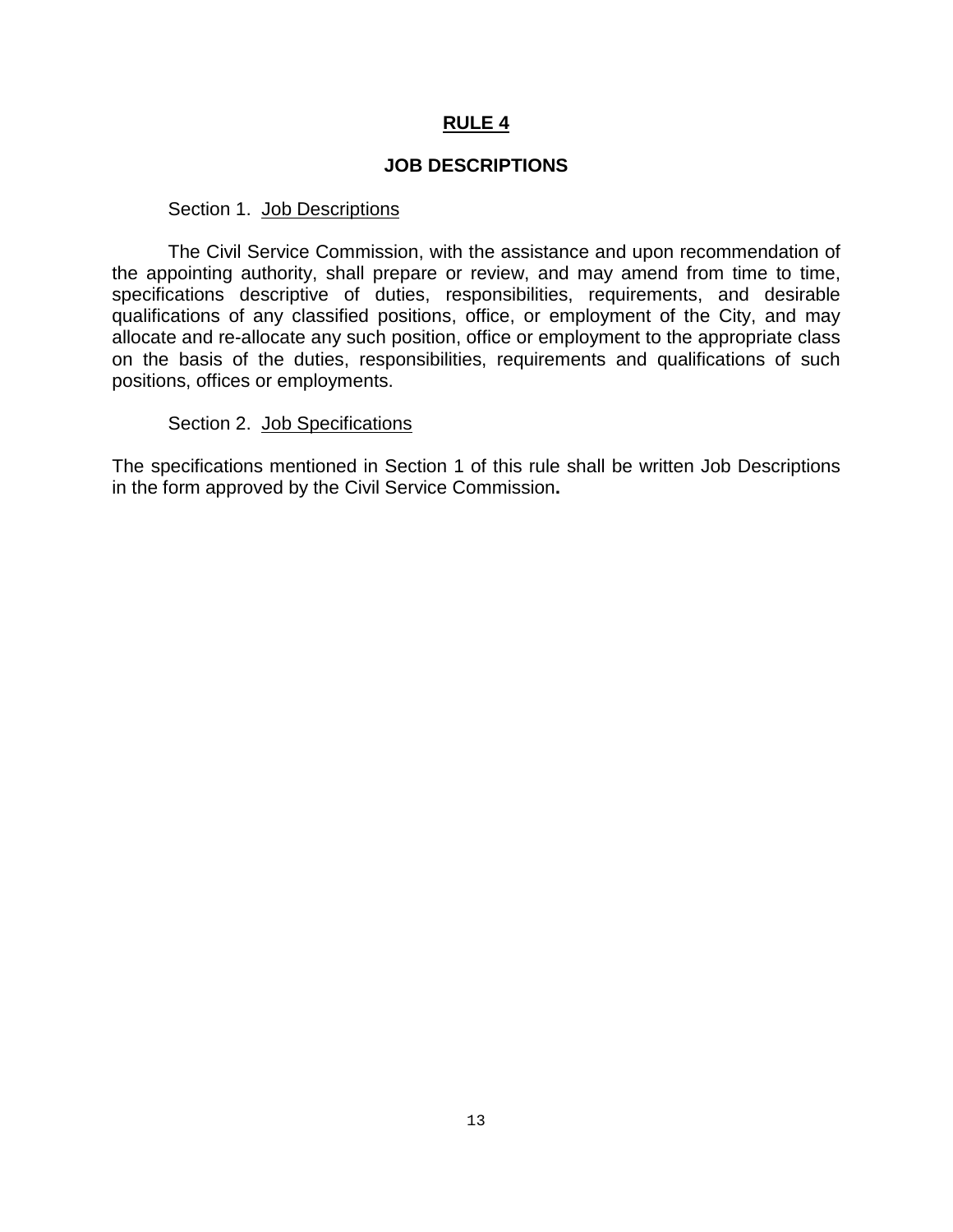# RULE 4

## JOB DESCRIPTIONS

Section 1. Job Descriptions

The Civil Service Commission, with the assistance and upon recommendation of the appointing authority, shall prepare or review, and may amend from time to time, specifications descriptive of duties, responsibilities, requirements, and desirable qualifications of any classified positions, office, or employment of the City, and may allocate and re-allocate any such position, office or employment to the appropriate class on the basis of the duties, responsibilities, requirements and qualifications of such positions, offices or employments.

Section 2. Job Specifications

The specifications mentioned in Section 1 of this rule shall be written Job Descriptions in the form approved by the Civil Service Commission**.**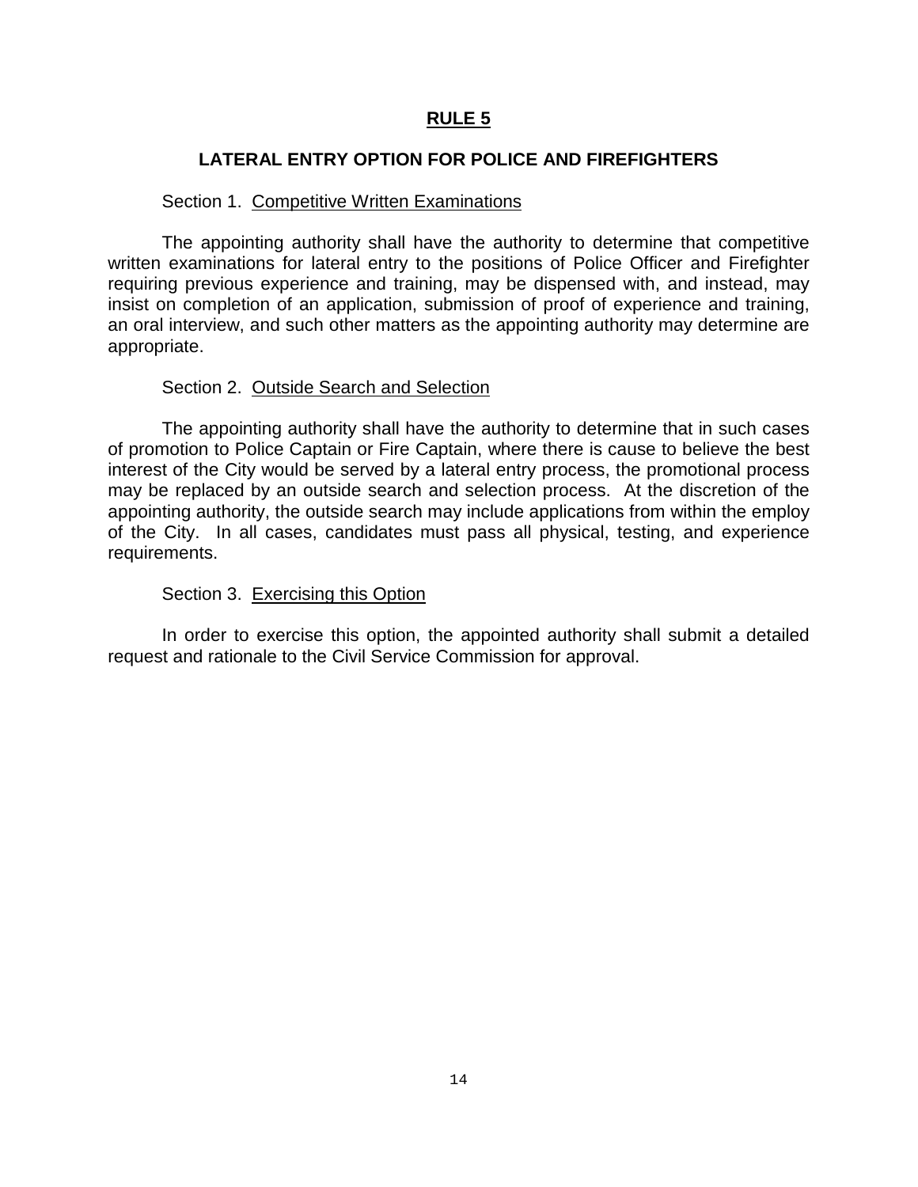# RULE 5

## LATERAL ENTRY OPTION FOR POLICE AND FIREFIGHTERS

Section 1. Competitive Written Examinations

The appointing authority shall have the authority to determine that competitive written examinations for lateral entry to the positions of Police Officer and Firefighter requiring previous experience and training, may be dispensed with, and instead, may insist on completion of an application, submission of proof of experience and training, an oral interview, and such other matters as the appointing authority may determine are appropriate.

Section 2. Outside Search and Selection

The appointing authority shall have the authority to determine that in such cases of promotion to Police Captain or Fire Captain, where there is cause to believe the best interest of the City would be served by a lateral entry process, the promotional process may be replaced by an outside search and selection process. At the discretion of the appointing authority, the outside search may include applications from within the employ of the City. In all cases, candidates must pass all physical, testing, and experience requirements.

Section 3. Exercising this Option

In order to exercise this option, the appointed authority shall submit a detailed request and rationale to the Civil Service Commission for approval.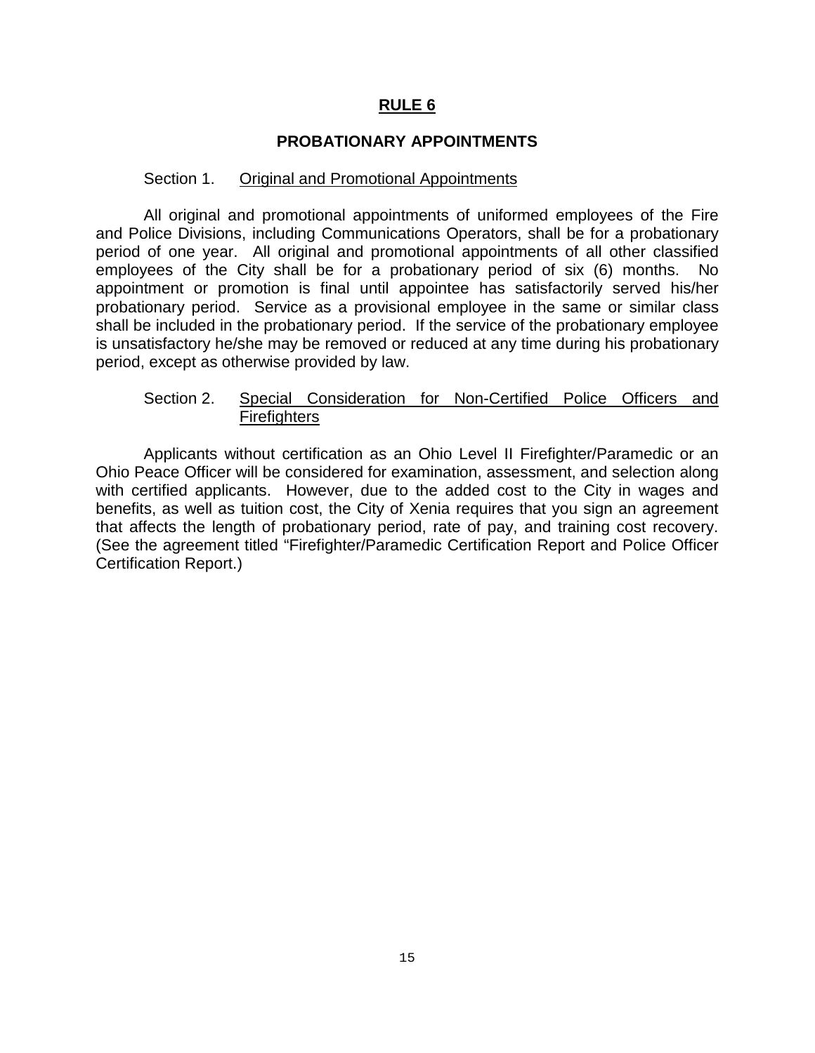# RULE 6

## PROBATIONARY APPOINTMENTS

### Section 1. Original and Promotional Appointments

All original and promotional appointments of uniformed employees of the Fire and Police Divisions, including Communications Operators, shall be for a probationary period of one year. All original and promotional appointments of all other classified employees of the City shall be for a probationary period of six (6) months. No appointment or promotion is final until appointee has satisfactorily served his/her probationary period. Service as a provisional employee in the same or similar class shall be included in the probationary period. If the service of the probationary employee is unsatisfactory he/she may be removed or reduced at any time during his probationary period, except as otherwise provided by law.

### Section 2. Special Consideration for Non-Certified Police Officers and Firefighters

Applicants without certification as an Ohio Level II Firefighter/Paramedic or an Ohio Peace Officer will be considered for examination, assessment, and selection along with certified applicants. However, due to the added cost to the City in wages and benefits, as well as tuition cost, the City of Xenia requires that you sign an agreement that affects the length of probationary period, rate of pay, and training cost recovery. (See the agreement titled "Firefighter/Paramedic Certification Report and Police Officer Certification Report.)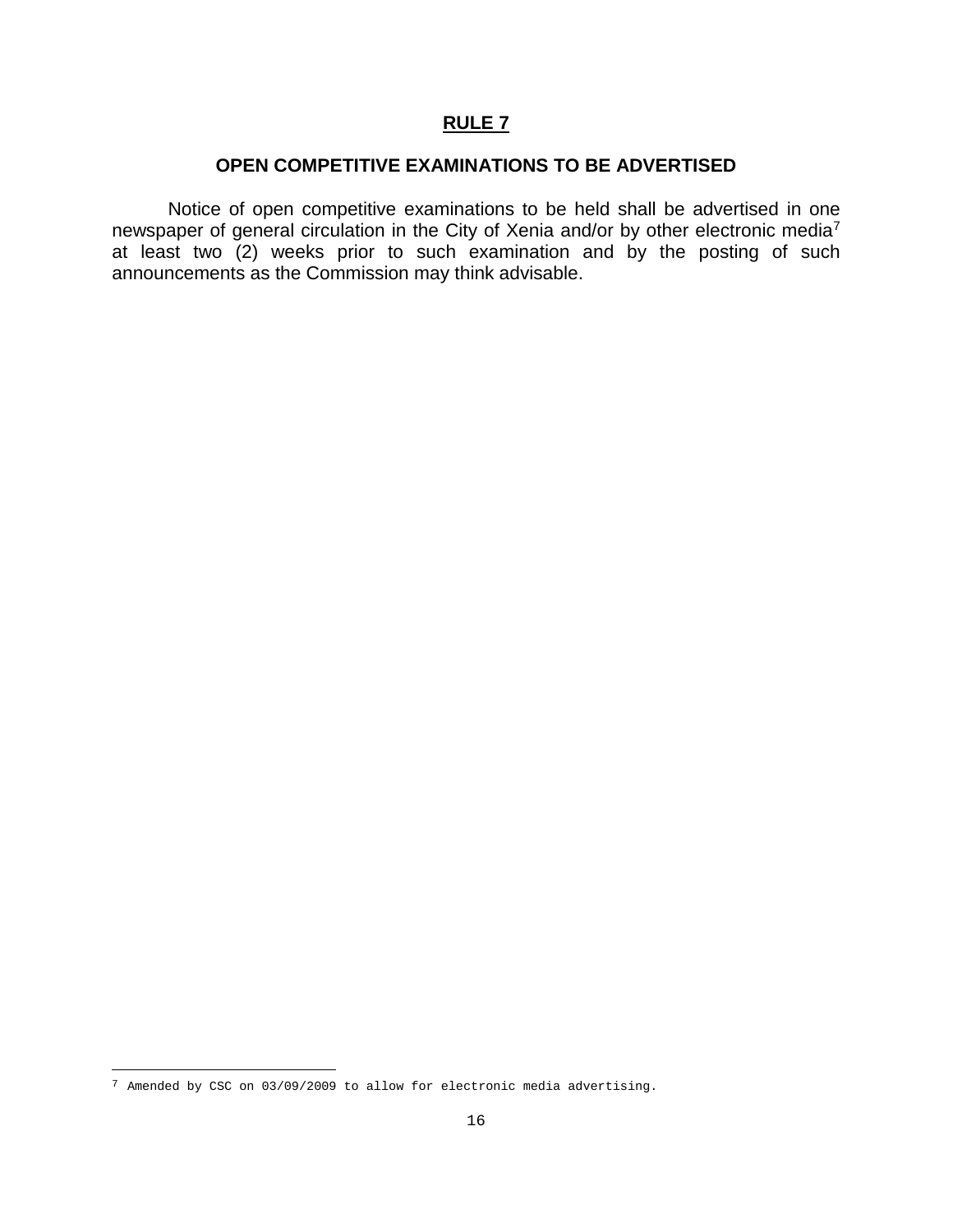## RULE 7

### OPEN COMPETITIVE EXAMINATIONS TO BE ADVERTISED

Notice of open competitive examinations to be held shall be advertised in one newspaper of general circulation in the City of Xenia and/or by other electronic media[7] at least two (2) weeks prior to such examination and by the posting of such announcements as the Commission may think advisable.

[7] Amended by CSC on 03/09/2009 to allow for electronic media advertising.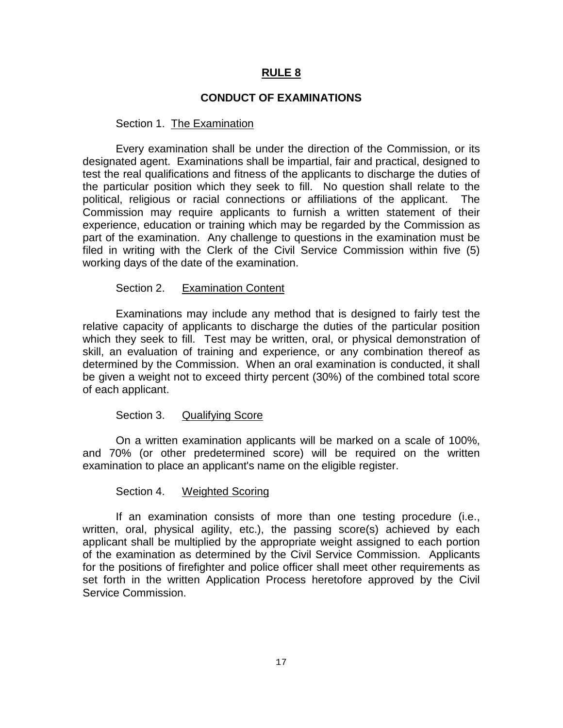# RULE 8

## CONDUCT OF EXAMINATIONS

Section 1. The Examination

Every examination shall be under the direction of the Commission, or its designated agent. Examinations shall be impartial, fair and practical, designed to test the real qualifications and fitness of the applicants to discharge the duties of the particular position which they seek to fill. No question shall relate to the political, religious or racial connections or affiliations of the applicant. The Commission may require applicants to furnish a written statement of their experience, education or training which may be regarded by the Commission as part of the examination. Any challenge to questions in the examination must be filed in writing with the Clerk of the Civil Service Commission within five (5) working days of the date of the examination.

Section 2. Examination Content

Examinations may include any method that is designed to fairly test the relative capacity of applicants to discharge the duties of the particular position which they seek to fill. Test may be written, oral, or physical demonstration of skill, an evaluation of training and experience, or any combination thereof as determined by the Commission. When an oral examination is conducted, it shall be given a weight not to exceed thirty percent (30%) of the combined total score of each applicant.

Section 3. Qualifying Score

On a written examination applicants will be marked on a scale of 100%, and 70% (or other predetermined score) will be required on the written examination to place an applicant's name on the eligible register.

Section 4. Weighted Scoring

If an examination consists of more than one testing procedure (i.e., written, oral, physical agility, etc.), the passing score(s) achieved by each applicant shall be multiplied by the appropriate weight assigned to each portion of the examination as determined by the Civil Service Commission. Applicants for the positions of firefighter and police officer shall meet other requirements as set forth in the written Application Process heretofore approved by the Civil Service Commission.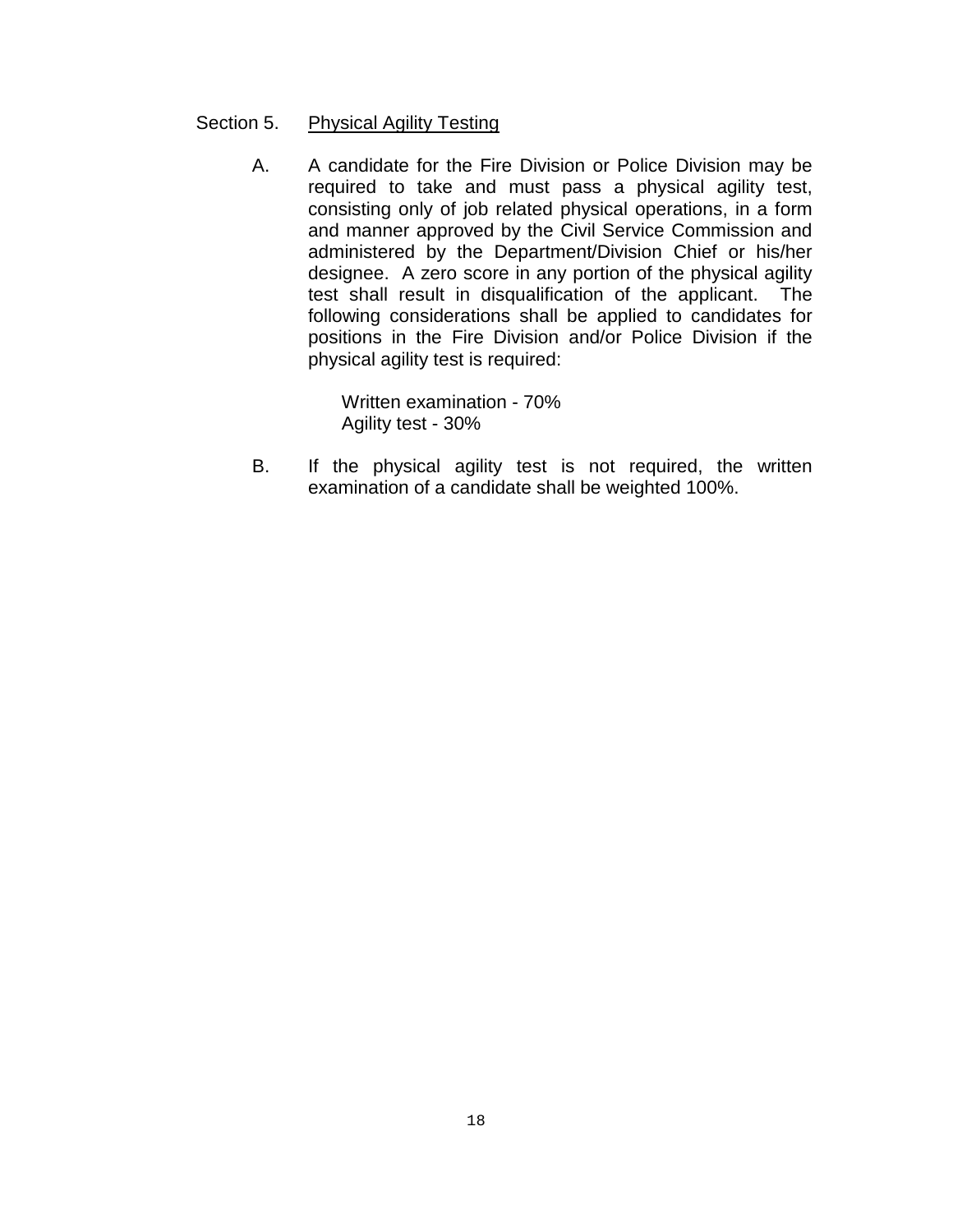Section 5. <u>Physical Agility Testing</u>

A. A candidate for the Fire Division or Police Division may be required to take and must pass a physical agility test, consisting only of job related physical operations, in a form and manner approved by the Civil Service Commission and administered by the Department/Division Chief or his/her designee. A zero score in any portion of the physical agility test shall result in disqualification of the applicant. The following considerations shall be applied to candidates for positions in the Fire Division and/or Police Division if the physical agility test is required:

Written examination - 70%
Agility test - 30%

B. If the physical agility test is not required, the written examination of a candidate shall be weighted 100%.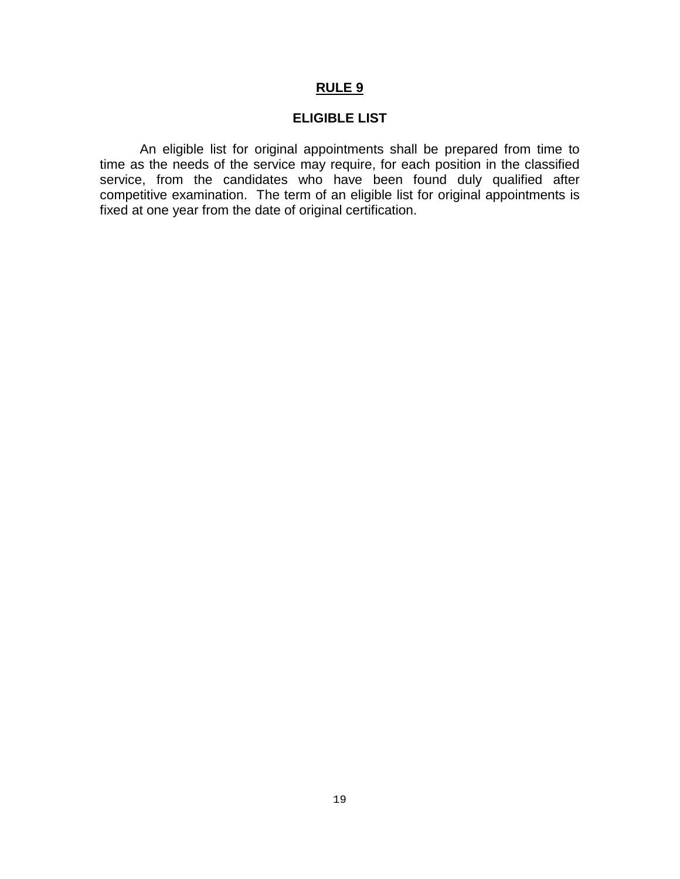# RULE 9

## ELIGIBLE LIST

An eligible list for original appointments shall be prepared from time to time as the needs of the service may require, for each position in the classified service, from the candidates who have been found duly qualified after competitive examination. The term of an eligible list for original appointments is fixed at one year from the date of original certification.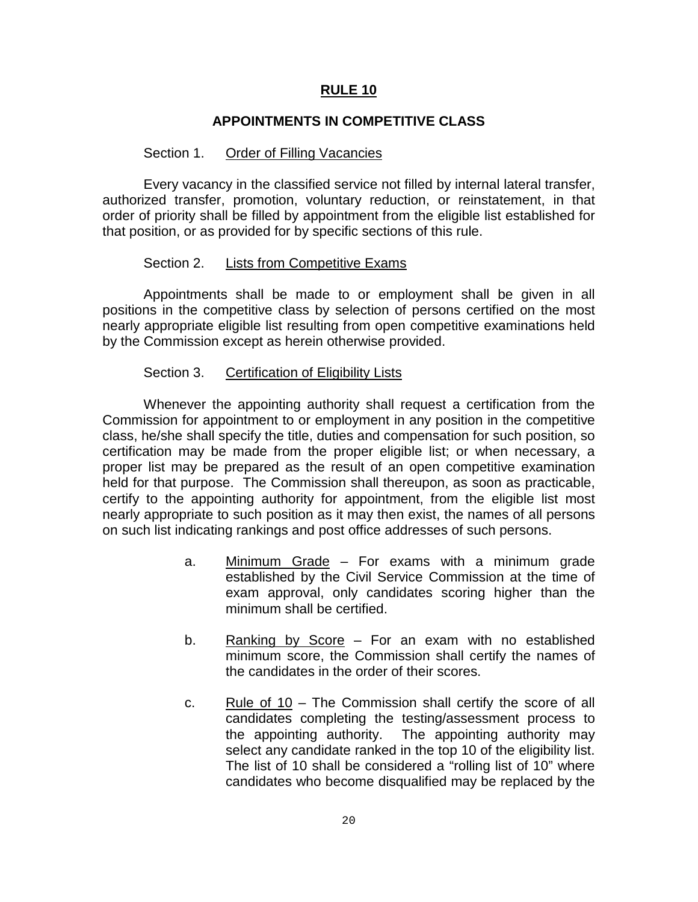# RULE 10

## APPOINTMENTS IN COMPETITIVE CLASS

### Section 1. Order of Filling Vacancies

Every vacancy in the classified service not filled by internal lateral transfer, authorized transfer, promotion, voluntary reduction, or reinstatement, in that order of priority shall be filled by appointment from the eligible list established for that position, or as provided for by specific sections of this rule.

### Section 2. Lists from Competitive Exams

Appointments shall be made to or employment shall be given in all positions in the competitive class by selection of persons certified on the most nearly appropriate eligible list resulting from open competitive examinations held by the Commission except as herein otherwise provided.

### Section 3. Certification of Eligibility Lists

Whenever the appointing authority shall request a certification from the Commission for appointment to or employment in any position in the competitive class, he/she shall specify the title, duties and compensation for such position, so certification may be made from the proper eligible list; or when necessary, a proper list may be prepared as the result of an open competitive examination held for that purpose. The Commission shall thereupon, as soon as practicable, certify to the appointing authority for appointment, from the eligible list most nearly appropriate to such position as it may then exist, the names of all persons on such list indicating rankings and post office addresses of such persons.

a. Minimum Grade – For exams with a minimum grade established by the Civil Service Commission at the time of exam approval, only candidates scoring higher than the minimum shall be certified.

b. Ranking by Score – For an exam with no established minimum score, the Commission shall certify the names of the candidates in the order of their scores.

c. Rule of 10 – The Commission shall certify the score of all candidates completing the testing/assessment process to the appointing authority. The appointing authority may select any candidate ranked in the top 10 of the eligibility list. The list of 10 shall be considered a "rolling list of 10" where candidates who become disqualified may be replaced by the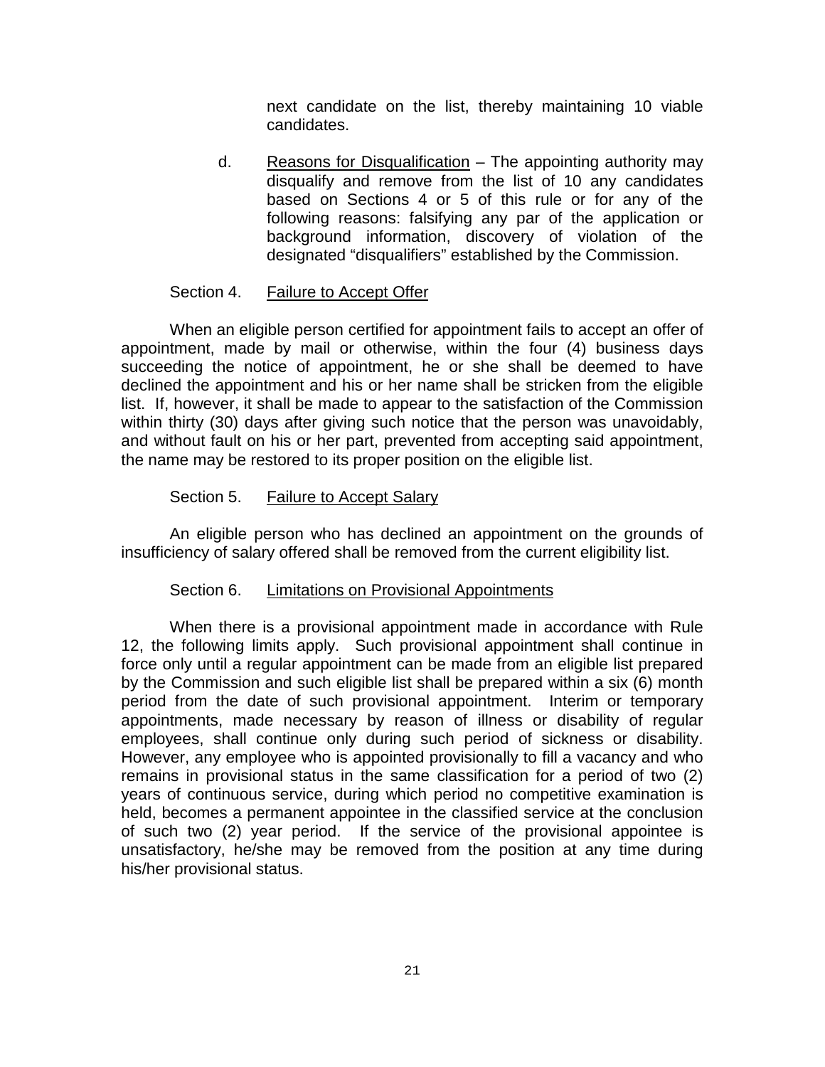next candidate on the list, thereby maintaining 10 viable candidates.

d. Reasons for Disqualification – The appointing authority may disqualify and remove from the list of 10 any candidates based on Sections 4 or 5 of this rule or for any of the following reasons: falsifying any par of the application or background information, discovery of violation of the designated "disqualifiers" established by the Commission.

Section 4. Failure to Accept Offer

When an eligible person certified for appointment fails to accept an offer of appointment, made by mail or otherwise, within the four (4) business days succeeding the notice of appointment, he or she shall be deemed to have declined the appointment and his or her name shall be stricken from the eligible list. If, however, it shall be made to appear to the satisfaction of the Commission within thirty (30) days after giving such notice that the person was unavoidably, and without fault on his or her part, prevented from accepting said appointment, the name may be restored to its proper position on the eligible list.

Section 5. Failure to Accept Salary

An eligible person who has declined an appointment on the grounds of insufficiency of salary offered shall be removed from the current eligibility list.

Section 6. Limitations on Provisional Appointments

When there is a provisional appointment made in accordance with Rule 12, the following limits apply. Such provisional appointment shall continue in force only until a regular appointment can be made from an eligible list prepared by the Commission and such eligible list shall be prepared within a six (6) month period from the date of such provisional appointment. Interim or temporary appointments, made necessary by reason of illness or disability of regular employees, shall continue only during such period of sickness or disability. However, any employee who is appointed provisionally to fill a vacancy and who remains in provisional status in the same classification for a period of two (2) years of continuous service, during which period no competitive examination is held, becomes a permanent appointee in the classified service at the conclusion of such two (2) year period. If the service of the provisional appointee is unsatisfactory, he/she may be removed from the position at any time during his/her provisional status.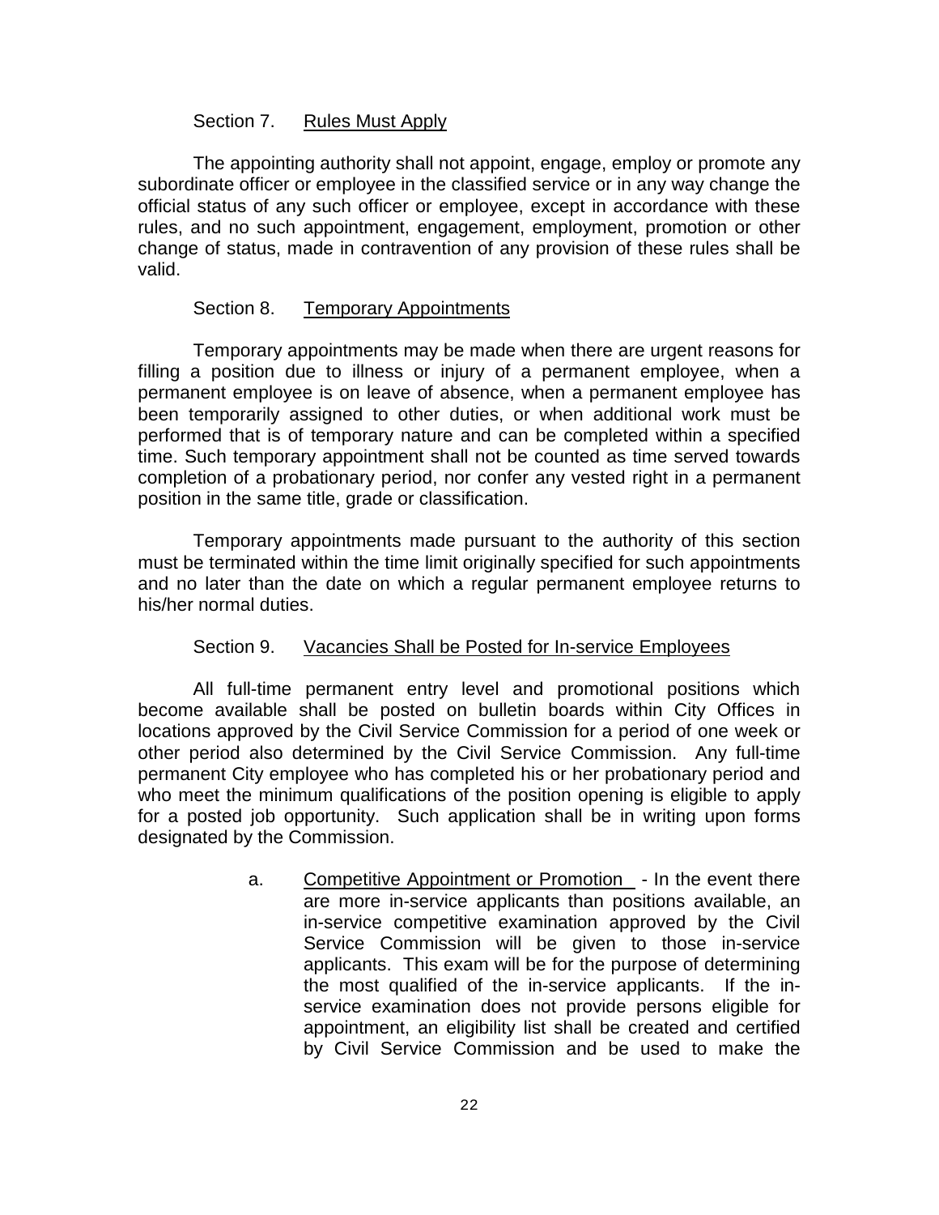Section 7. Rules Must Apply

The appointing authority shall not appoint, engage, employ or promote any subordinate officer or employee in the classified service or in any way change the official status of any such officer or employee, except in accordance with these rules, and no such appointment, engagement, employment, promotion or other change of status, made in contravention of any provision of these rules shall be valid.

Section 8. Temporary Appointments

Temporary appointments may be made when there are urgent reasons for filling a position due to illness or injury of a permanent employee, when a permanent employee is on leave of absence, when a permanent employee has been temporarily assigned to other duties, or when additional work must be performed that is of temporary nature and can be completed within a specified time. Such temporary appointment shall not be counted as time served towards completion of a probationary period, nor confer any vested right in a permanent position in the same title, grade or classification.

Temporary appointments made pursuant to the authority of this section must be terminated within the time limit originally specified for such appointments and no later than the date on which a regular permanent employee returns to his/her normal duties.

Section 9. Vacancies Shall be Posted for In-service Employees

All full-time permanent entry level and promotional positions which become available shall be posted on bulletin boards within City Offices in locations approved by the Civil Service Commission for a period of one week or other period also determined by the Civil Service Commission. Any full-time permanent City employee who has completed his or her probationary period and who meet the minimum qualifications of the position opening is eligible to apply for a posted job opportunity. Such application shall be in writing upon forms designated by the Commission.

a. Competitive Appointment or Promotion - In the event there are more in-service applicants than positions available, an in-service competitive examination approved by the Civil Service Commission will be given to those in-service applicants. This exam will be for the purpose of determining the most qualified of the in-service applicants. If the in-service examination does not provide persons eligible for appointment, an eligibility list shall be created and certified by Civil Service Commission and be used to make the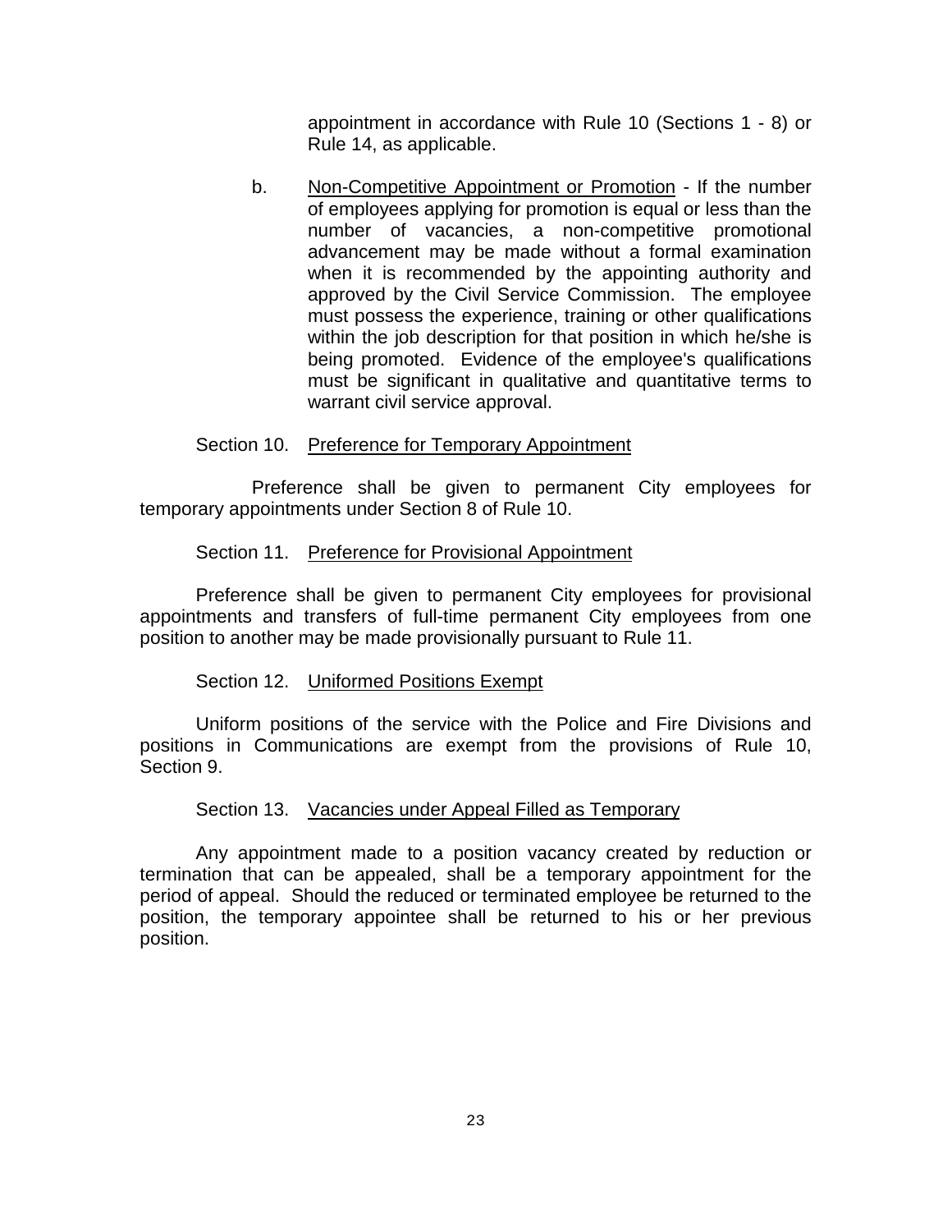appointment in accordance with Rule 10 (Sections 1 - 8) or Rule 14, as applicable.

b. Non-Competitive Appointment or Promotion - If the number of employees applying for promotion is equal or less than the number of vacancies, a non-competitive promotional advancement may be made without a formal examination when it is recommended by the appointing authority and approved by the Civil Service Commission. The employee must possess the experience, training or other qualifications within the job description for that position in which he/she is being promoted. Evidence of the employee's qualifications must be significant in qualitative and quantitative terms to warrant civil service approval.

Section 10. Preference for Temporary Appointment

Preference shall be given to permanent City employees for temporary appointments under Section 8 of Rule 10.

Section 11. Preference for Provisional Appointment

Preference shall be given to permanent City employees for provisional appointments and transfers of full-time permanent City employees from one position to another may be made provisionally pursuant to Rule 11.

Section 12. Uniformed Positions Exempt

Uniform positions of the service with the Police and Fire Divisions and positions in Communications are exempt from the provisions of Rule 10, Section 9.

Section 13. Vacancies under Appeal Filled as Temporary

Any appointment made to a position vacancy created by reduction or termination that can be appealed, shall be a temporary appointment for the period of appeal. Should the reduced or terminated employee be returned to the position, the temporary appointee shall be returned to his or her previous position.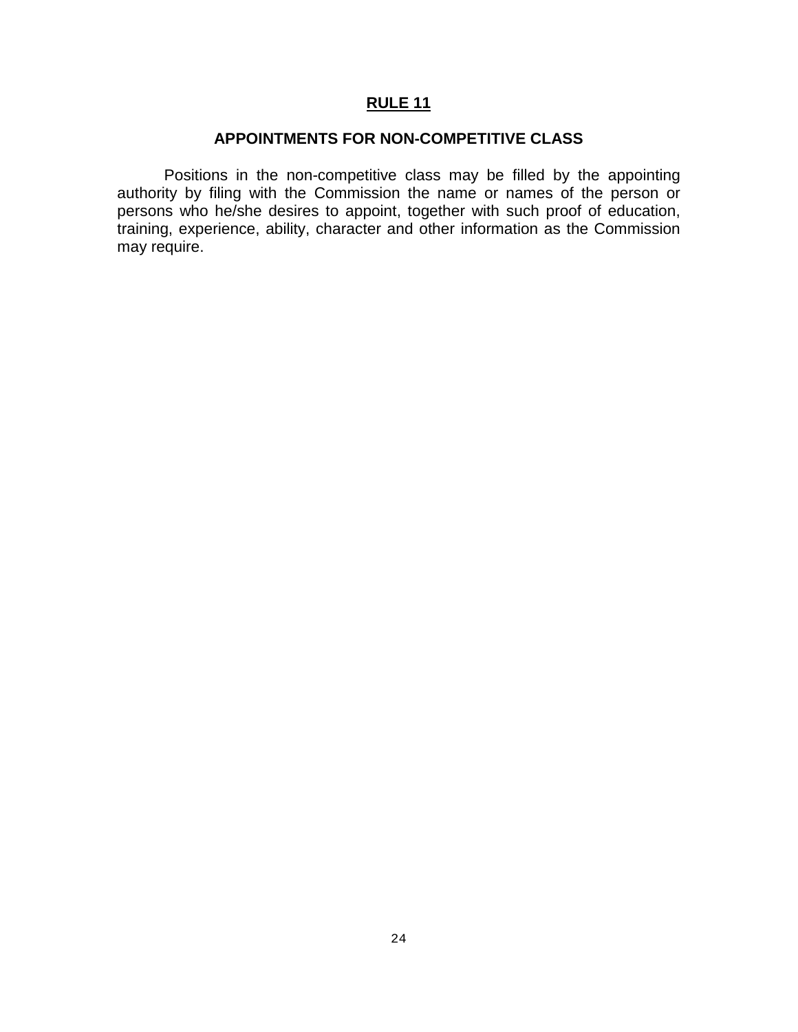## **RULE 11**

### **APPOINTMENTS FOR NON-COMPETITIVE CLASS**

Positions in the non-competitive class may be filled by the appointing authority by filing with the Commission the name or names of the person or persons who he/she desires to appoint, together with such proof of education, training, experience, ability, character and other information as the Commission may require.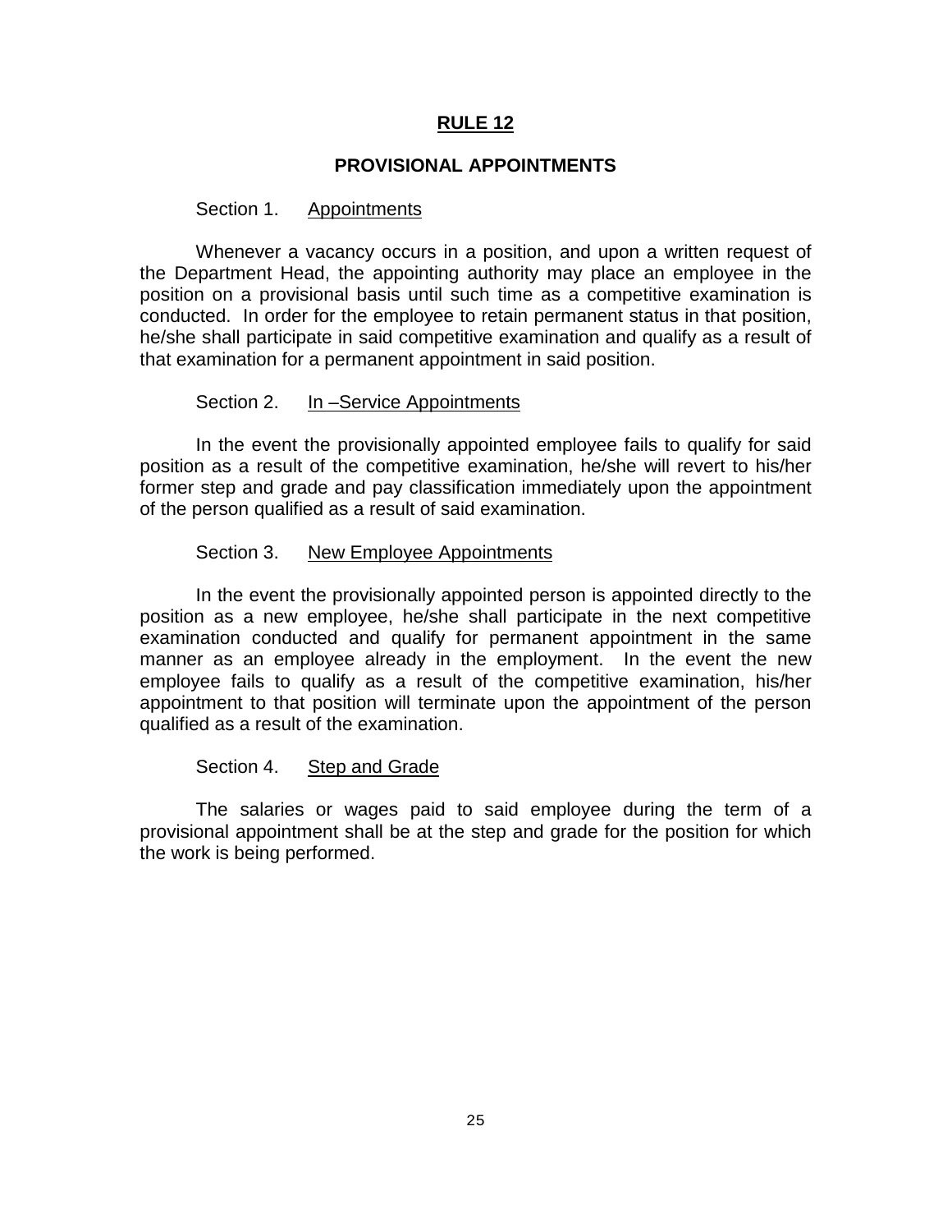# RULE 12

## PROVISIONAL APPOINTMENTS

Section 1. Appointments

Whenever a vacancy occurs in a position, and upon a written request of the Department Head, the appointing authority may place an employee in the position on a provisional basis until such time as a competitive examination is conducted. In order for the employee to retain permanent status in that position, he/she shall participate in said competitive examination and qualify as a result of that examination for a permanent appointment in said position.

Section 2. In –Service Appointments

In the event the provisionally appointed employee fails to qualify for said position as a result of the competitive examination, he/she will revert to his/her former step and grade and pay classification immediately upon the appointment of the person qualified as a result of said examination.

Section 3. New Employee Appointments

In the event the provisionally appointed person is appointed directly to the position as a new employee, he/she shall participate in the next competitive examination conducted and qualify for permanent appointment in the same manner as an employee already in the employment. In the event the new employee fails to qualify as a result of the competitive examination, his/her appointment to that position will terminate upon the appointment of the person qualified as a result of the examination.

Section 4. Step and Grade

The salaries or wages paid to said employee during the term of a provisional appointment shall be at the step and grade for the position for which the work is being performed.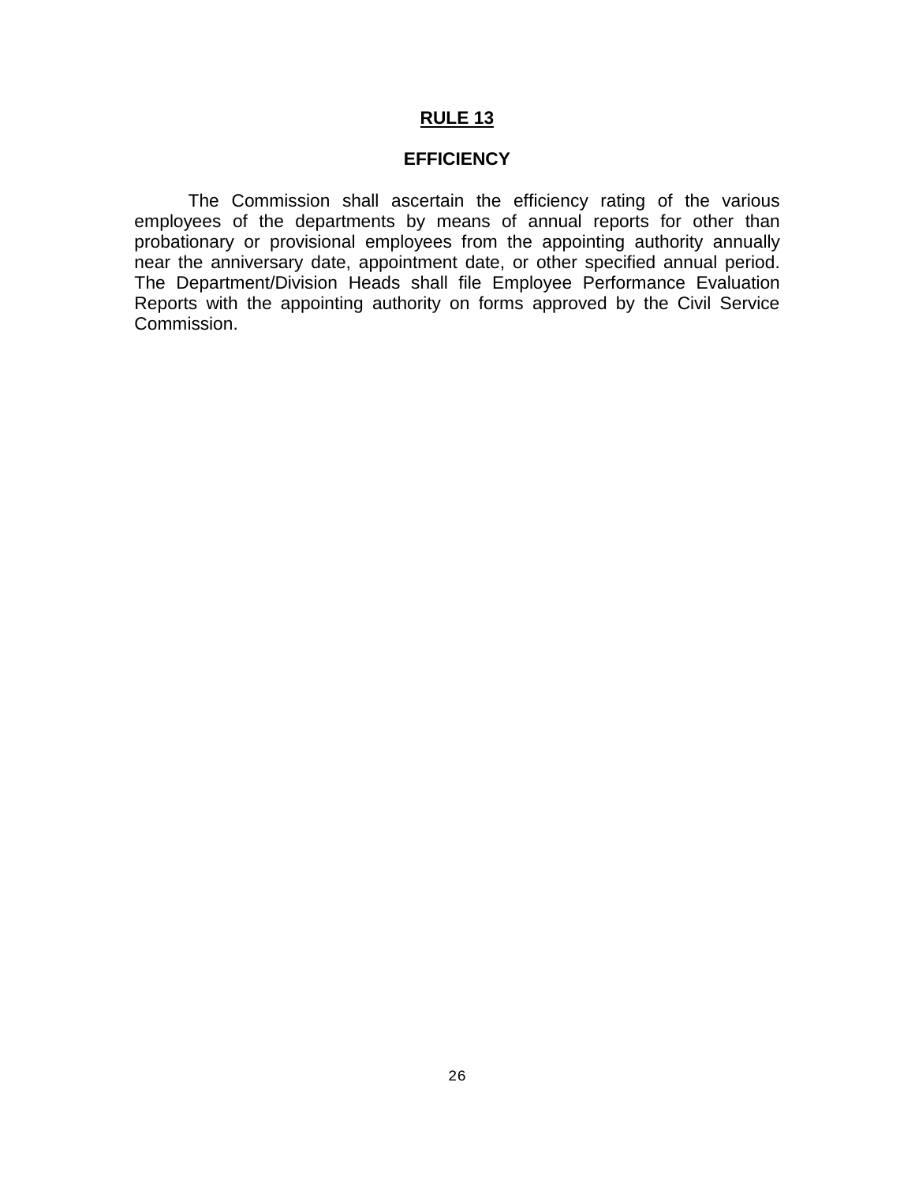# RULE 13

## EFFICIENCY

The Commission shall ascertain the efficiency rating of the various employees of the departments by means of annual reports for other than probationary or provisional employees from the appointing authority annually near the anniversary date, appointment date, or other specified annual period. The Department/Division Heads shall file Employee Performance Evaluation Reports with the appointing authority on forms approved by the Civil Service Commission.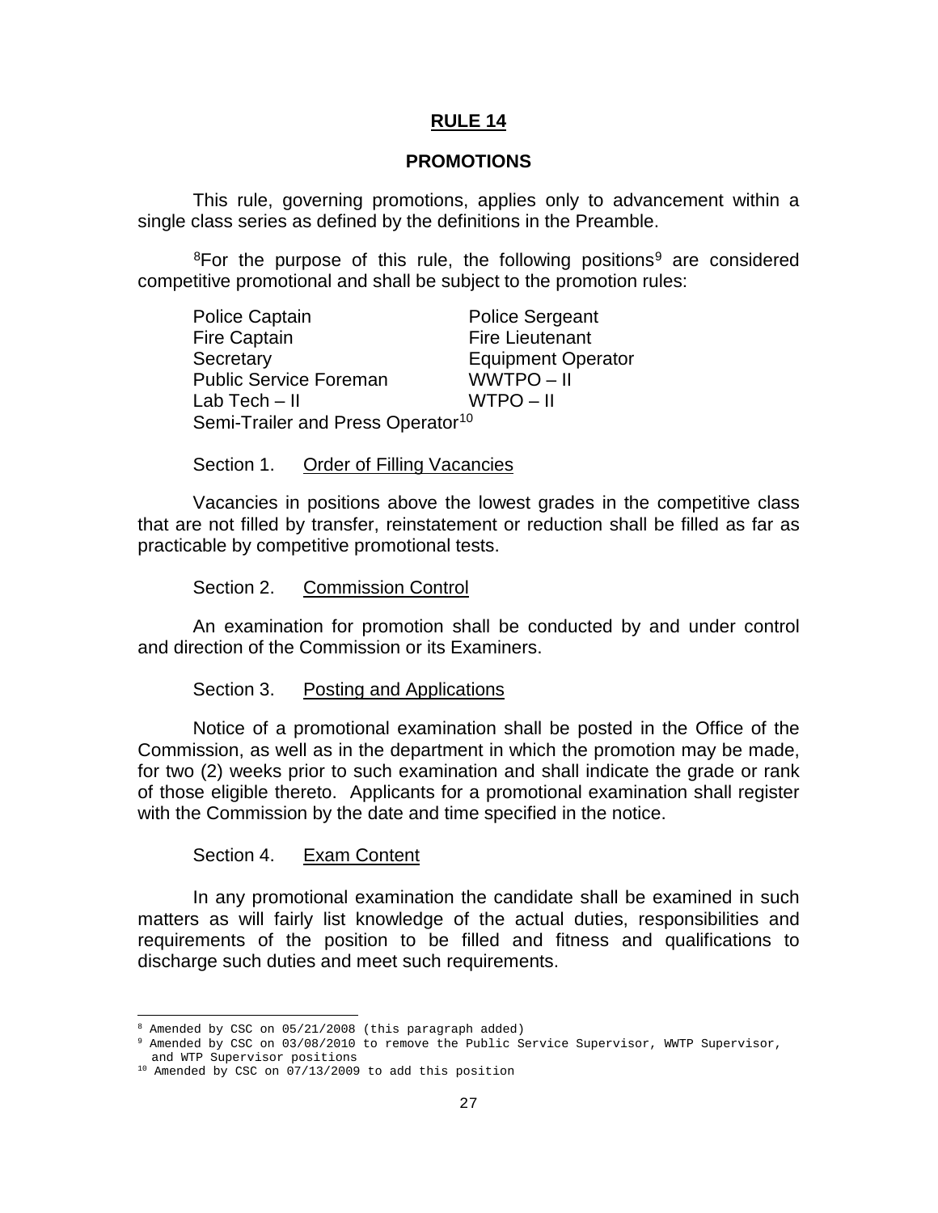# RULE 14

## PROMOTIONS

This rule, governing promotions, applies only to advancement within a single class series as defined by the definitions in the Preamble.

[8]For the purpose of this rule, the following positions[9] are considered competitive promotional and shall be subject to the promotion rules:

| | |
|---|---|
| Police Captain | Police Sergeant |
| Fire Captain | Fire Lieutenant |
| Secretary | Equipment Operator |
| Public Service Foreman | WWTPO – II |
| Lab Tech – II | WTPO – II |
| Semi-Trailer and Press Operator[10] | |

Section 1. Order of Filling Vacancies

Vacancies in positions above the lowest grades in the competitive class that are not filled by transfer, reinstatement or reduction shall be filled as far as practicable by competitive promotional tests.

Section 2. Commission Control

An examination for promotion shall be conducted by and under control and direction of the Commission or its Examiners.

Section 3. Posting and Applications

Notice of a promotional examination shall be posted in the Office of the Commission, as well as in the department in which the promotion may be made, for two (2) weeks prior to such examination and shall indicate the grade or rank of those eligible thereto. Applicants for a promotional examination shall register with the Commission by the date and time specified in the notice.

Section 4. Exam Content

In any promotional examination the candidate shall be examined in such matters as will fairly list knowledge of the actual duties, responsibilities and requirements of the position to be filled and fitness and qualifications to discharge such duties and meet such requirements.

---

[8] Amended by CSC on 05/21/2008 (this paragraph added)

[9] Amended by CSC on 03/08/2010 to remove the Public Service Supervisor, WWTP Supervisor, and WTP Supervisor positions

[10] Amended by CSC on 07/13/2009 to add this position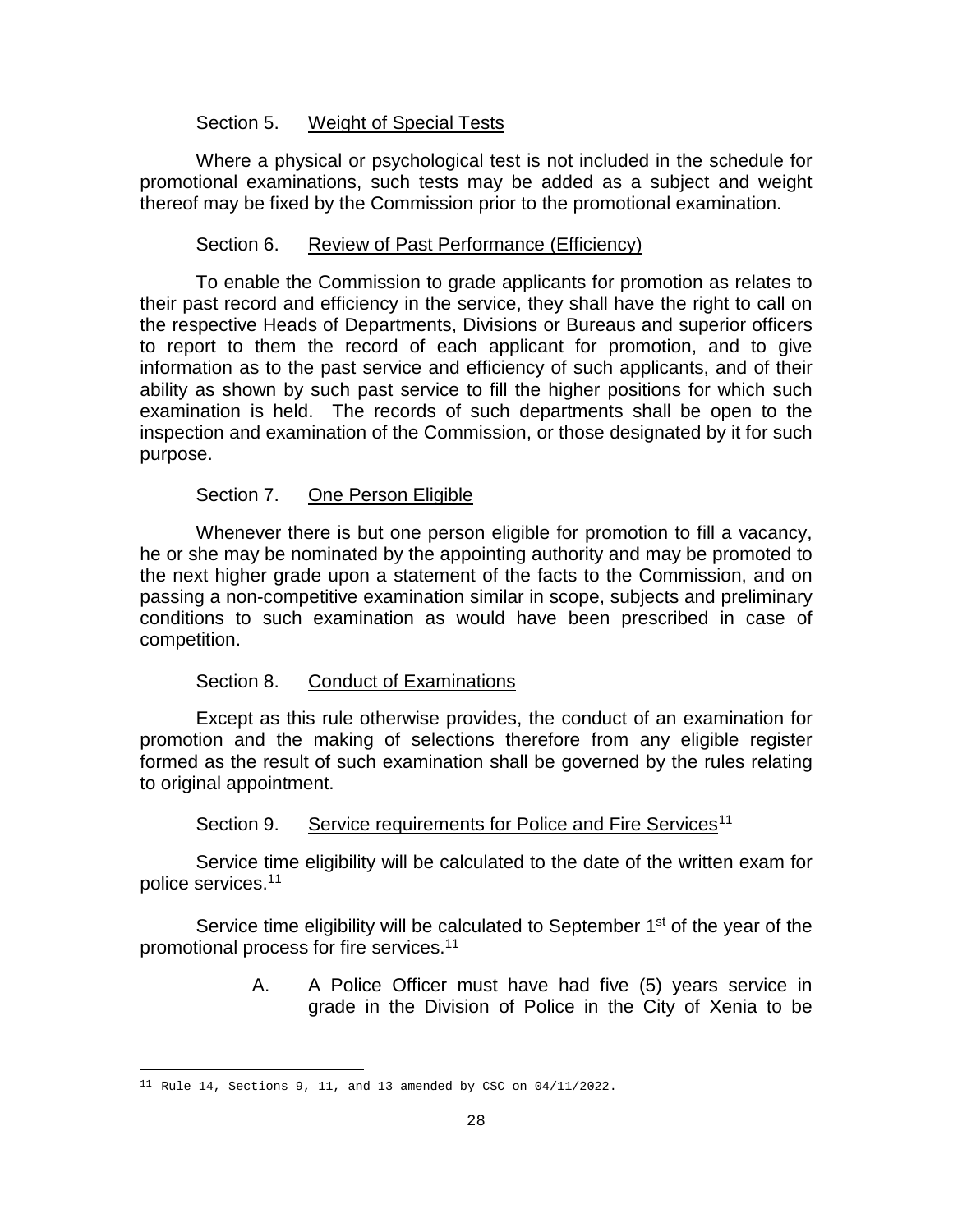Section 5. Weight of Special Tests

Where a physical or psychological test is not included in the schedule for promotional examinations, such tests may be added as a subject and weight thereof may be fixed by the Commission prior to the promotional examination.

Section 6. Review of Past Performance (Efficiency)

To enable the Commission to grade applicants for promotion as relates to their past record and efficiency in the service, they shall have the right to call on the respective Heads of Departments, Divisions or Bureaus and superior officers to report to them the record of each applicant for promotion, and to give information as to the past service and efficiency of such applicants, and of their ability as shown by such past service to fill the higher positions for which such examination is held. The records of such departments shall be open to the inspection and examination of the Commission, or those designated by it for such purpose.

Section 7. One Person Eligible

Whenever there is but one person eligible for promotion to fill a vacancy, he or she may be nominated by the appointing authority and may be promoted to the next higher grade upon a statement of the facts to the Commission, and on passing a non-competitive examination similar in scope, subjects and preliminary conditions to such examination as would have been prescribed in case of competition.

Section 8. Conduct of Examinations

Except as this rule otherwise provides, the conduct of an examination for promotion and the making of selections therefore from any eligible register formed as the result of such examination shall be governed by the rules relating to original appointment.

Section 9. Service requirements for Police and Fire Services[11]

Service time eligibility will be calculated to the date of the written exam for police services.[11]

Service time eligibility will be calculated to September 1st of the year of the promotional process for fire services.[11]

A. A Police Officer must have had five (5) years service in grade in the Division of Police in the City of Xenia to be

---

[11] Rule 14, Sections 9, 11, and 13 amended by CSC on 04/11/2022.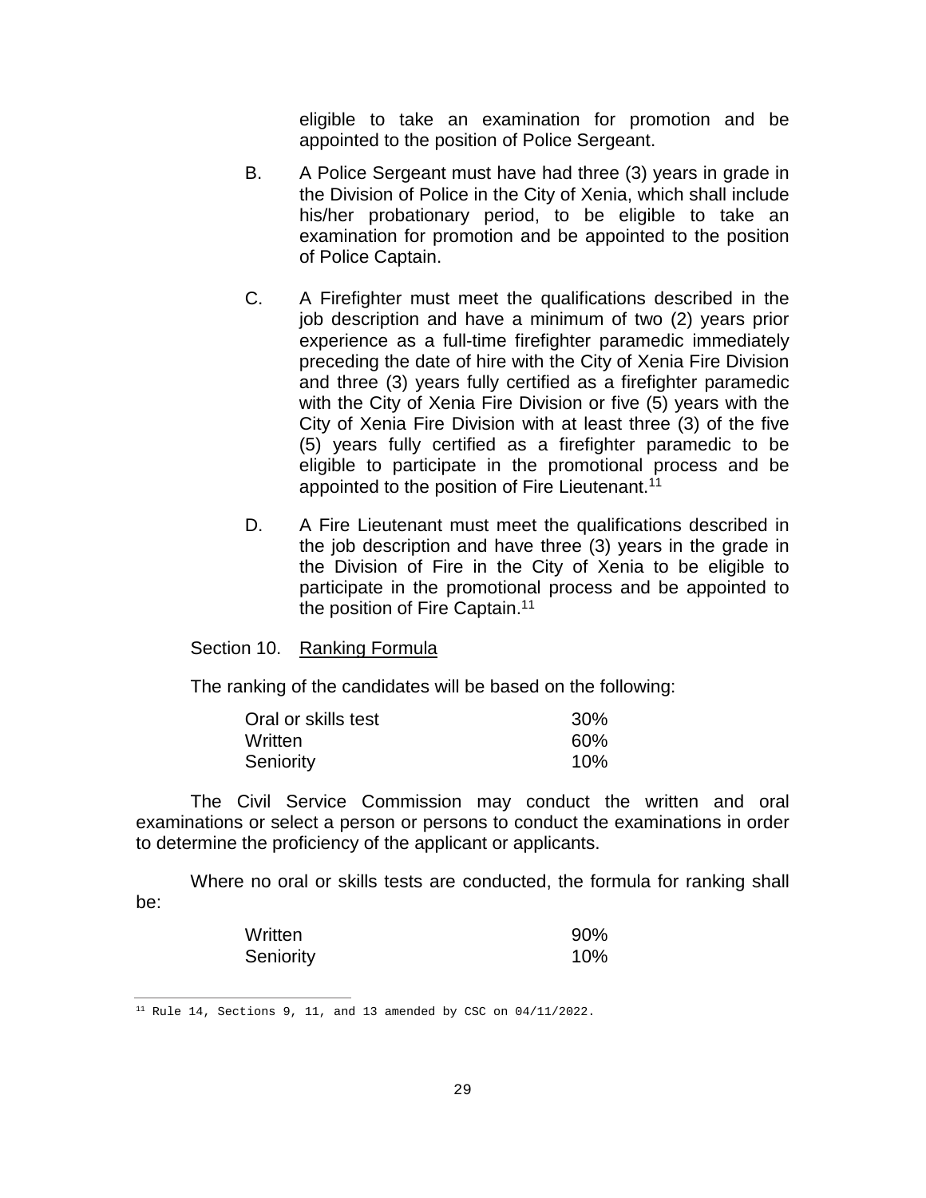eligible to take an examination for promotion and be appointed to the position of Police Sergeant.

B. A Police Sergeant must have had three (3) years in grade in the Division of Police in the City of Xenia, which shall include his/her probationary period, to be eligible to take an examination for promotion and be appointed to the position of Police Captain.

C. A Firefighter must meet the qualifications described in the job description and have a minimum of two (2) years prior experience as a full-time firefighter paramedic immediately preceding the date of hire with the City of Xenia Fire Division and three (3) years fully certified as a firefighter paramedic with the City of Xenia Fire Division or five (5) years with the City of Xenia Fire Division with at least three (3) of the five (5) years fully certified as a firefighter paramedic to be eligible to participate in the promotional process and be appointed to the position of Fire Lieutenant.[11]

D. A Fire Lieutenant must meet the qualifications described in the job description and have three (3) years in the grade in the Division of Fire in the City of Xenia to be eligible to participate in the promotional process and be appointed to the position of Fire Captain.[11]

Section 10. Ranking Formula

The ranking of the candidates will be based on the following:

| | |
|---|---|
| Oral or skills test | 30% |
| Written | 60% |
| Seniority | 10% |

The Civil Service Commission may conduct the written and oral examinations or select a person or persons to conduct the examinations in order to determine the proficiency of the applicant or applicants.

Where no oral or skills tests are conducted, the formula for ranking shall be:

| | |
|---|---|
| Written | 90% |
| Seniority | 10% |

[11] Rule 14, Sections 9, 11, and 13 amended by CSC on 04/11/2022.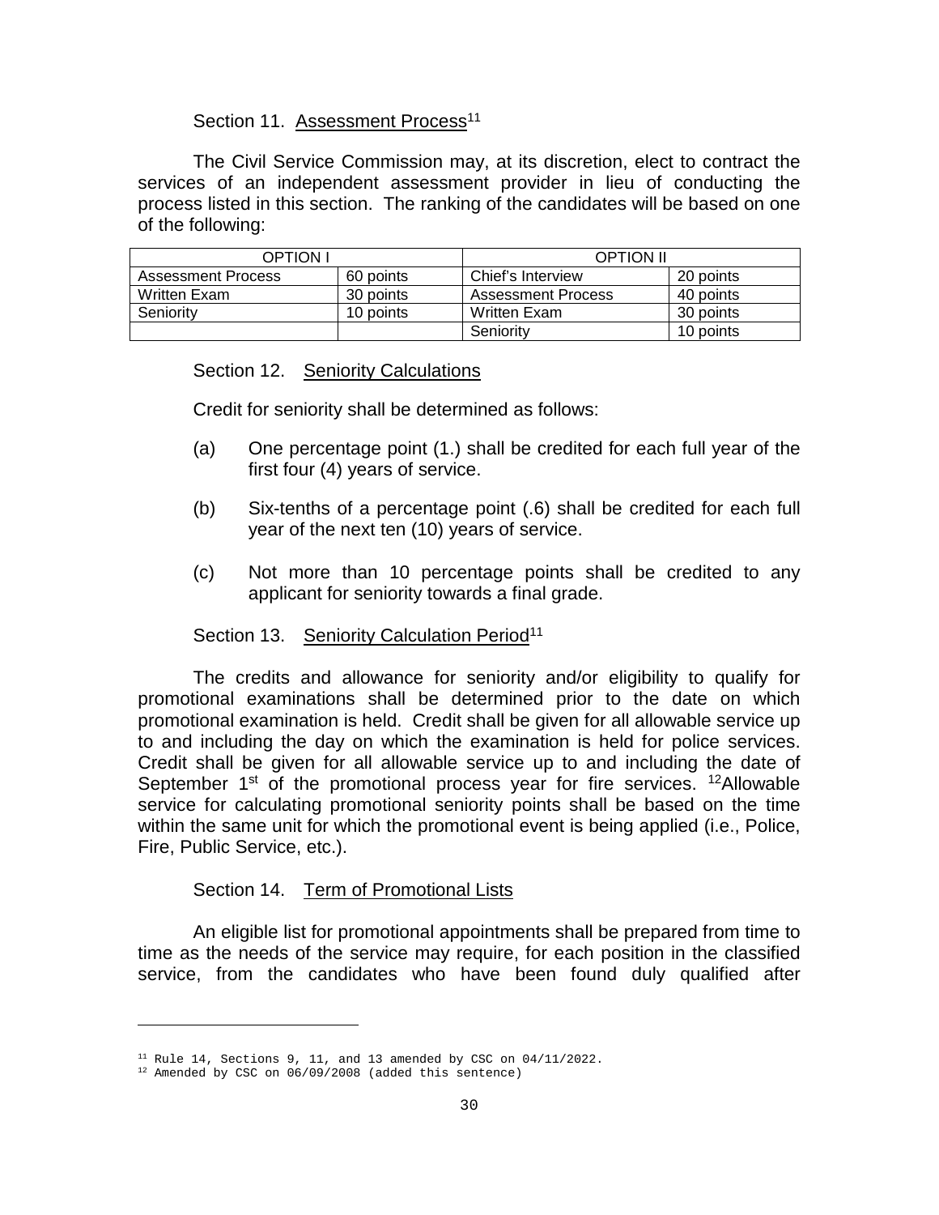Section 11. Assessment Process[11]

The Civil Service Commission may, at its discretion, elect to contract the services of an independent assessment provider in lieu of conducting the process listed in this section. The ranking of the candidates will be based on one of the following:

| OPTION I | | OPTION II | |
|---|---|---|---|
| Assessment Process | 60 points | Chief's Interview | 20 points |
| Written Exam | 30 points | Assessment Process | 40 points |
| Seniority | 10 points | Written Exam | 30 points |
| | | Seniority | 10 points |

Section 12. Seniority Calculations

Credit for seniority shall be determined as follows:

(a) One percentage point (1.) shall be credited for each full year of the first four (4) years of service.

(b) Six-tenths of a percentage point (.6) shall be credited for each full year of the next ten (10) years of service.

(c) Not more than 10 percentage points shall be credited to any applicant for seniority towards a final grade.

Section 13. Seniority Calculation Period[11]

The credits and allowance for seniority and/or eligibility to qualify for promotional examinations shall be determined prior to the date on which promotional examination is held. Credit shall be given for all allowable service up to and including the day on which the examination is held for police services. Credit shall be given for all allowable service up to and including the date of September 1st of the promotional process year for fire services. [12]Allowable service for calculating promotional seniority points shall be based on the time within the same unit for which the promotional event is being applied (i.e., Police, Fire, Public Service, etc.).

Section 14. Term of Promotional Lists

An eligible list for promotional appointments shall be prepared from time to time as the needs of the service may require, for each position in the classified service, from the candidates who have been found duly qualified after

[11] Rule 14, Sections 9, 11, and 13 amended by CSC on 04/11/2022.

[12] Amended by CSC on 06/09/2008 (added this sentence)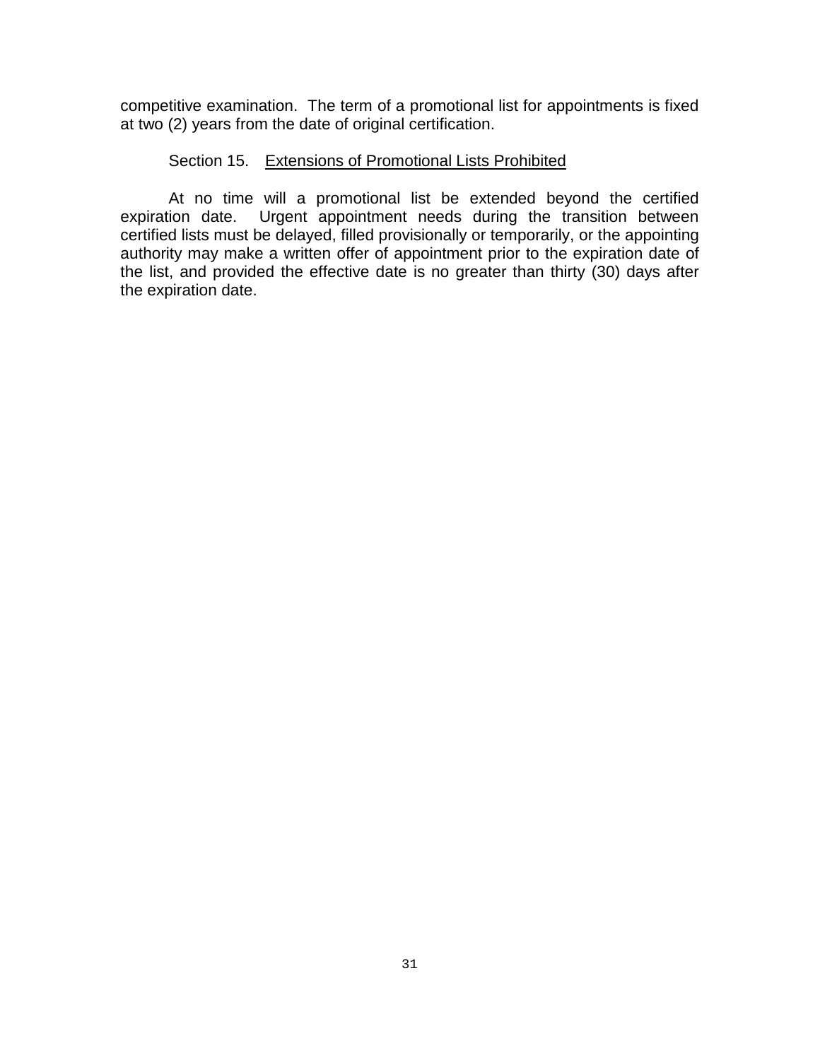competitive examination. The term of a promotional list for appointments is fixed at two (2) years from the date of original certification.

Section 15. Extensions of Promotional Lists Prohibited

At no time will a promotional list be extended beyond the certified expiration date. Urgent appointment needs during the transition between certified lists must be delayed, filled provisionally or temporarily, or the appointing authority may make a written offer of appointment prior to the expiration date of the list, and provided the effective date is no greater than thirty (30) days after the expiration date.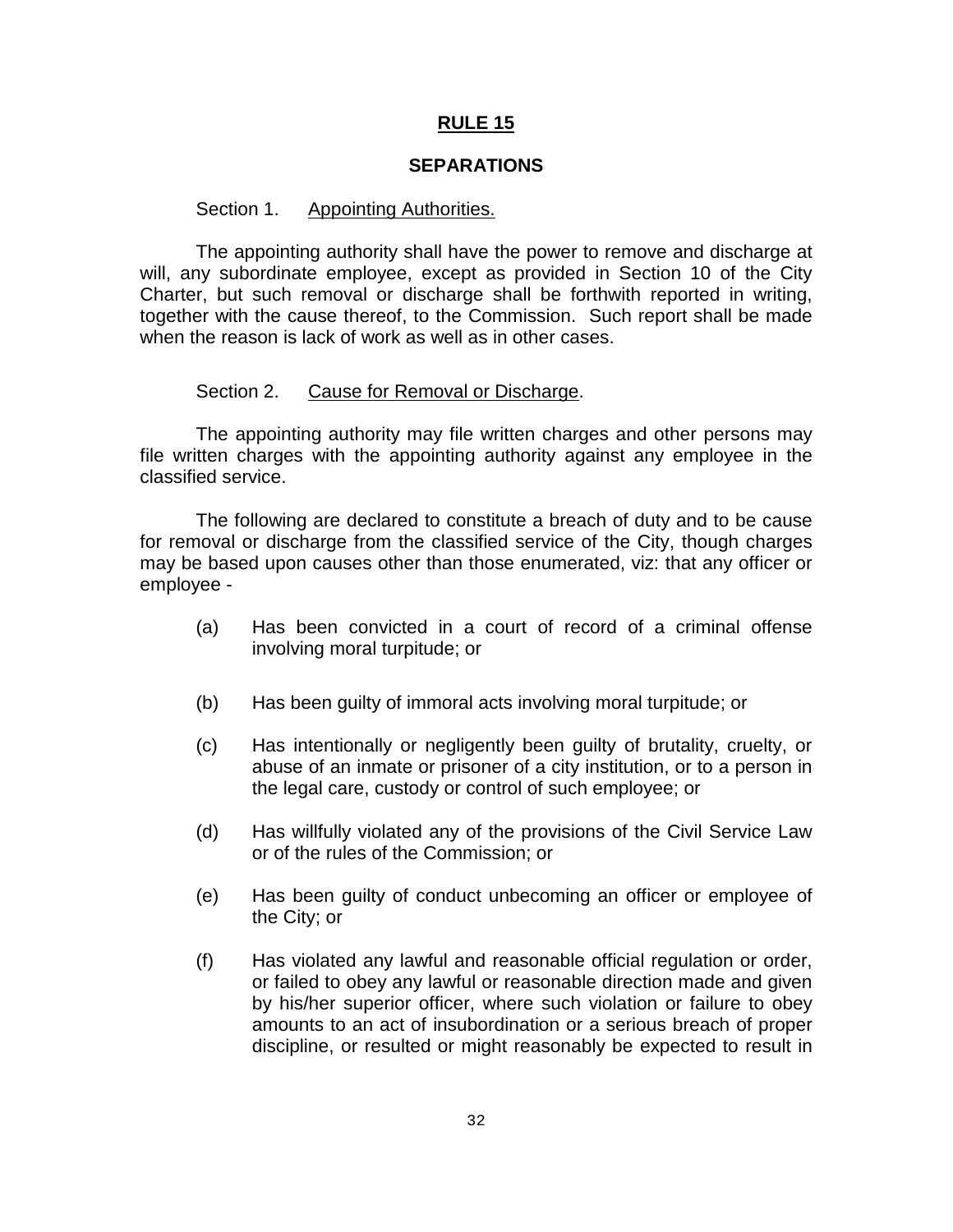# RULE 15

## SEPARATIONS

Section 1. Appointing Authorities.

The appointing authority shall have the power to remove and discharge at will, any subordinate employee, except as provided in Section 10 of the City Charter, but such removal or discharge shall be forthwith reported in writing, together with the cause thereof, to the Commission. Such report shall be made when the reason is lack of work as well as in other cases.

Section 2. Cause for Removal or Discharge.

The appointing authority may file written charges and other persons may file written charges with the appointing authority against any employee in the classified service.

The following are declared to constitute a breach of duty and to be cause for removal or discharge from the classified service of the City, though charges may be based upon causes other than those enumerated, viz: that any officer or employee -

(a) Has been convicted in a court of record of a criminal offense involving moral turpitude; or

(b) Has been guilty of immoral acts involving moral turpitude; or

(c) Has intentionally or negligently been guilty of brutality, cruelty, or abuse of an inmate or prisoner of a city institution, or to a person in the legal care, custody or control of such employee; or

(d) Has willfully violated any of the provisions of the Civil Service Law or of the rules of the Commission; or

(e) Has been guilty of conduct unbecoming an officer or employee of the City; or

(f) Has violated any lawful and reasonable official regulation or order, or failed to obey any lawful or reasonable direction made and given by his/her superior officer, where such violation or failure to obey amounts to an act of insubordination or a serious breach of proper discipline, or resulted or might reasonably be expected to result in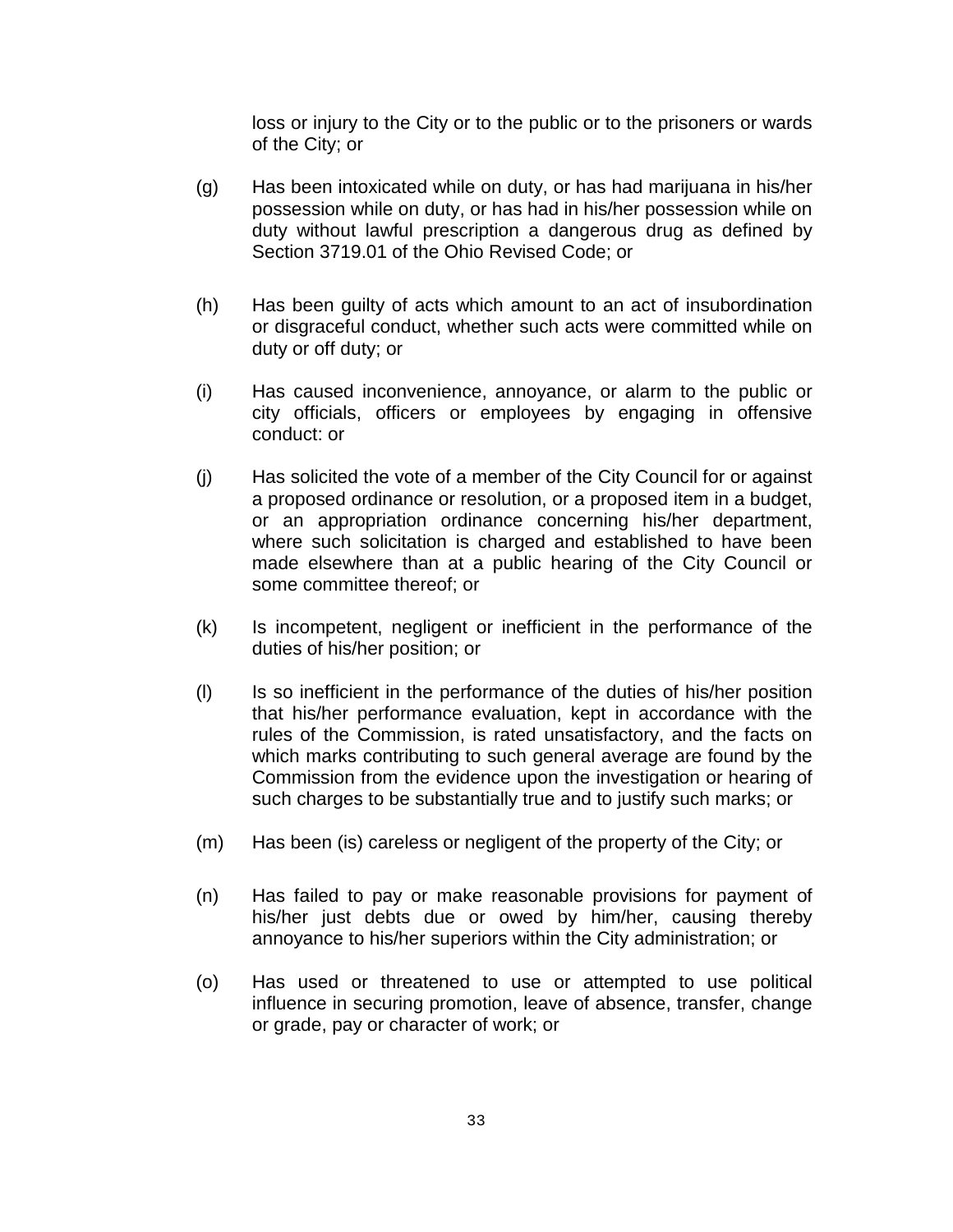loss or injury to the City or to the public or to the prisoners or wards of the City; or

(g) Has been intoxicated while on duty, or has had marijuana in his/her possession while on duty, or has had in his/her possession while on duty without lawful prescription a dangerous drug as defined by Section 3719.01 of the Ohio Revised Code; or

(h) Has been guilty of acts which amount to an act of insubordination or disgraceful conduct, whether such acts were committed while on duty or off duty; or

(i) Has caused inconvenience, annoyance, or alarm to the public or city officials, officers or employees by engaging in offensive conduct: or

(j) Has solicited the vote of a member of the City Council for or against a proposed ordinance or resolution, or a proposed item in a budget, or an appropriation ordinance concerning his/her department, where such solicitation is charged and established to have been made elsewhere than at a public hearing of the City Council or some committee thereof; or

(k) Is incompetent, negligent or inefficient in the performance of the duties of his/her position; or

(l) Is so inefficient in the performance of the duties of his/her position that his/her performance evaluation, kept in accordance with the rules of the Commission, is rated unsatisfactory, and the facts on which marks contributing to such general average are found by the Commission from the evidence upon the investigation or hearing of such charges to be substantially true and to justify such marks; or

(m) Has been (is) careless or negligent of the property of the City; or

(n) Has failed to pay or make reasonable provisions for payment of his/her just debts due or owed by him/her, causing thereby annoyance to his/her superiors within the City administration; or

(o) Has used or threatened to use or attempted to use political influence in securing promotion, leave of absence, transfer, change or grade, pay or character of work; or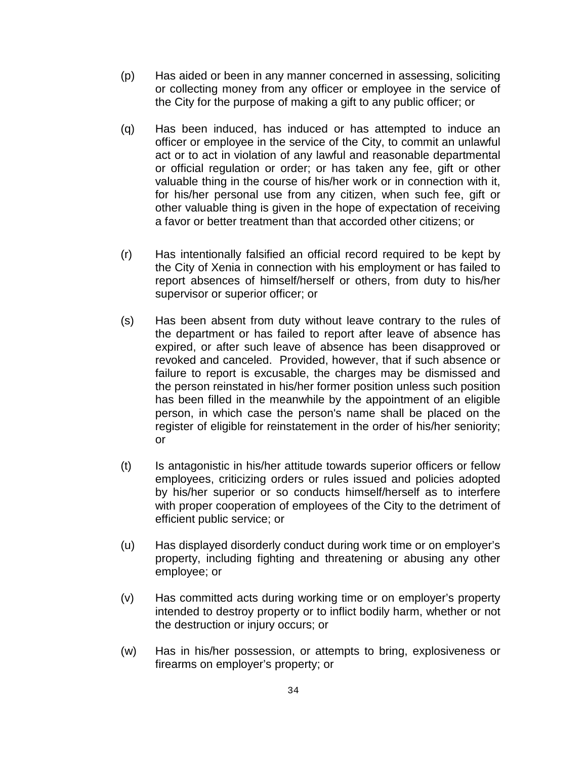(p) Has aided or been in any manner concerned in assessing, soliciting or collecting money from any officer or employee in the service of the City for the purpose of making a gift to any public officer; or

(q) Has been induced, has induced or has attempted to induce an officer or employee in the service of the City, to commit an unlawful act or to act in violation of any lawful and reasonable departmental or official regulation or order; or has taken any fee, gift or other valuable thing in the course of his/her work or in connection with it, for his/her personal use from any citizen, when such fee, gift or other valuable thing is given in the hope of expectation of receiving a favor or better treatment than that accorded other citizens; or

(r) Has intentionally falsified an official record required to be kept by the City of Xenia in connection with his employment or has failed to report absences of himself/herself or others, from duty to his/her supervisor or superior officer; or

(s) Has been absent from duty without leave contrary to the rules of the department or has failed to report after leave of absence has expired, or after such leave of absence has been disapproved or revoked and canceled. Provided, however, that if such absence or failure to report is excusable, the charges may be dismissed and the person reinstated in his/her former position unless such position has been filled in the meanwhile by the appointment of an eligible person, in which case the person's name shall be placed on the register of eligible for reinstatement in the order of his/her seniority; or

(t) Is antagonistic in his/her attitude towards superior officers or fellow employees, criticizing orders or rules issued and policies adopted by his/her superior or so conducts himself/herself as to interfere with proper cooperation of employees of the City to the detriment of efficient public service; or

(u) Has displayed disorderly conduct during work time or on employer's property, including fighting and threatening or abusing any other employee; or

(v) Has committed acts during working time or on employer's property intended to destroy property or to inflict bodily harm, whether or not the destruction or injury occurs; or

(w) Has in his/her possession, or attempts to bring, explosiveness or firearms on employer's property; or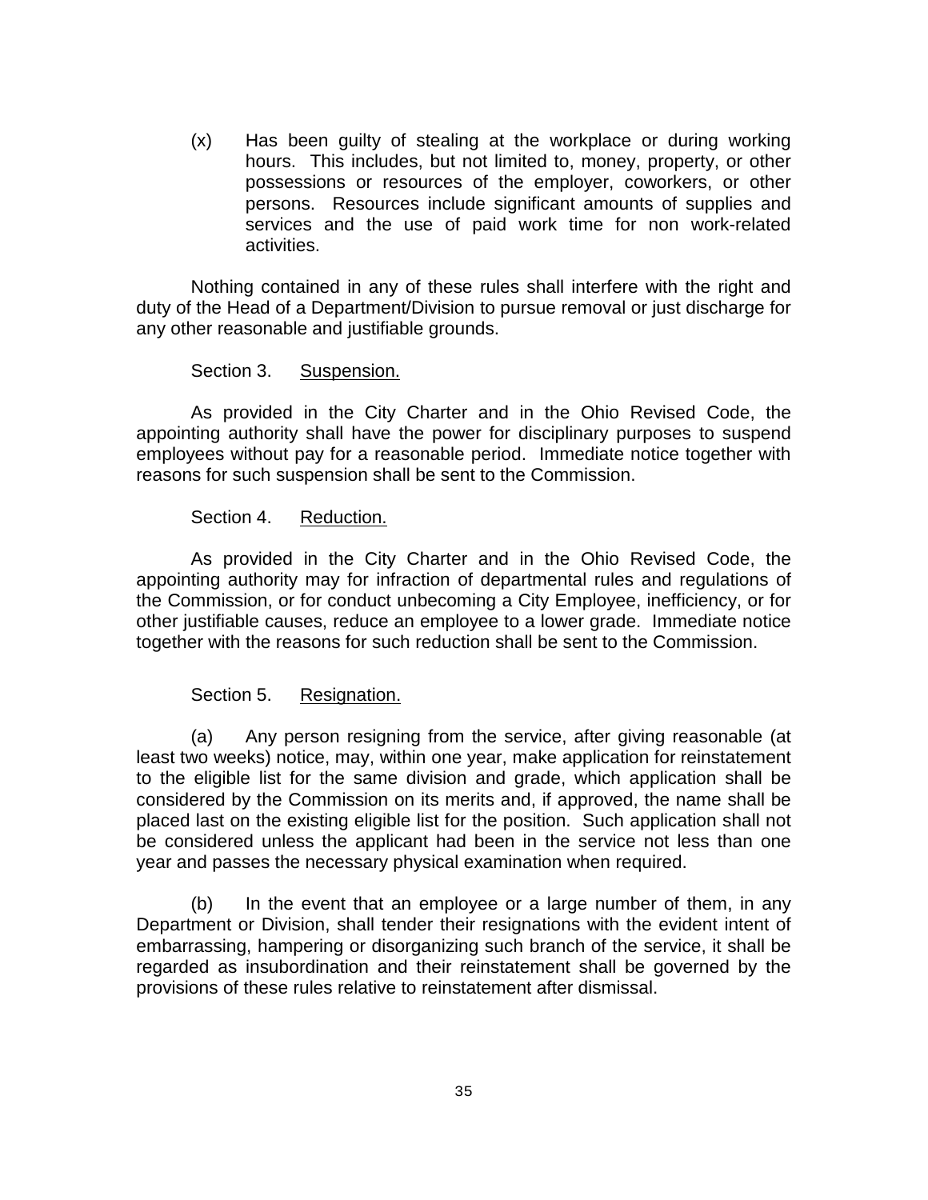(x) Has been guilty of stealing at the workplace or during working hours. This includes, but not limited to, money, property, or other possessions or resources of the employer, coworkers, or other persons. Resources include significant amounts of supplies and services and the use of paid work time for non work-related activities.

Nothing contained in any of these rules shall interfere with the right and duty of the Head of a Department/Division to pursue removal or just discharge for any other reasonable and justifiable grounds.

Section 3. Suspension.

As provided in the City Charter and in the Ohio Revised Code, the appointing authority shall have the power for disciplinary purposes to suspend employees without pay for a reasonable period. Immediate notice together with reasons for such suspension shall be sent to the Commission.

Section 4. Reduction.

As provided in the City Charter and in the Ohio Revised Code, the appointing authority may for infraction of departmental rules and regulations of the Commission, or for conduct unbecoming a City Employee, inefficiency, or for other justifiable causes, reduce an employee to a lower grade. Immediate notice together with the reasons for such reduction shall be sent to the Commission.

Section 5. Resignation.

(a) Any person resigning from the service, after giving reasonable (at least two weeks) notice, may, within one year, make application for reinstatement to the eligible list for the same division and grade, which application shall be considered by the Commission on its merits and, if approved, the name shall be placed last on the existing eligible list for the position. Such application shall not be considered unless the applicant had been in the service not less than one year and passes the necessary physical examination when required.

(b) In the event that an employee or a large number of them, in any Department or Division, shall tender their resignations with the evident intent of embarrassing, hampering or disorganizing such branch of the service, it shall be regarded as insubordination and their reinstatement shall be governed by the provisions of these rules relative to reinstatement after dismissal.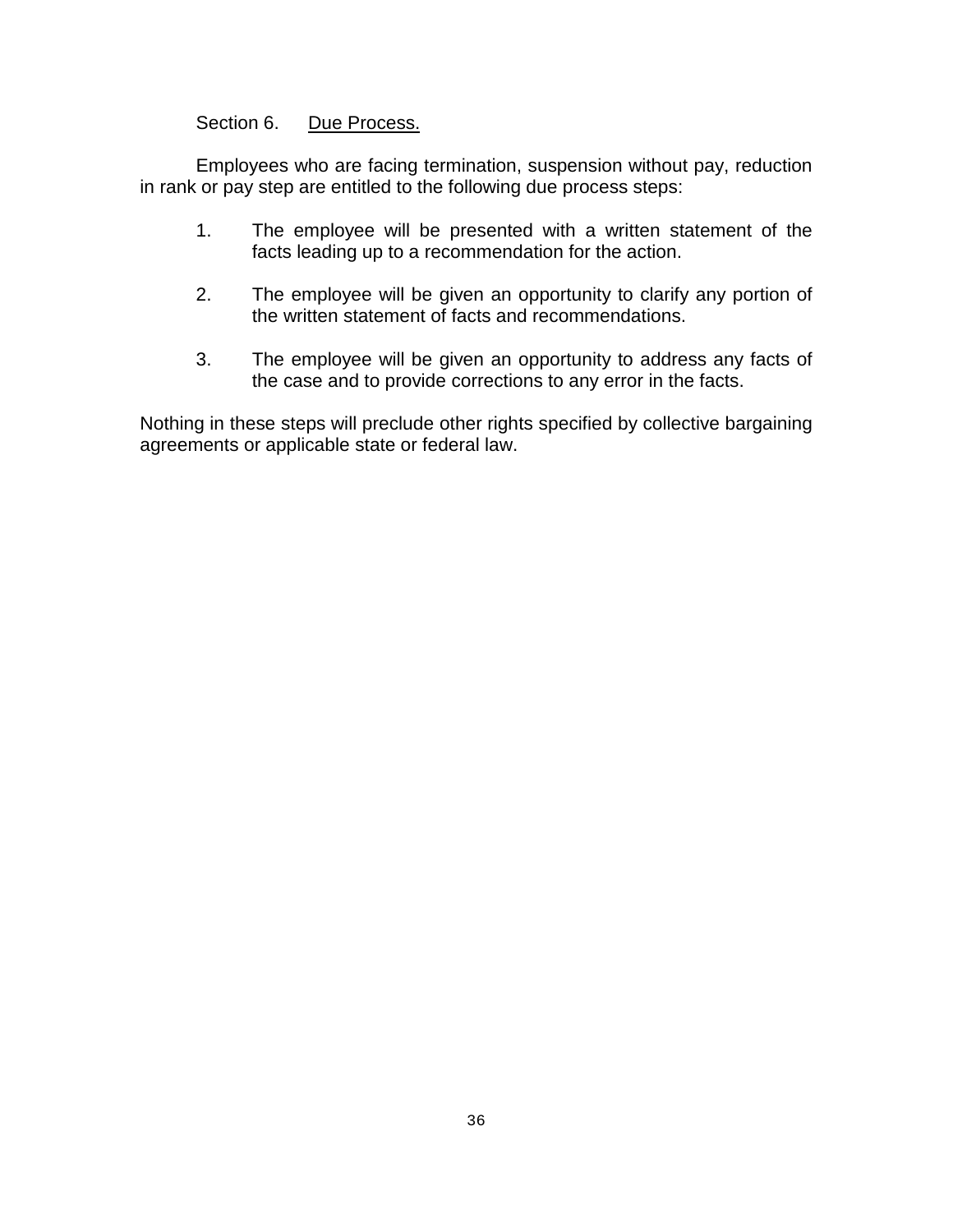Section 6. Due Process.

Employees who are facing termination, suspension without pay, reduction in rank or pay step are entitled to the following due process steps:

1. The employee will be presented with a written statement of the facts leading up to a recommendation for the action.

2. The employee will be given an opportunity to clarify any portion of the written statement of facts and recommendations.

3. The employee will be given an opportunity to address any facts of the case and to provide corrections to any error in the facts.

Nothing in these steps will preclude other rights specified by collective bargaining agreements or applicable state or federal law.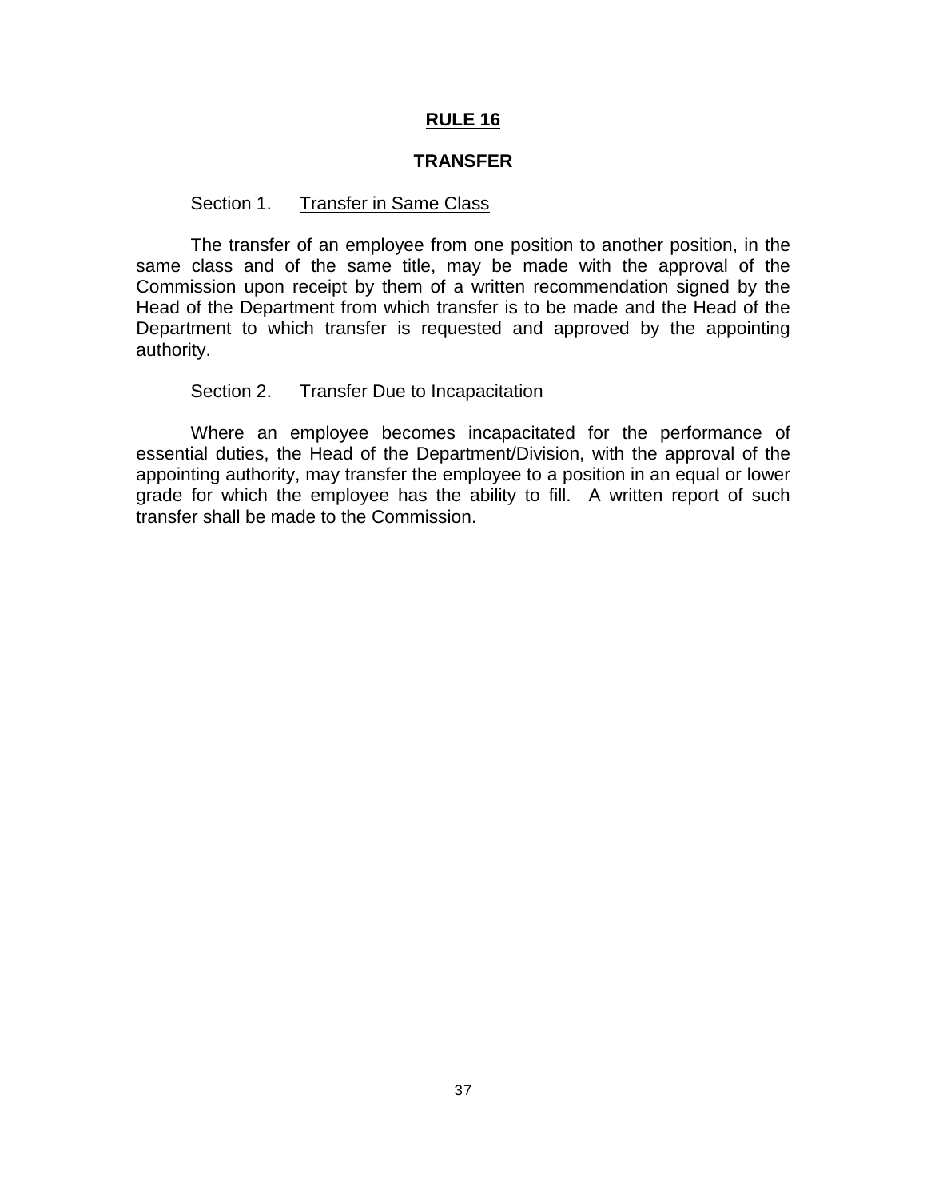# RULE 16

## TRANSFER

### Section 1. Transfer in Same Class

The transfer of an employee from one position to another position, in the same class and of the same title, may be made with the approval of the Commission upon receipt by them of a written recommendation signed by the Head of the Department from which transfer is to be made and the Head of the Department to which transfer is requested and approved by the appointing authority.

### Section 2. Transfer Due to Incapacitation

Where an employee becomes incapacitated for the performance of essential duties, the Head of the Department/Division, with the approval of the appointing authority, may transfer the employee to a position in an equal or lower grade for which the employee has the ability to fill. A written report of such transfer shall be made to the Commission.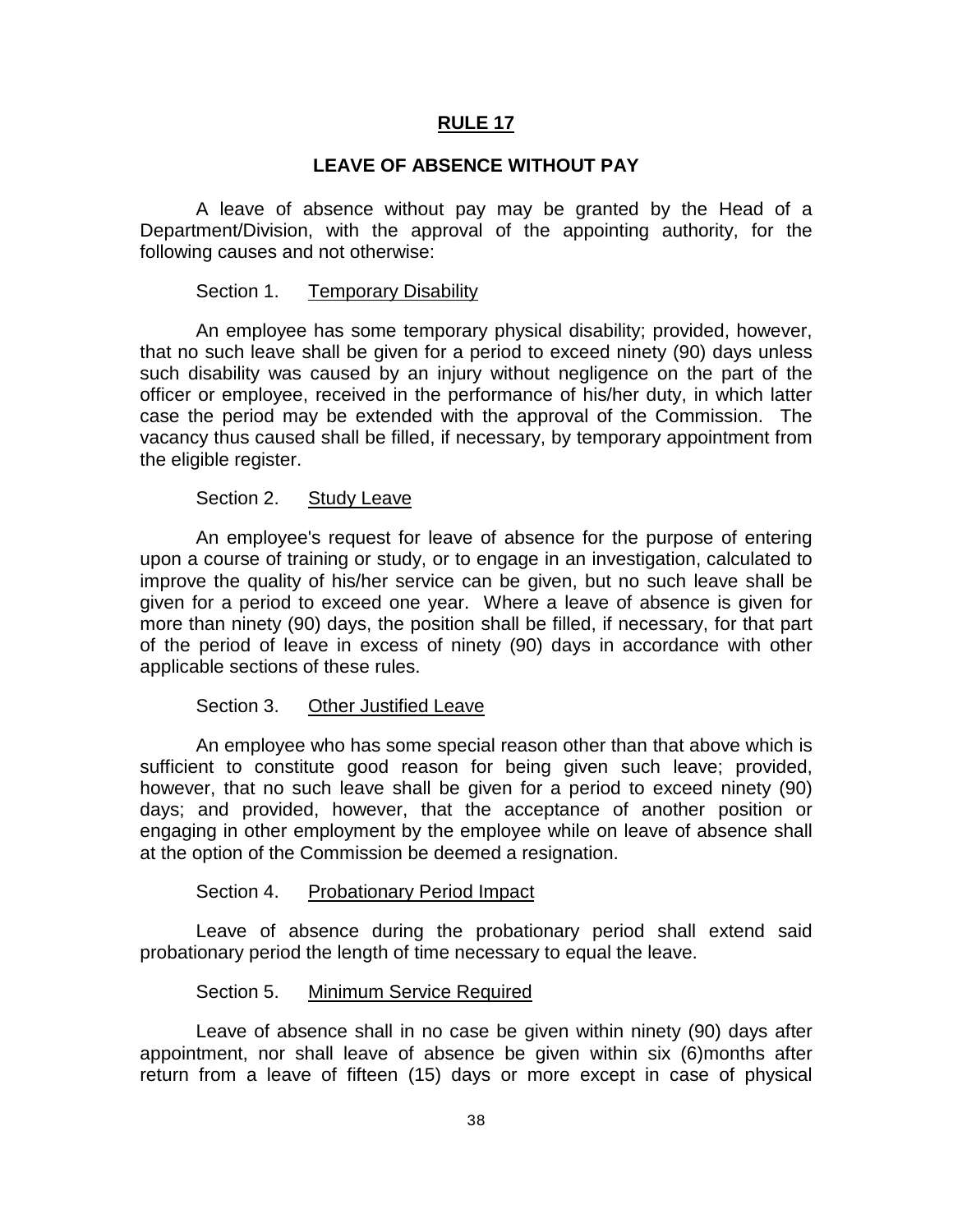# RULE 17

## LEAVE OF ABSENCE WITHOUT PAY

A leave of absence without pay may be granted by the Head of a Department/Division, with the approval of the appointing authority, for the following causes and not otherwise:

### Section 1. Temporary Disability

An employee has some temporary physical disability; provided, however, that no such leave shall be given for a period to exceed ninety (90) days unless such disability was caused by an injury without negligence on the part of the officer or employee, received in the performance of his/her duty, in which latter case the period may be extended with the approval of the Commission. The vacancy thus caused shall be filled, if necessary, by temporary appointment from the eligible register.

### Section 2. Study Leave

An employee's request for leave of absence for the purpose of entering upon a course of training or study, or to engage in an investigation, calculated to improve the quality of his/her service can be given, but no such leave shall be given for a period to exceed one year. Where a leave of absence is given for more than ninety (90) days, the position shall be filled, if necessary, for that part of the period of leave in excess of ninety (90) days in accordance with other applicable sections of these rules.

### Section 3. Other Justified Leave

An employee who has some special reason other than that above which is sufficient to constitute good reason for being given such leave; provided, however, that no such leave shall be given for a period to exceed ninety (90) days; and provided, however, that the acceptance of another position or engaging in other employment by the employee while on leave of absence shall at the option of the Commission be deemed a resignation.

### Section 4. Probationary Period Impact

Leave of absence during the probationary period shall extend said probationary period the length of time necessary to equal the leave.

### Section 5. Minimum Service Required

Leave of absence shall in no case be given within ninety (90) days after appointment, nor shall leave of absence be given within six (6)months after return from a leave of fifteen (15) days or more except in case of physical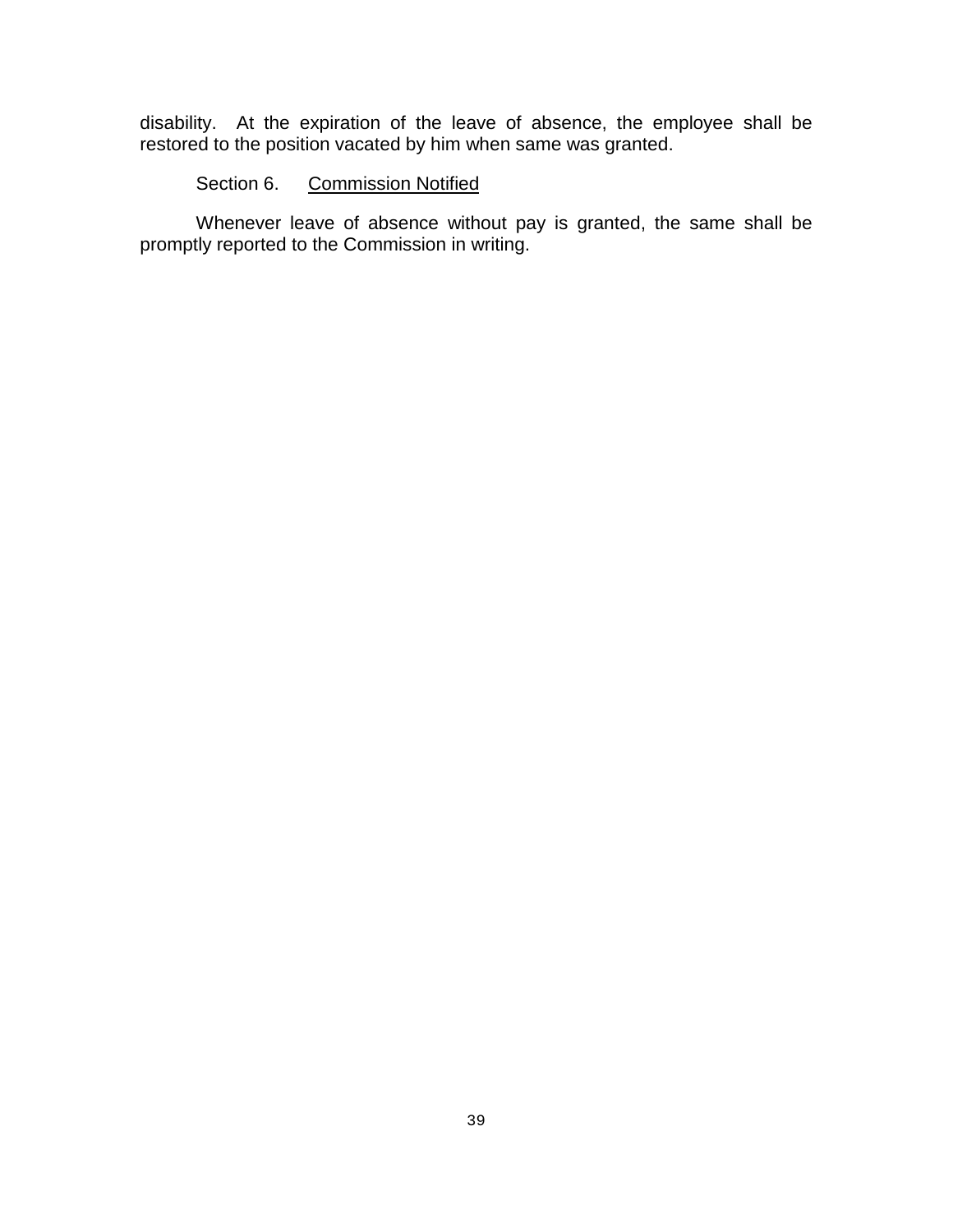disability. At the expiration of the leave of absence, the employee shall be restored to the position vacated by him when same was granted.

Section 6. Commission Notified

Whenever leave of absence without pay is granted, the same shall be promptly reported to the Commission in writing.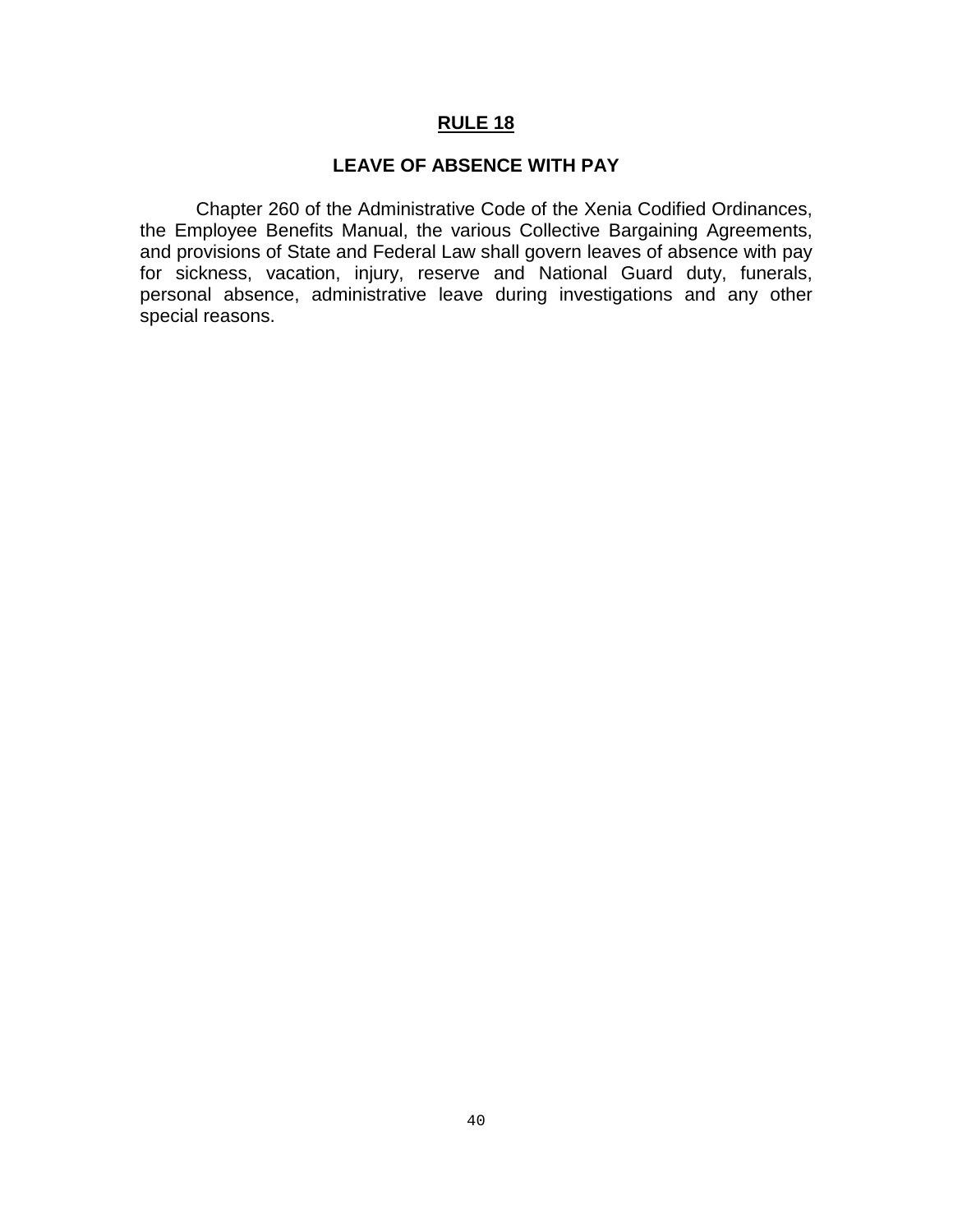# RULE 18

## LEAVE OF ABSENCE WITH PAY

Chapter 260 of the Administrative Code of the Xenia Codified Ordinances, the Employee Benefits Manual, the various Collective Bargaining Agreements, and provisions of State and Federal Law shall govern leaves of absence with pay for sickness, vacation, injury, reserve and National Guard duty, funerals, personal absence, administrative leave during investigations and any other special reasons.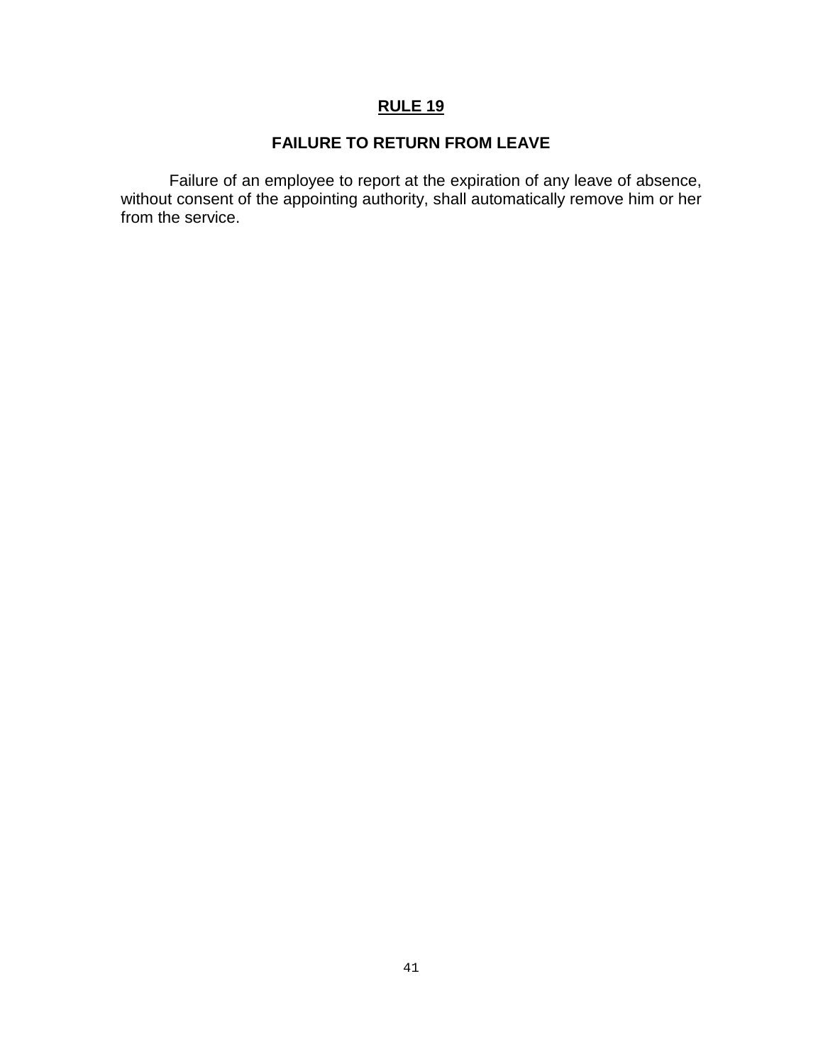# **RULE 19**

## FAILURE TO RETURN FROM LEAVE

Failure of an employee to report at the expiration of any leave of absence, without consent of the appointing authority, shall automatically remove him or her from the service.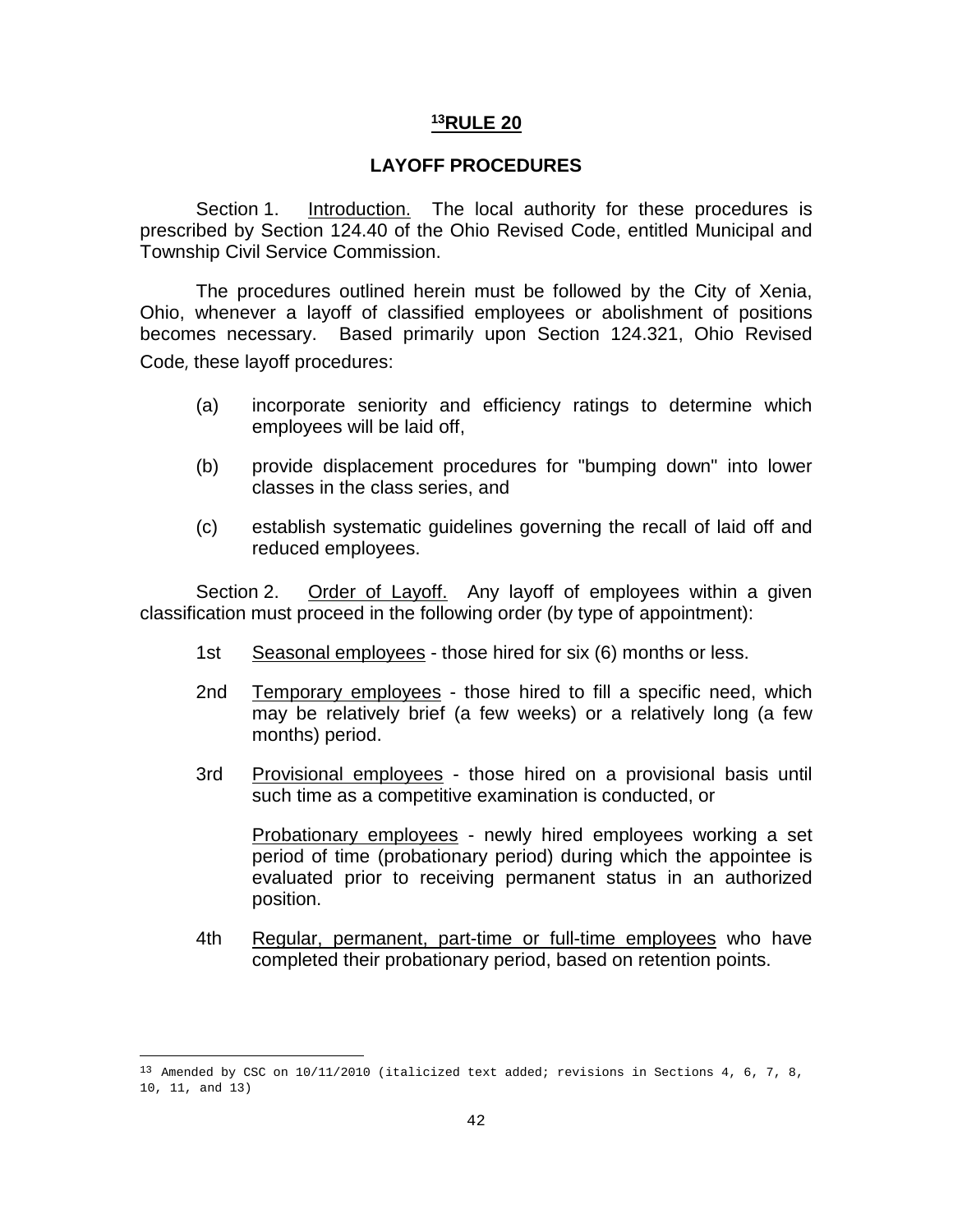# [13]RULE 20

## LAYOFF PROCEDURES

Section 1. Introduction. The local authority for these procedures is prescribed by Section 124.40 of the Ohio Revised Code, entitled Municipal and Township Civil Service Commission.

The procedures outlined herein must be followed by the City of Xenia, Ohio, whenever a layoff of classified employees or abolishment of positions becomes necessary. Based primarily upon Section 124.321, Ohio Revised Code, these layoff procedures:

(a) incorporate seniority and efficiency ratings to determine which employees will be laid off,

(b) provide displacement procedures for "bumping down" into lower classes in the class series, and

(c) establish systematic guidelines governing the recall of laid off and reduced employees.

Section 2. Order of Layoff. Any layoff of employees within a given classification must proceed in the following order (by type of appointment):

1st Seasonal employees - those hired for six (6) months or less.

2nd Temporary employees - those hired to fill a specific need, which may be relatively brief (a few weeks) or a relatively long (a few months) period.

3rd Provisional employees - those hired on a provisional basis until such time as a competitive examination is conducted, or

Probationary employees - newly hired employees working a set period of time (probationary period) during which the appointee is evaluated prior to receiving permanent status in an authorized position.

4th Regular, permanent, part-time or full-time employees who have completed their probationary period, based on retention points.

---

[13] Amended by CSC on 10/11/2010 (italicized text added; revisions in Sections 4, 6, 7, 8, 10, 11, and 13)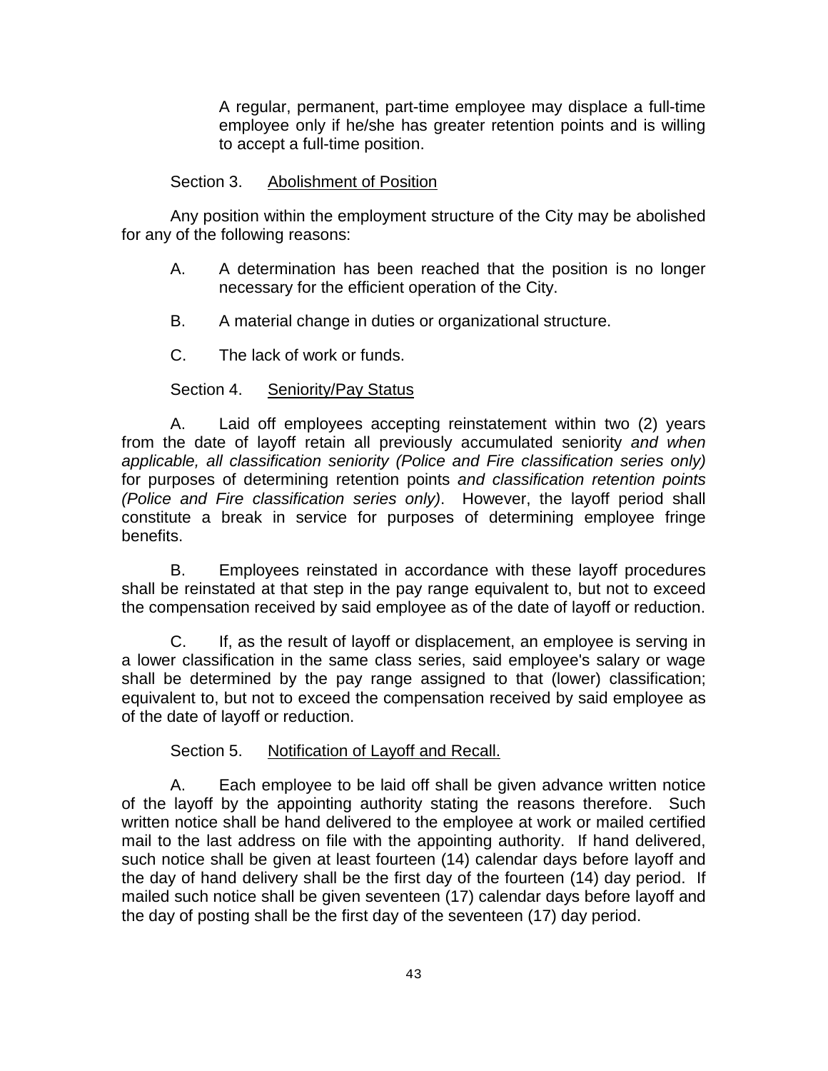A regular, permanent, part-time employee may displace a full-time employee only if he/she has greater retention points and is willing to accept a full-time position.

Section 3. Abolishment of Position

Any position within the employment structure of the City may be abolished for any of the following reasons:

A. A determination has been reached that the position is no longer necessary for the efficient operation of the City.

B. A material change in duties or organizational structure.

C. The lack of work or funds.

Section 4. Seniority/Pay Status

A. Laid off employees accepting reinstatement within two (2) years from the date of layoff retain all previously accumulated seniority *and when applicable, all classification seniority (Police and Fire classification series only)* for purposes of determining retention points *and classification retention points (Police and Fire classification series only)*. However, the layoff period shall constitute a break in service for purposes of determining employee fringe benefits.

B. Employees reinstated in accordance with these layoff procedures shall be reinstated at that step in the pay range equivalent to, but not to exceed the compensation received by said employee as of the date of layoff or reduction.

C. If, as the result of layoff or displacement, an employee is serving in a lower classification in the same class series, said employee's salary or wage shall be determined by the pay range assigned to that (lower) classification; equivalent to, but not to exceed the compensation received by said employee as of the date of layoff or reduction.

Section 5. Notification of Layoff and Recall.

A. Each employee to be laid off shall be given advance written notice of the layoff by the appointing authority stating the reasons therefore. Such written notice shall be hand delivered to the employee at work or mailed certified mail to the last address on file with the appointing authority. If hand delivered, such notice shall be given at least fourteen (14) calendar days before layoff and the day of hand delivery shall be the first day of the fourteen (14) day period. If mailed such notice shall be given seventeen (17) calendar days before layoff and the day of posting shall be the first day of the seventeen (17) day period.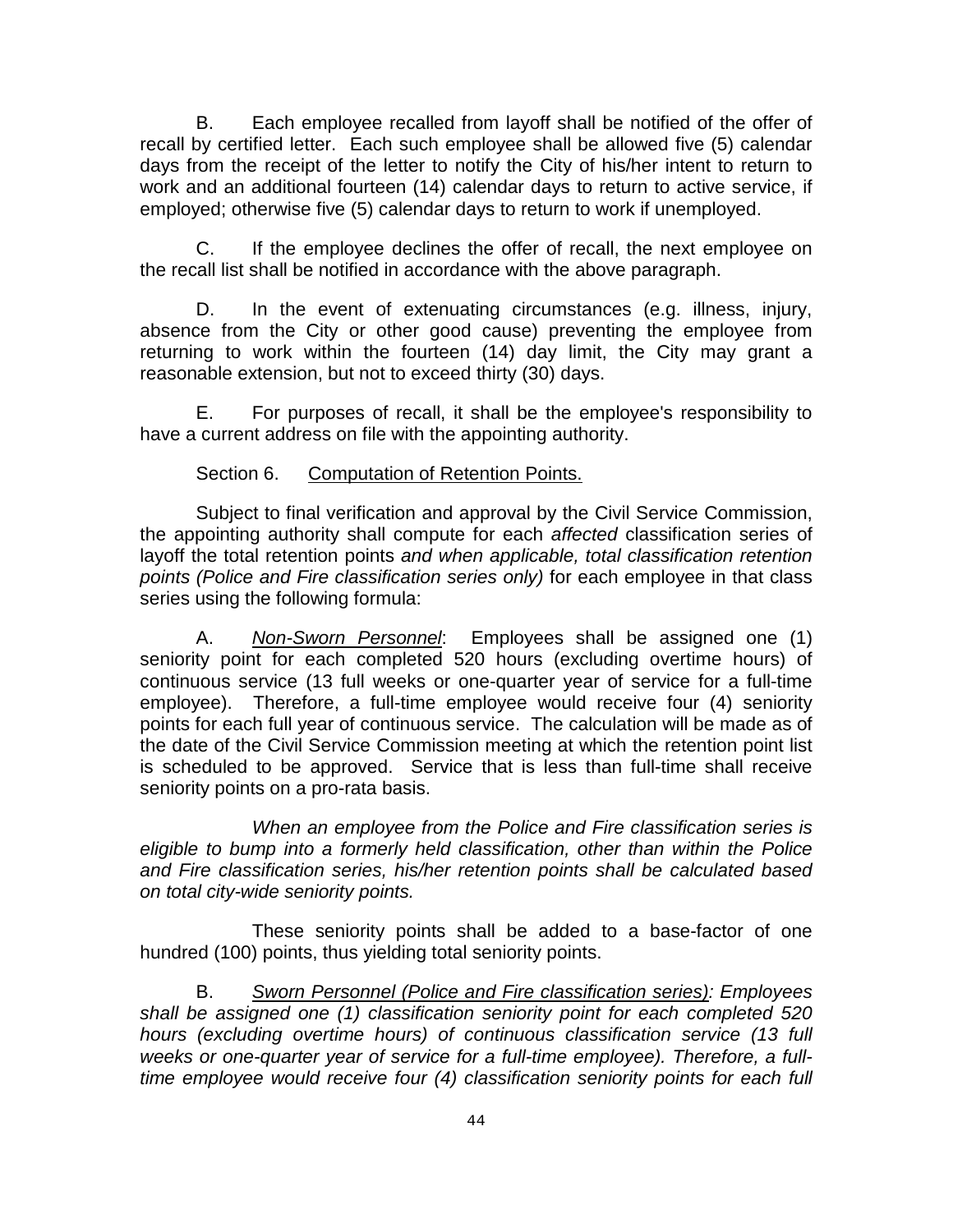B. Each employee recalled from layoff shall be notified of the offer of recall by certified letter. Each such employee shall be allowed five (5) calendar days from the receipt of the letter to notify the City of his/her intent to return to work and an additional fourteen (14) calendar days to return to active service, if employed; otherwise five (5) calendar days to return to work if unemployed.

C. If the employee declines the offer of recall, the next employee on the recall list shall be notified in accordance with the above paragraph.

D. In the event of extenuating circumstances (e.g. illness, injury, absence from the City or other good cause) preventing the employee from returning to work within the fourteen (14) day limit, the City may grant a reasonable extension, but not to exceed thirty (30) days.

E. For purposes of recall, it shall be the employee's responsibility to have a current address on file with the appointing authority.

Section 6. Computation of Retention Points.

Subject to final verification and approval by the Civil Service Commission, the appointing authority shall compute for each *affected* classification series of layoff the total retention points *and when applicable, total classification retention points (Police and Fire classification series only)* for each employee in that class series using the following formula:

A. *Non-Sworn Personnel*: Employees shall be assigned one (1) seniority point for each completed 520 hours (excluding overtime hours) of continuous service (13 full weeks or one-quarter year of service for a full-time employee). Therefore, a full-time employee would receive four (4) seniority points for each full year of continuous service. The calculation will be made as of the date of the Civil Service Commission meeting at which the retention point list is scheduled to be approved. Service that is less than full-time shall receive seniority points on a pro-rata basis.

*When an employee from the Police and Fire classification series is eligible to bump into a formerly held classification, other than within the Police and Fire classification series, his/her retention points shall be calculated based on total city-wide seniority points.*

These seniority points shall be added to a base-factor of one hundred (100) points, thus yielding total seniority points.

B. *Sworn Personnel (Police and Fire classification series): Employees shall be assigned one (1) classification seniority point for each completed 520 hours (excluding overtime hours) of continuous classification service (13 full weeks or one-quarter year of service for a full-time employee). Therefore, a full-time employee would receive four (4) classification seniority points for each full*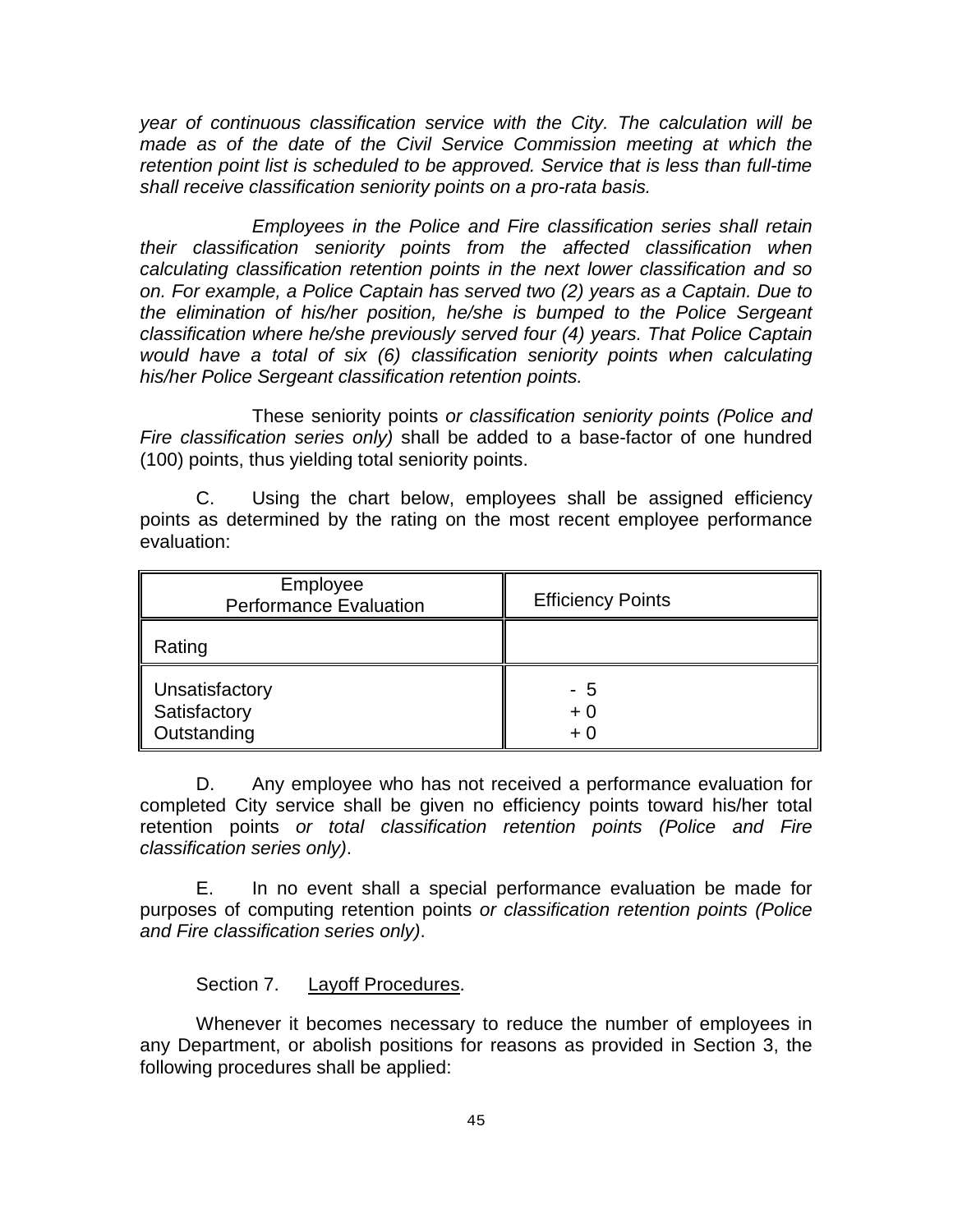*year of continuous classification service with the City. The calculation will be made as of the date of the Civil Service Commission meeting at which the retention point list is scheduled to be approved. Service that is less than full-time shall receive classification seniority points on a pro-rata basis.*

*Employees in the Police and Fire classification series shall retain their classification seniority points from the affected classification when calculating classification retention points in the next lower classification and so on. For example, a Police Captain has served two (2) years as a Captain. Due to the elimination of his/her position, he/she is bumped to the Police Sergeant classification where he/she previously served four (4) years. That Police Captain would have a total of six (6) classification seniority points when calculating his/her Police Sergeant classification retention points.*

These seniority points *or classification seniority points (Police and Fire classification series only)* shall be added to a base-factor of one hundred (100) points, thus yielding total seniority points.

C. Using the chart below, employees shall be assigned efficiency points as determined by the rating on the most recent employee performance evaluation:

| Employee Performance Evaluation | Efficiency Points |
|---|---|
| Rating | |
| Unsatisfactory<br>Satisfactory<br>Outstanding | - 5<br>+ 0<br>+ 0 |

D. Any employee who has not received a performance evaluation for completed City service shall be given no efficiency points toward his/her total retention points *or total classification retention points (Police and Fire classification series only)*.

E. In no event shall a special performance evaluation be made for purposes of computing retention points *or classification retention points (Police and Fire classification series only)*.

Section 7. Layoff Procedures.

Whenever it becomes necessary to reduce the number of employees in any Department, or abolish positions for reasons as provided in Section 3, the following procedures shall be applied: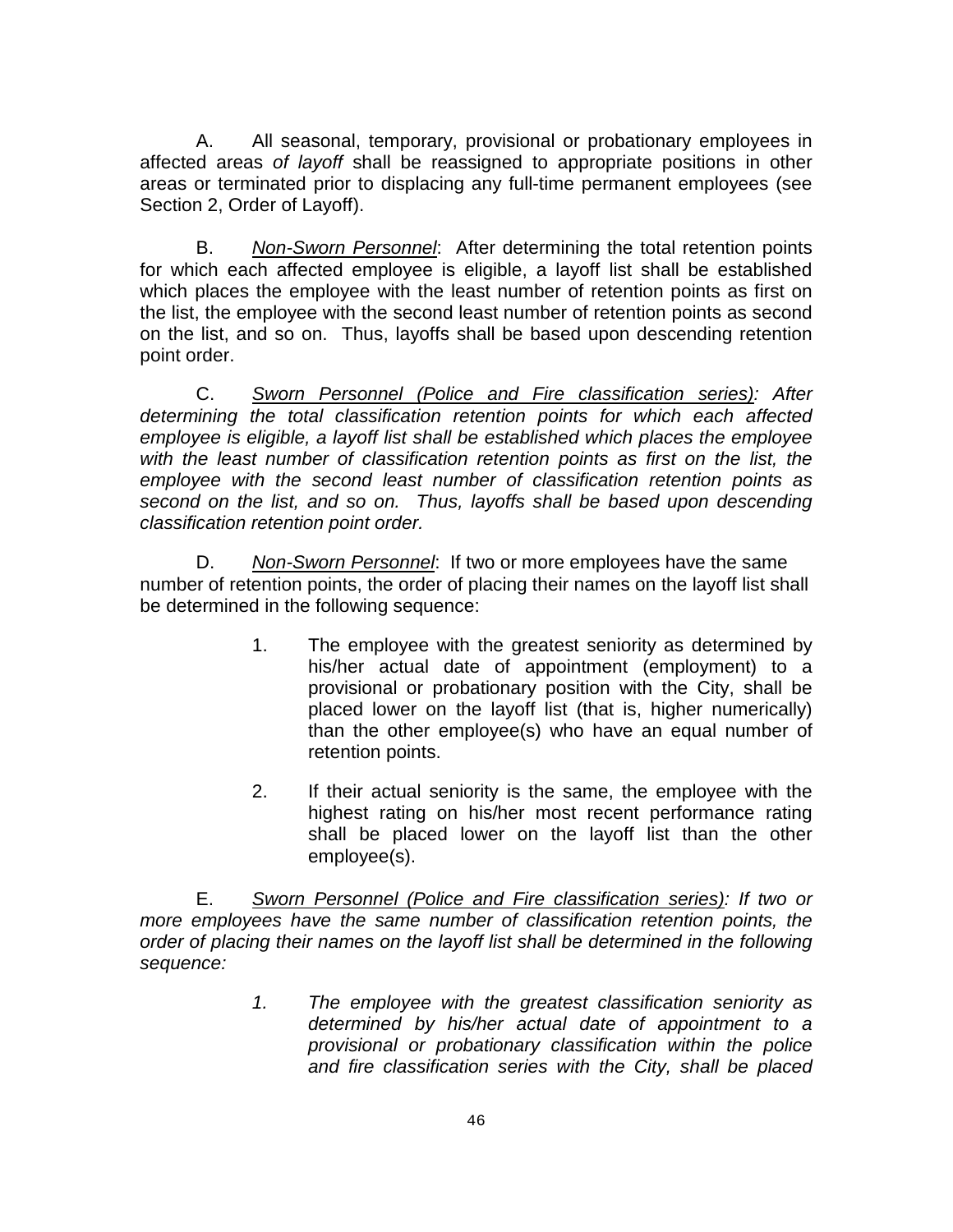A. All seasonal, temporary, provisional or probationary employees in affected areas *of layoff* shall be reassigned to appropriate positions in other areas or terminated prior to displacing any full-time permanent employees (see Section 2, Order of Layoff).

B. <u>*Non-Sworn Personnel*</u>: After determining the total retention points for which each affected employee is eligible, a layoff list shall be established which places the employee with the least number of retention points as first on the list, the employee with the second least number of retention points as second on the list, and so on. Thus, layoffs shall be based upon descending retention point order.

C. <u>*Sworn Personnel (Police and Fire classification series)*</u>*: After determining the total classification retention points for which each affected employee is eligible, a layoff list shall be established which places the employee with the least number of classification retention points as first on the list, the employee with the second least number of classification retention points as second on the list, and so on. Thus, layoffs shall be based upon descending classification retention point order.*

D. <u>*Non-Sworn Personnel*</u>: If two or more employees have the same number of retention points, the order of placing their names on the layoff list shall be determined in the following sequence:

1. The employee with the greatest seniority as determined by his/her actual date of appointment (employment) to a provisional or probationary position with the City, shall be placed lower on the layoff list (that is, higher numerically) than the other employee(s) who have an equal number of retention points.

2. If their actual seniority is the same, the employee with the highest rating on his/her most recent performance rating shall be placed lower on the layoff list than the other employee(s).

E. <u>*Sworn Personnel (Police and Fire classification series)*</u>*: If two or more employees have the same number of classification retention points, the order of placing their names on the layoff list shall be determined in the following sequence:*

1. *The employee with the greatest classification seniority as determined by his/her actual date of appointment to a provisional or probationary classification within the police and fire classification series with the City, shall be placed*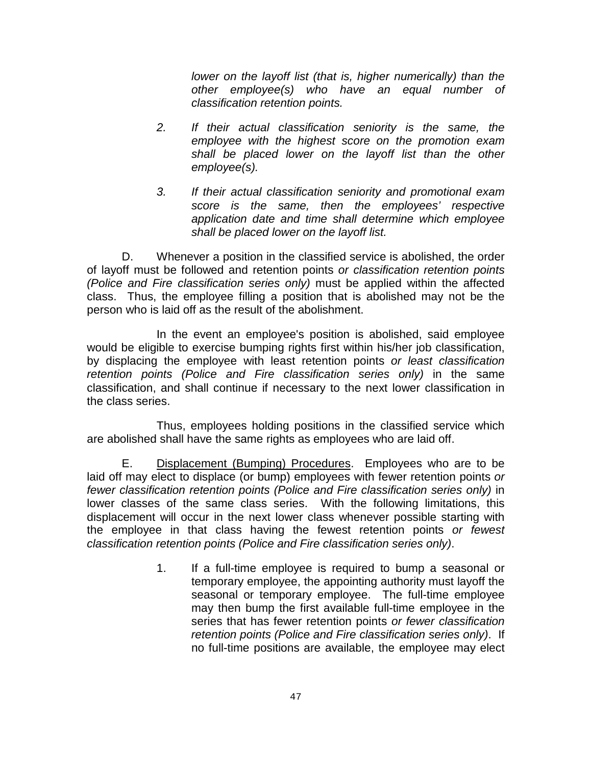*lower on the layoff list (that is, higher numerically) than the other employee(s) who have an equal number of classification retention points.*

2. *If their actual classification seniority is the same, the employee with the highest score on the promotion exam shall be placed lower on the layoff list than the other employee(s).*

3. *If their actual classification seniority and promotional exam score is the same, then the employees' respective application date and time shall determine which employee shall be placed lower on the layoff list.*

D. Whenever a position in the classified service is abolished, the order of layoff must be followed and retention points *or classification retention points (Police and Fire classification series only)* must be applied within the affected class. Thus, the employee filling a position that is abolished may not be the person who is laid off as the result of the abolishment.

In the event an employee's position is abolished, said employee would be eligible to exercise bumping rights first within his/her job classification, by displacing the employee with least retention points *or least classification retention points (Police and Fire classification series only)* in the same classification, and shall continue if necessary to the next lower classification in the class series.

Thus, employees holding positions in the classified service which are abolished shall have the same rights as employees who are laid off.

E. Displacement (Bumping) Procedures. Employees who are to be laid off may elect to displace (or bump) employees with fewer retention points *or fewer classification retention points (Police and Fire classification series only)* in lower classes of the same class series. With the following limitations, this displacement will occur in the next lower class whenever possible starting with the employee in that class having the fewest retention points *or fewest classification retention points (Police and Fire classification series only)*.

1. If a full-time employee is required to bump a seasonal or temporary employee, the appointing authority must layoff the seasonal or temporary employee. The full-time employee may then bump the first available full-time employee in the series that has fewer retention points *or fewer classification retention points (Police and Fire classification series only)*. If no full-time positions are available, the employee may elect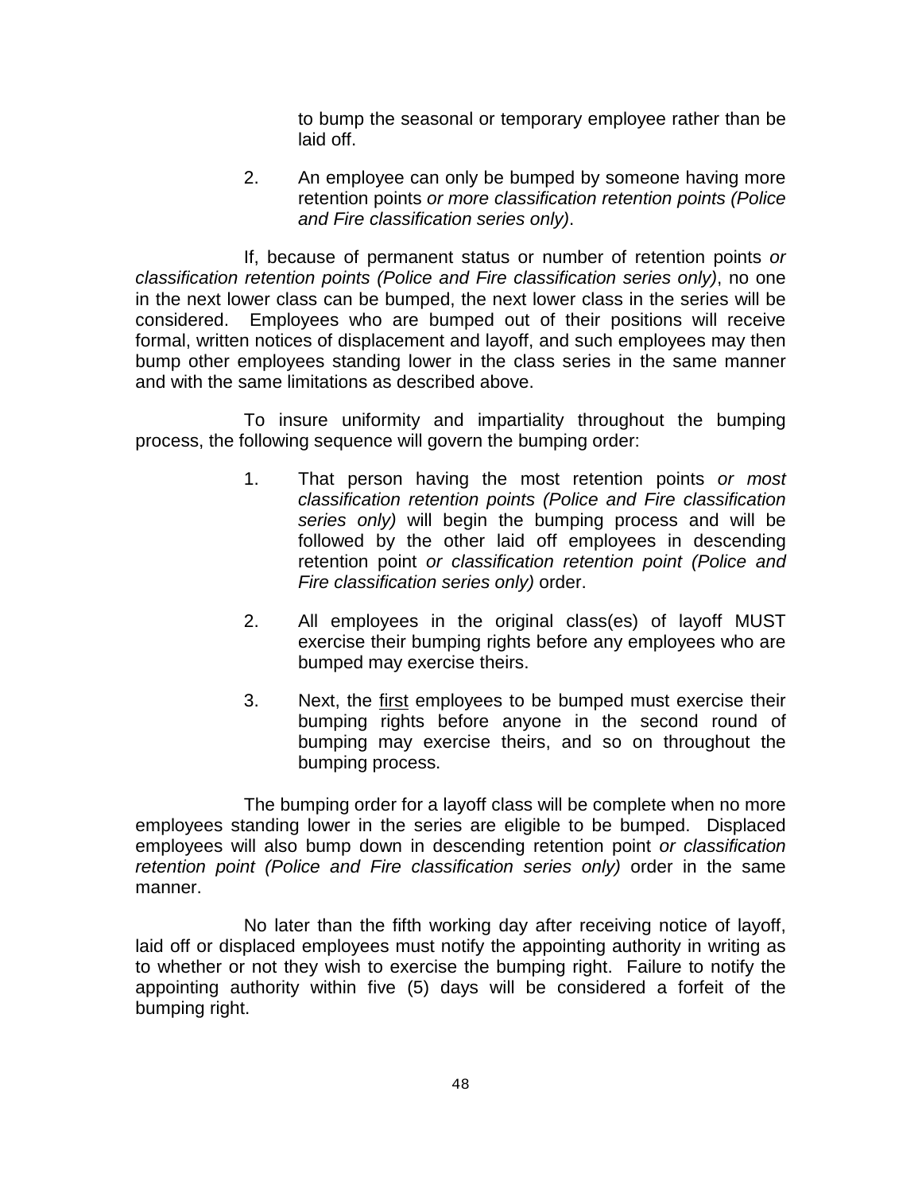to bump the seasonal or temporary employee rather than be laid off.

2. An employee can only be bumped by someone having more retention points *or more classification retention points (Police and Fire classification series only)*.

If, because of permanent status or number of retention points *or classification retention points (Police and Fire classification series only)*, no one in the next lower class can be bumped, the next lower class in the series will be considered. Employees who are bumped out of their positions will receive formal, written notices of displacement and layoff, and such employees may then bump other employees standing lower in the class series in the same manner and with the same limitations as described above.

To insure uniformity and impartiality throughout the bumping process, the following sequence will govern the bumping order:

1. That person having the most retention points *or most classification retention points (Police and Fire classification series only)* will begin the bumping process and will be followed by the other laid off employees in descending retention point *or classification retention point (Police and Fire classification series only)* order.

2. All employees in the original class(es) of layoff MUST exercise their bumping rights before any employees who are bumped may exercise theirs.

3. Next, the <u>first</u> employees to be bumped must exercise their bumping rights before anyone in the second round of bumping may exercise theirs, and so on throughout the bumping process.

The bumping order for a layoff class will be complete when no more employees standing lower in the series are eligible to be bumped. Displaced employees will also bump down in descending retention point *or classification retention point (Police and Fire classification series only)* order in the same manner.

No later than the fifth working day after receiving notice of layoff, laid off or displaced employees must notify the appointing authority in writing as to whether or not they wish to exercise the bumping right. Failure to notify the appointing authority within five (5) days will be considered a forfeit of the bumping right.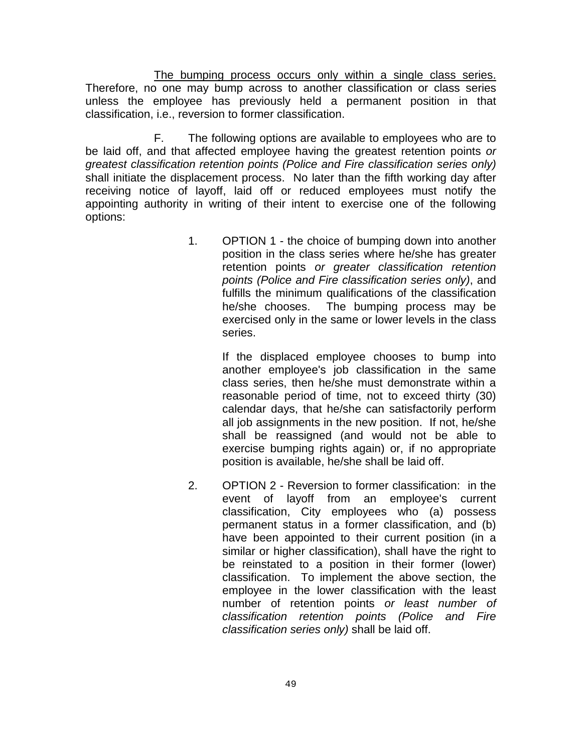<u>The bumping process occurs only within a single class series.</u> Therefore, no one may bump across to another classification or class series unless the employee has previously held a permanent position in that classification, i.e., reversion to former classification.

F. The following options are available to employees who are to be laid off, and that affected employee having the greatest retention points *or greatest classification retention points (Police and Fire classification series only)* shall initiate the displacement process. No later than the fifth working day after receiving notice of layoff, laid off or reduced employees must notify the appointing authority in writing of their intent to exercise one of the following options:

1. OPTION 1 - the choice of bumping down into another position in the class series where he/she has greater retention points *or greater classification retention points (Police and Fire classification series only)*, and fulfills the minimum qualifications of the classification he/she chooses. The bumping process may be exercised only in the same or lower levels in the class series.

   If the displaced employee chooses to bump into another employee's job classification in the same class series, then he/she must demonstrate within a reasonable period of time, not to exceed thirty (30) calendar days, that he/she can satisfactorily perform all job assignments in the new position. If not, he/she shall be reassigned (and would not be able to exercise bumping rights again) or, if no appropriate position is available, he/she shall be laid off.

2. OPTION 2 - Reversion to former classification: in the event of layoff from an employee's current classification, City employees who (a) possess permanent status in a former classification, and (b) have been appointed to their current position (in a similar or higher classification), shall have the right to be reinstated to a position in their former (lower) classification. To implement the above section, the employee in the lower classification with the least number of retention points *or least number of classification retention points (Police and Fire classification series only)* shall be laid off.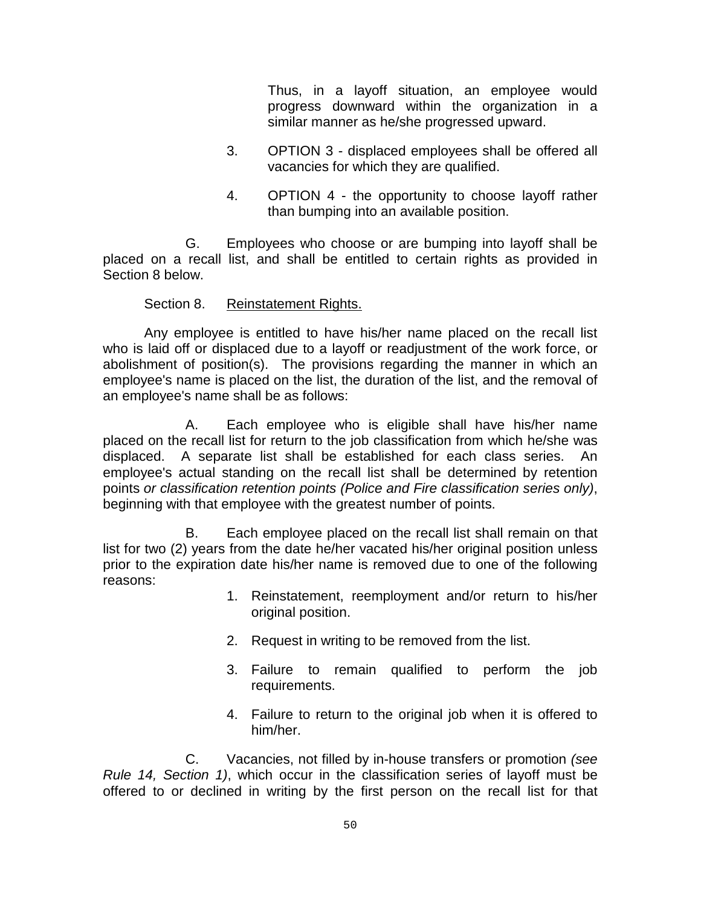Thus, in a layoff situation, an employee would progress downward within the organization in a similar manner as he/she progressed upward.

3. OPTION 3 - displaced employees shall be offered all vacancies for which they are qualified.

4. OPTION 4 - the opportunity to choose layoff rather than bumping into an available position.

G. Employees who choose or are bumping into layoff shall be placed on a recall list, and shall be entitled to certain rights as provided in Section 8 below.

Section 8. Reinstatement Rights.

Any employee is entitled to have his/her name placed on the recall list who is laid off or displaced due to a layoff or readjustment of the work force, or abolishment of position(s). The provisions regarding the manner in which an employee's name is placed on the list, the duration of the list, and the removal of an employee's name shall be as follows:

A. Each employee who is eligible shall have his/her name placed on the recall list for return to the job classification from which he/she was displaced. A separate list shall be established for each class series. An employee's actual standing on the recall list shall be determined by retention points *or classification retention points (Police and Fire classification series only)*, beginning with that employee with the greatest number of points.

B. Each employee placed on the recall list shall remain on that list for two (2) years from the date he/her vacated his/her original position unless prior to the expiration date his/her name is removed due to one of the following reasons:

1. Reinstatement, reemployment and/or return to his/her original position.

2. Request in writing to be removed from the list.

3. Failure to remain qualified to perform the job requirements.

4. Failure to return to the original job when it is offered to him/her.

C. Vacancies, not filled by in-house transfers or promotion *(see Rule 14, Section 1)*, which occur in the classification series of layoff must be offered to or declined in writing by the first person on the recall list for that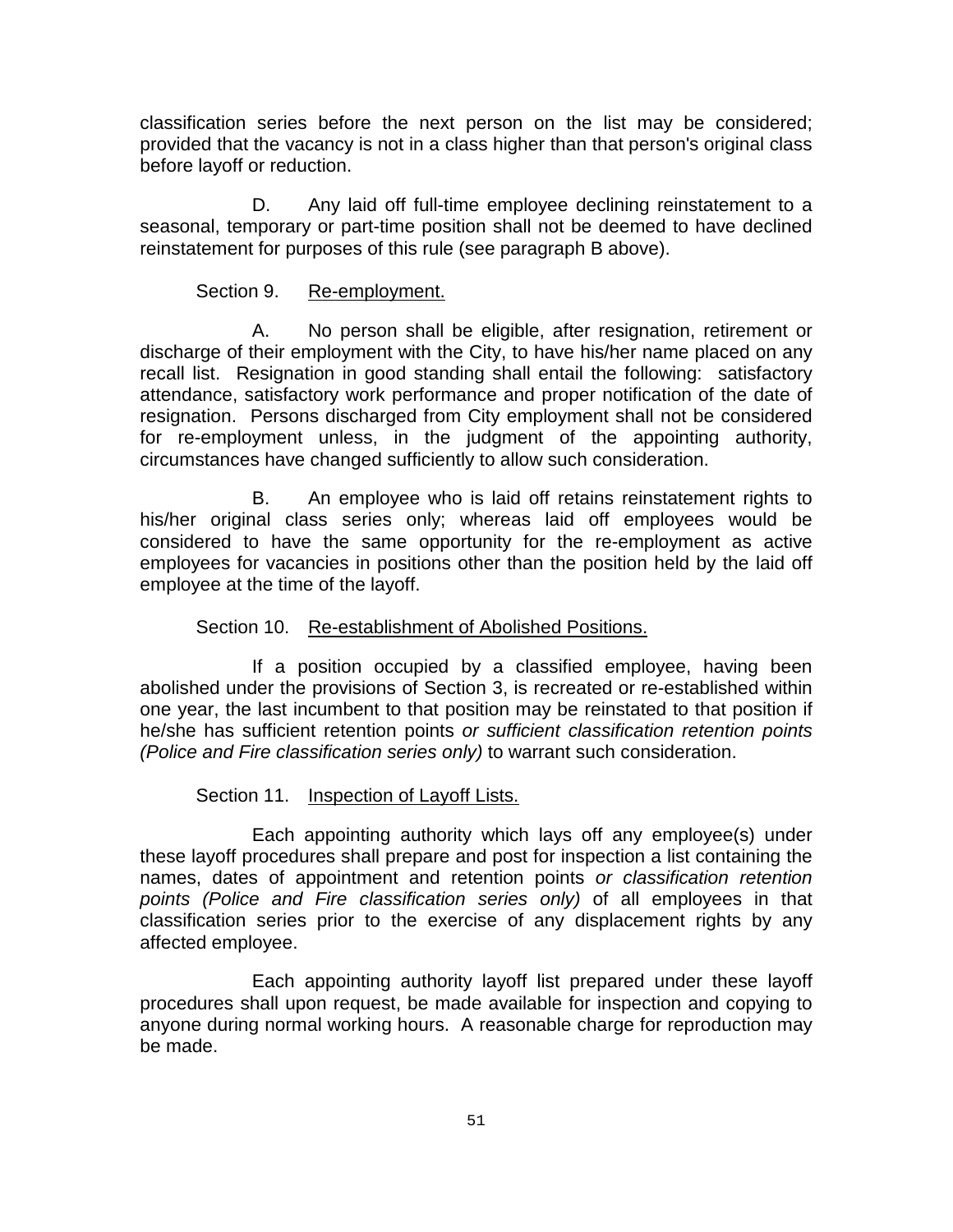classification series before the next person on the list may be considered; provided that the vacancy is not in a class higher than that person's original class before layoff or reduction.

D. Any laid off full-time employee declining reinstatement to a seasonal, temporary or part-time position shall not be deemed to have declined reinstatement for purposes of this rule (see paragraph B above).

Section 9. Re-employment.

A. No person shall be eligible, after resignation, retirement or discharge of their employment with the City, to have his/her name placed on any recall list. Resignation in good standing shall entail the following: satisfactory attendance, satisfactory work performance and proper notification of the date of resignation. Persons discharged from City employment shall not be considered for re-employment unless, in the judgment of the appointing authority, circumstances have changed sufficiently to allow such consideration.

B. An employee who is laid off retains reinstatement rights to his/her original class series only; whereas laid off employees would be considered to have the same opportunity for the re-employment as active employees for vacancies in positions other than the position held by the laid off employee at the time of the layoff.

Section 10. Re-establishment of Abolished Positions.

If a position occupied by a classified employee, having been abolished under the provisions of Section 3, is recreated or re-established within one year, the last incumbent to that position may be reinstated to that position if he/she has sufficient retention points *or sufficient classification retention points (Police and Fire classification series only)* to warrant such consideration.

Section 11. Inspection of Layoff Lists.

Each appointing authority which lays off any employee(s) under these layoff procedures shall prepare and post for inspection a list containing the names, dates of appointment and retention points *or classification retention points (Police and Fire classification series only)* of all employees in that classification series prior to the exercise of any displacement rights by any affected employee.

Each appointing authority layoff list prepared under these layoff procedures shall upon request, be made available for inspection and copying to anyone during normal working hours. A reasonable charge for reproduction may be made.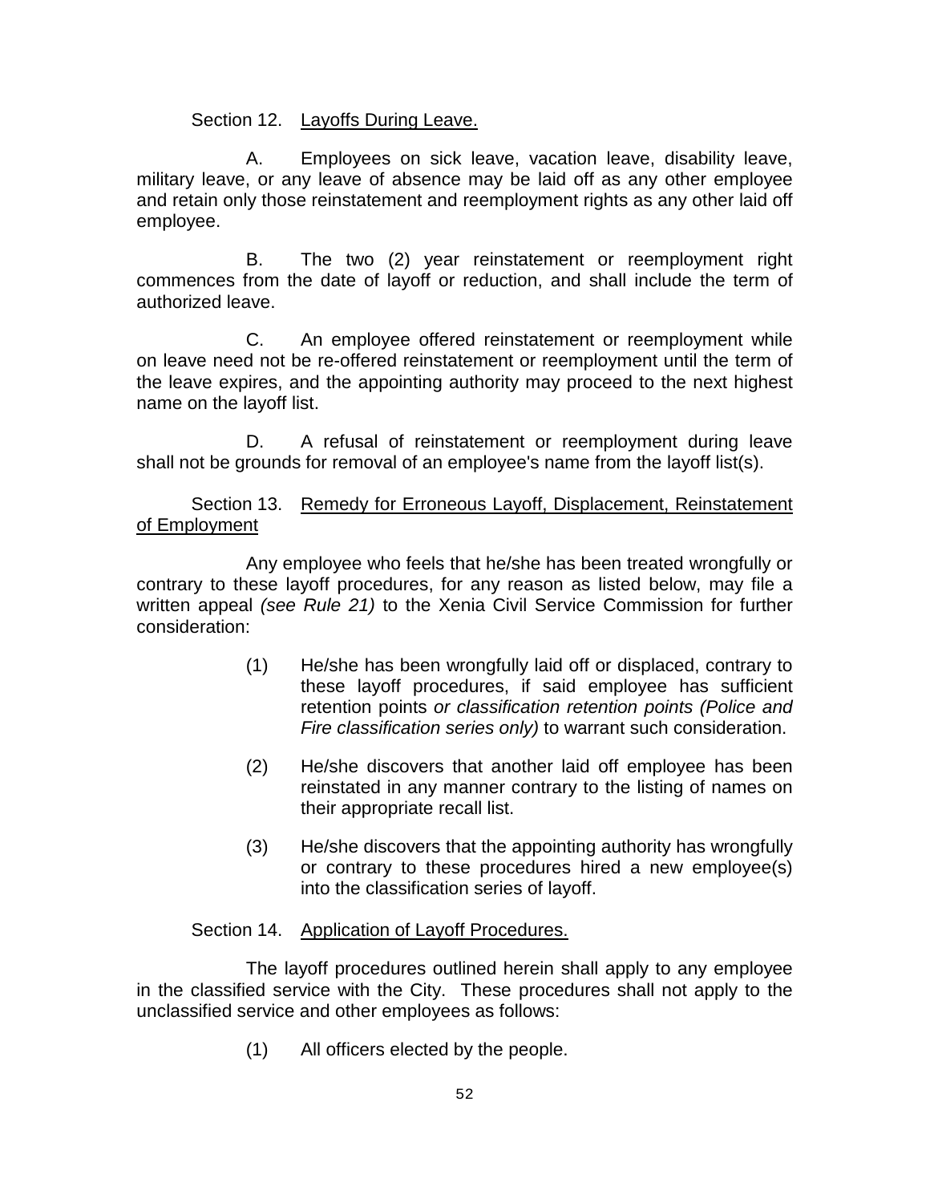Section 12. <u>Layoffs During Leave.</u>

A. Employees on sick leave, vacation leave, disability leave, military leave, or any leave of absence may be laid off as any other employee and retain only those reinstatement and reemployment rights as any other laid off employee.

B. The two (2) year reinstatement or reemployment right commences from the date of layoff or reduction, and shall include the term of authorized leave.

C. An employee offered reinstatement or reemployment while on leave need not be re-offered reinstatement or reemployment until the term of the leave expires, and the appointing authority may proceed to the next highest name on the layoff list.

D. A refusal of reinstatement or reemployment during leave shall not be grounds for removal of an employee's name from the layoff list(s).

Section 13. <u>Remedy for Erroneous Layoff, Displacement, Reinstatement of Employment</u>

Any employee who feels that he/she has been treated wrongfully or contrary to these layoff procedures, for any reason as listed below, may file a written appeal *(see Rule 21)* to the Xenia Civil Service Commission for further consideration:

(1) He/she has been wrongfully laid off or displaced, contrary to these layoff procedures, if said employee has sufficient retention points *or classification retention points (Police and Fire classification series only)* to warrant such consideration.

(2) He/she discovers that another laid off employee has been reinstated in any manner contrary to the listing of names on their appropriate recall list.

(3) He/she discovers that the appointing authority has wrongfully or contrary to these procedures hired a new employee(s) into the classification series of layoff.

Section 14. <u>Application of Layoff Procedures.</u>

The layoff procedures outlined herein shall apply to any employee in the classified service with the City. These procedures shall not apply to the unclassified service and other employees as follows:

(1) All officers elected by the people.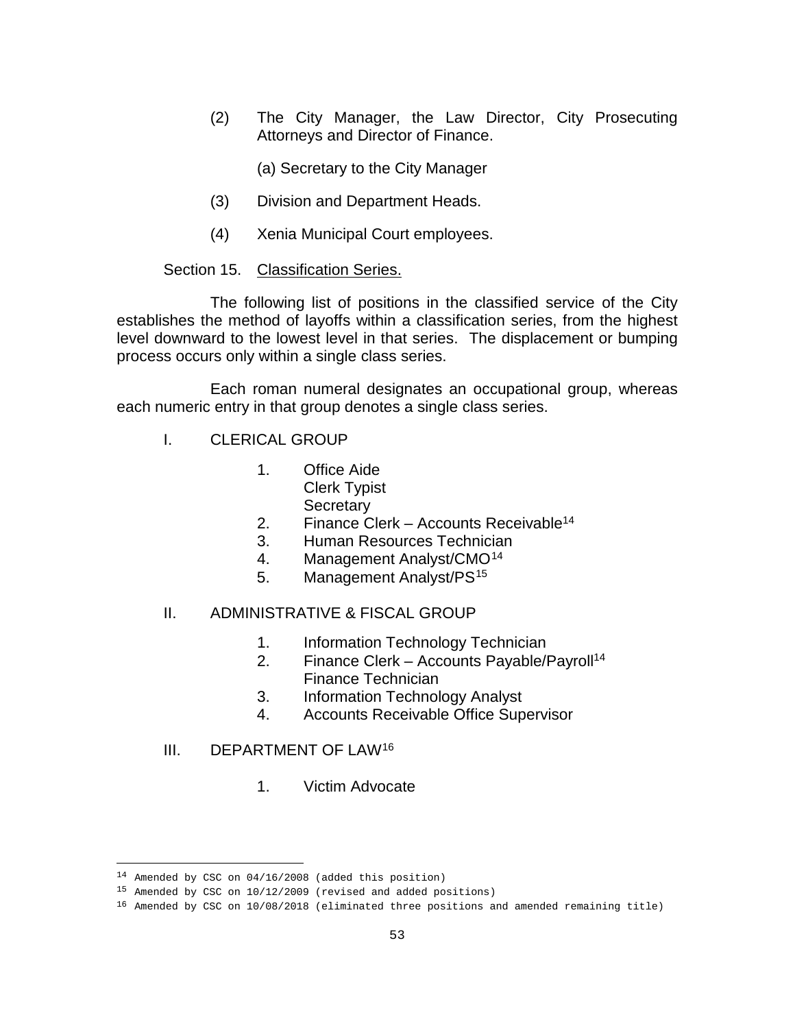(2) The City Manager, the Law Director, City Prosecuting Attorneys and Director of Finance.

(a) Secretary to the City Manager

(3) Division and Department Heads.

(4) Xenia Municipal Court employees.

Section 15. Classification Series.

The following list of positions in the classified service of the City establishes the method of layoffs within a classification series, from the highest level downward to the lowest level in that series. The displacement or bumping process occurs only within a single class series.

Each roman numeral designates an occupational group, whereas each numeric entry in that group denotes a single class series.

I. CLERICAL GROUP

1. Office Aide
   Clerk Typist
   Secretary
2. Finance Clerk – Accounts Receivable[14]
3. Human Resources Technician
4. Management Analyst/CMO[14]
5. Management Analyst/PS[15]

II. ADMINISTRATIVE & FISCAL GROUP

1. Information Technology Technician
2. Finance Clerk – Accounts Payable/Payroll[14]
   Finance Technician
3. Information Technology Analyst
4. Accounts Receivable Office Supervisor

III. DEPARTMENT OF LAW[16]

1. Victim Advocate

---

[14] Amended by CSC on 04/16/2008 (added this position)

[15] Amended by CSC on 10/12/2009 (revised and added positions)

[16] Amended by CSC on 10/08/2018 (eliminated three positions and amended remaining title)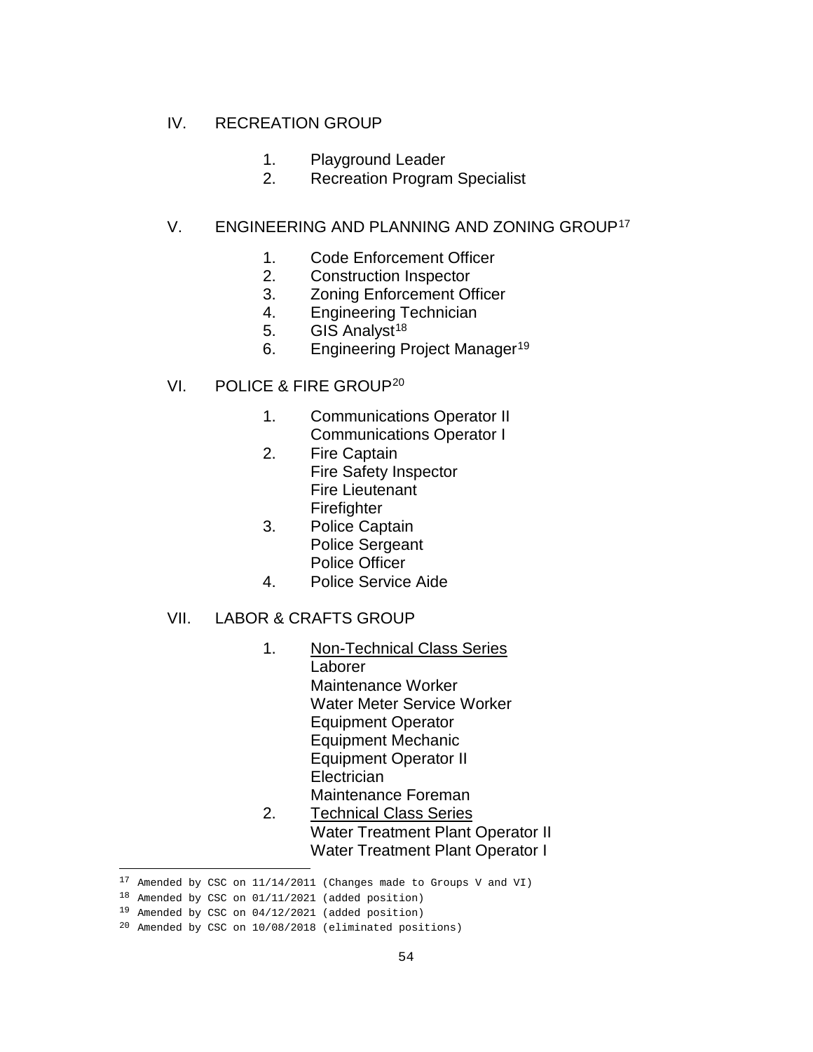## IV. RECREATION GROUP

1. Playground Leader
2. Recreation Program Specialist

## V. ENGINEERING AND PLANNING AND ZONING GROUP[17]

1. Code Enforcement Officer
2. Construction Inspector
3. Zoning Enforcement Officer
4. Engineering Technician
5. GIS Analyst[18]
6. Engineering Project Manager[19]

## VI. POLICE & FIRE GROUP[20]

1. Communications Operator II
   Communications Operator I
2. Fire Captain
   Fire Safety Inspector
   Fire Lieutenant
   Firefighter
3. Police Captain
   Police Sergeant
   Police Officer
4. Police Service Aide

## VII. LABOR & CRAFTS GROUP

1. <u>Non-Technical Class Series</u>
   Laborer
   Maintenance Worker
   Water Meter Service Worker
   Equipment Operator
   Equipment Mechanic
   Equipment Operator II
   Electrician
   Maintenance Foreman
2. <u>Technical Class Series</u>
   Water Treatment Plant Operator II
   Water Treatment Plant Operator I

---

[17] Amended by CSC on 11/14/2011 (Changes made to Groups V and VI)

[18] Amended by CSC on 01/11/2021 (added position)

[19] Amended by CSC on 04/12/2021 (added position)

[20] Amended by CSC on 10/08/2018 (eliminated positions)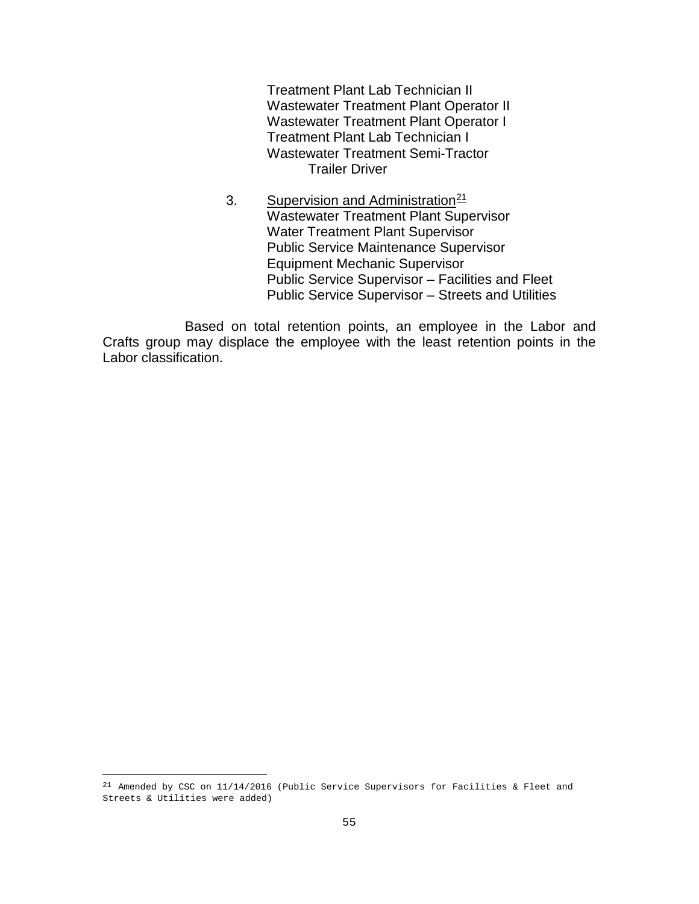Treatment Plant Lab Technician II
Wastewater Treatment Plant Operator II
Wastewater Treatment Plant Operator I
Treatment Plant Lab Technician I
Wastewater Treatment Semi-Tractor Trailer Driver

3. Supervision and Administration[21]
Wastewater Treatment Plant Supervisor
Water Treatment Plant Supervisor
Public Service Maintenance Supervisor
Equipment Mechanic Supervisor
Public Service Supervisor – Facilities and Fleet
Public Service Supervisor – Streets and Utilities

Based on total retention points, an employee in the Labor and Crafts group may displace the employee with the least retention points in the Labor classification.

---

[21] Amended by CSC on 11/14/2016 (Public Service Supervisors for Facilities & Fleet and Streets & Utilities were added)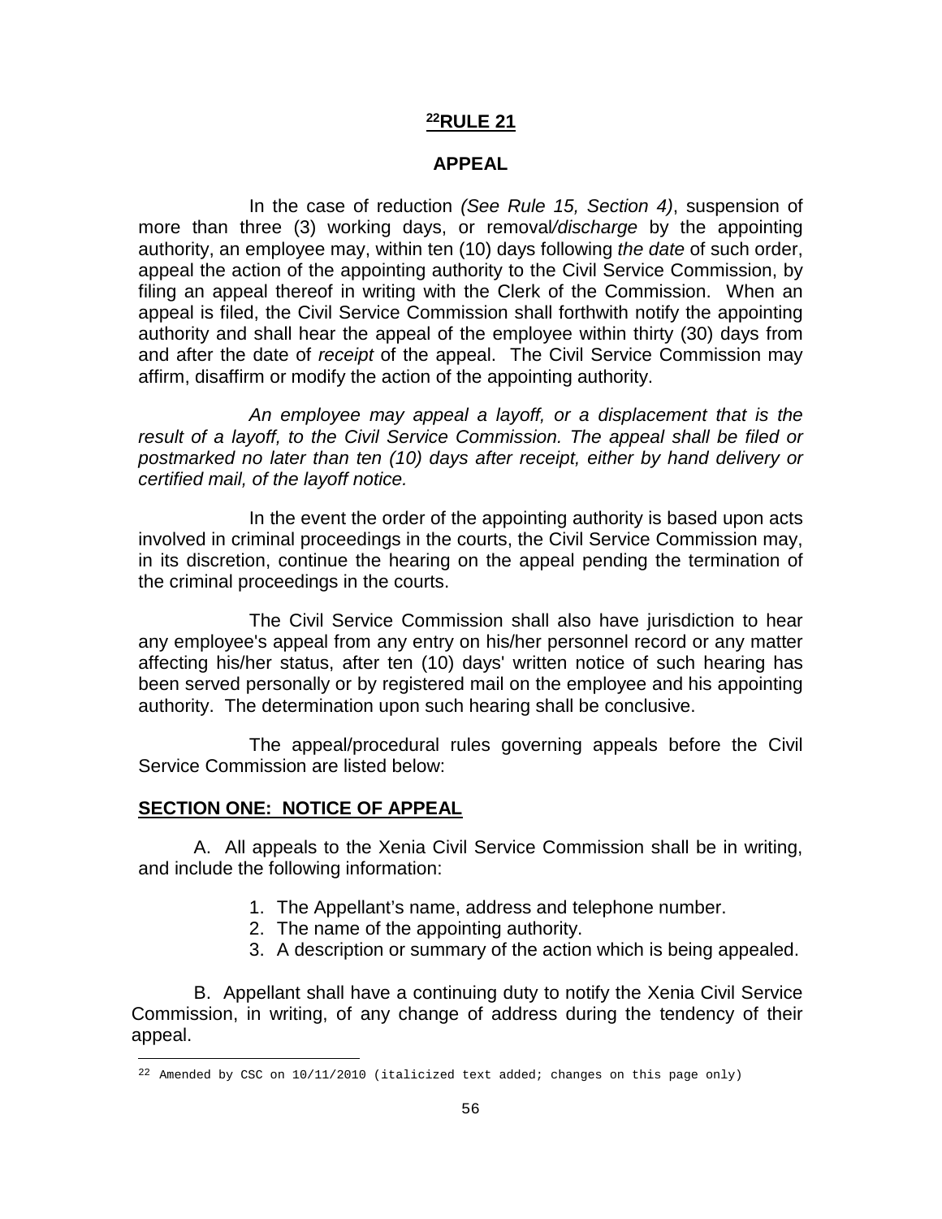# [22]RULE 21

## APPEAL

In the case of reduction *(See Rule 15, Section 4)*, suspension of more than three (3) working days, or removal*/discharge* by the appointing authority, an employee may, within ten (10) days following *the date* of such order, appeal the action of the appointing authority to the Civil Service Commission, by filing an appeal thereof in writing with the Clerk of the Commission. When an appeal is filed, the Civil Service Commission shall forthwith notify the appointing authority and shall hear the appeal of the employee within thirty (30) days from and after the date of *receipt* of the appeal. The Civil Service Commission may affirm, disaffirm or modify the action of the appointing authority.

*An employee may appeal a layoff, or a displacement that is the result of a layoff, to the Civil Service Commission. The appeal shall be filed or postmarked no later than ten (10) days after receipt, either by hand delivery or certified mail, of the layoff notice.*

In the event the order of the appointing authority is based upon acts involved in criminal proceedings in the courts, the Civil Service Commission may, in its discretion, continue the hearing on the appeal pending the termination of the criminal proceedings in the courts.

The Civil Service Commission shall also have jurisdiction to hear any employee's appeal from any entry on his/her personnel record or any matter affecting his/her status, after ten (10) days' written notice of such hearing has been served personally or by registered mail on the employee and his appointing authority. The determination upon such hearing shall be conclusive.

The appeal/procedural rules governing appeals before the Civil Service Commission are listed below:

**SECTION ONE: NOTICE OF APPEAL**

A. All appeals to the Xenia Civil Service Commission shall be in writing, and include the following information:

1. The Appellant's name, address and telephone number.
2. The name of the appointing authority.
3. A description or summary of the action which is being appealed.

B. Appellant shall have a continuing duty to notify the Xenia Civil Service Commission, in writing, of any change of address during the tendency of their appeal.

---

[22] Amended by CSC on 10/11/2010 (italicized text added; changes on this page only)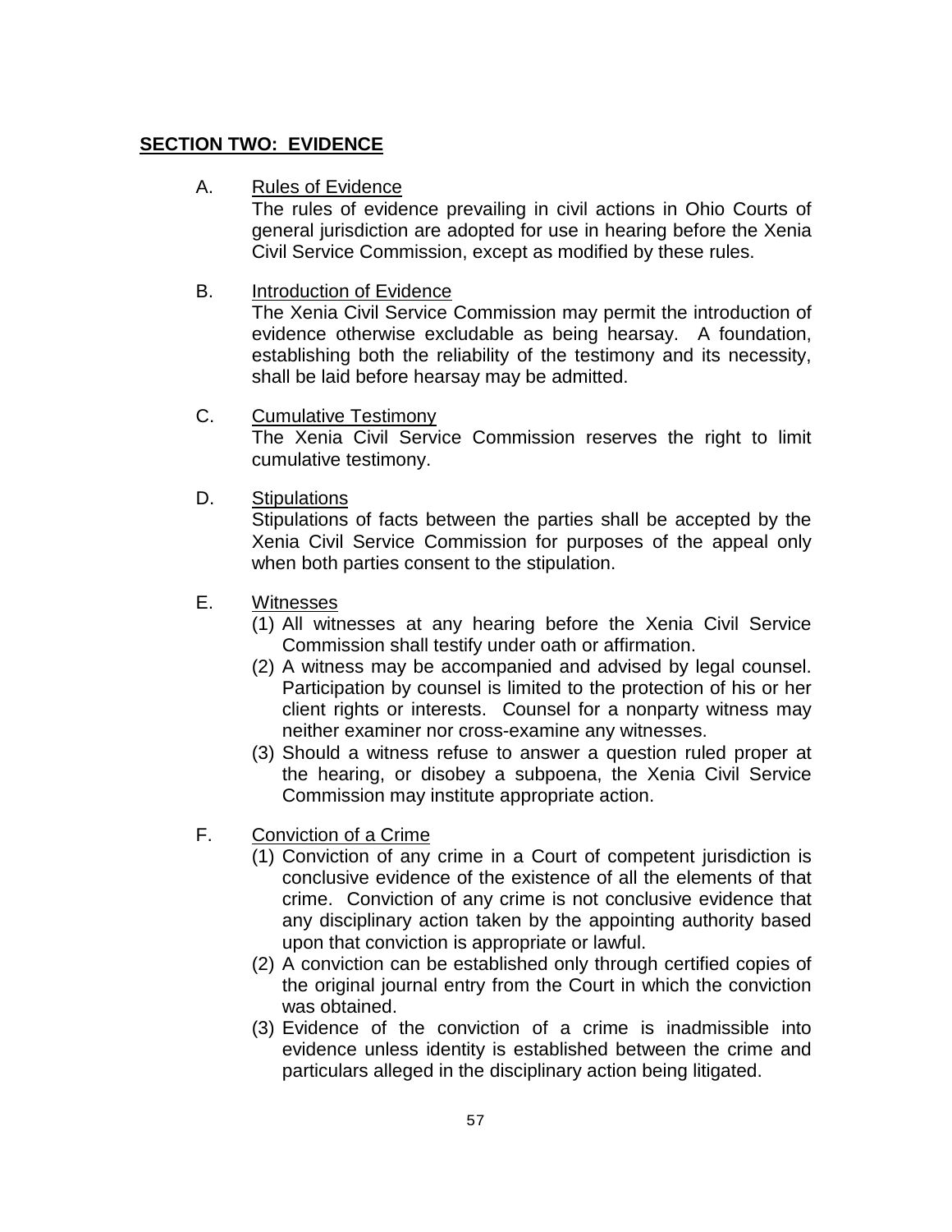**<u>SECTION TWO: EVIDENCE</u>**

A. <u>Rules of Evidence</u>

The rules of evidence prevailing in civil actions in Ohio Courts of general jurisdiction are adopted for use in hearing before the Xenia Civil Service Commission, except as modified by these rules.

B. <u>Introduction of Evidence</u>

The Xenia Civil Service Commission may permit the introduction of evidence otherwise excludable as being hearsay. A foundation, establishing both the reliability of the testimony and its necessity, shall be laid before hearsay may be admitted.

C. <u>Cumulative Testimony</u>

The Xenia Civil Service Commission reserves the right to limit cumulative testimony.

D. <u>Stipulations</u>

Stipulations of facts between the parties shall be accepted by the Xenia Civil Service Commission for purposes of the appeal only when both parties consent to the stipulation.

E. <u>Witnesses</u>

(1) All witnesses at any hearing before the Xenia Civil Service Commission shall testify under oath or affirmation.
(2) A witness may be accompanied and advised by legal counsel. Participation by counsel is limited to the protection of his or her client rights or interests. Counsel for a nonparty witness may neither examiner nor cross-examine any witnesses.
(3) Should a witness refuse to answer a question ruled proper at the hearing, or disobey a subpoena, the Xenia Civil Service Commission may institute appropriate action.

F. <u>Conviction of a Crime</u>

(1) Conviction of any crime in a Court of competent jurisdiction is conclusive evidence of the existence of all the elements of that crime. Conviction of any crime is not conclusive evidence that any disciplinary action taken by the appointing authority based upon that conviction is appropriate or lawful.
(2) A conviction can be established only through certified copies of the original journal entry from the Court in which the conviction was obtained.
(3) Evidence of the conviction of a crime is inadmissible into evidence unless identity is established between the crime and particulars alleged in the disciplinary action being litigated.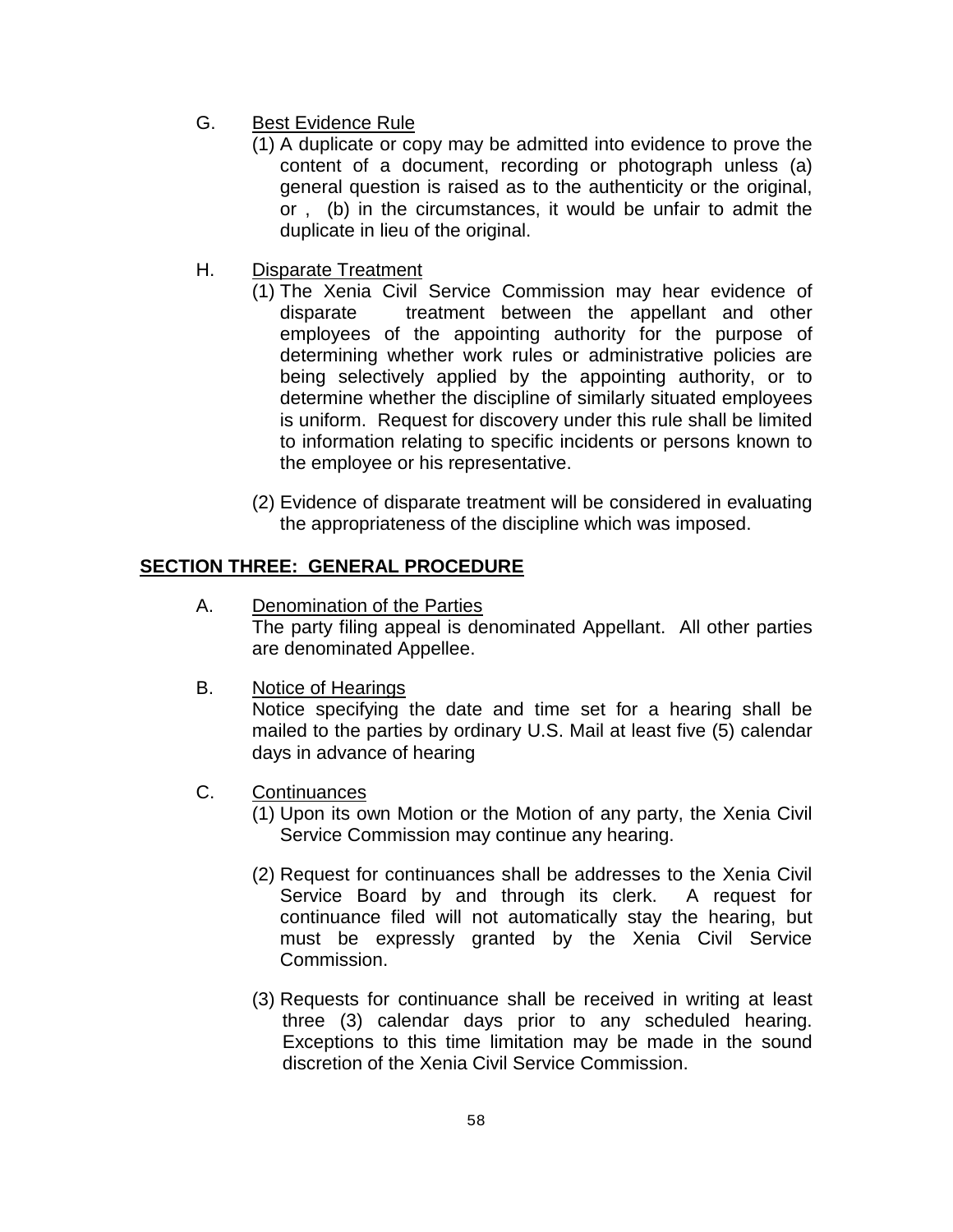G. Best Evidence Rule

(1) A duplicate or copy may be admitted into evidence to prove the content of a document, recording or photograph unless (a) general question is raised as to the authenticity or the original, or , (b) in the circumstances, it would be unfair to admit the duplicate in lieu of the original.

H. Disparate Treatment

(1) The Xenia Civil Service Commission may hear evidence of disparate treatment between the appellant and other employees of the appointing authority for the purpose of determining whether work rules or administrative policies are being selectively applied by the appointing authority, or to determine whether the discipline of similarly situated employees is uniform. Request for discovery under this rule shall be limited to information relating to specific incidents or persons known to the employee or his representative.

(2) Evidence of disparate treatment will be considered in evaluating the appropriateness of the discipline which was imposed.

## SECTION THREE: GENERAL PROCEDURE

A. Denomination of the Parties

The party filing appeal is denominated Appellant. All other parties are denominated Appellee.

B. Notice of Hearings

Notice specifying the date and time set for a hearing shall be mailed to the parties by ordinary U.S. Mail at least five (5) calendar days in advance of hearing

C. Continuances

(1) Upon its own Motion or the Motion of any party, the Xenia Civil Service Commission may continue any hearing.

(2) Request for continuances shall be addresses to the Xenia Civil Service Board by and through its clerk. A request for continuance filed will not automatically stay the hearing, but must be expressly granted by the Xenia Civil Service Commission.

(3) Requests for continuance shall be received in writing at least three (3) calendar days prior to any scheduled hearing. Exceptions to this time limitation may be made in the sound discretion of the Xenia Civil Service Commission.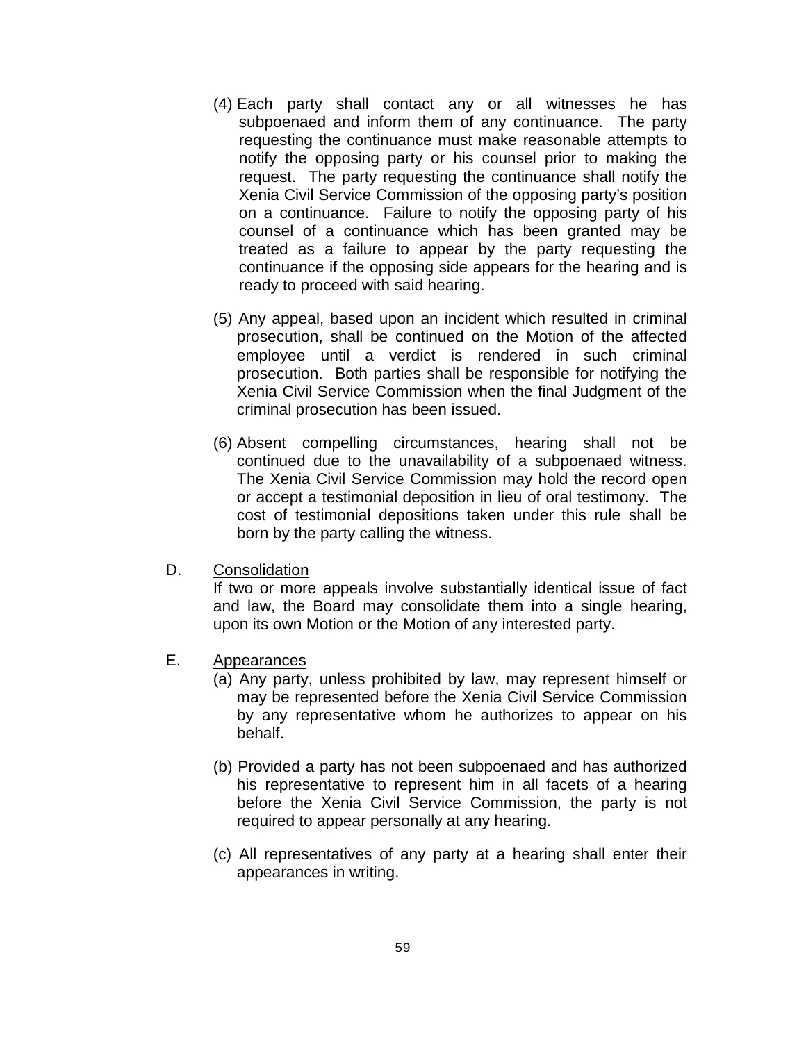(4) Each party shall contact any or all witnesses he has subpoenaed and inform them of any continuance. The party requesting the continuance must make reasonable attempts to notify the opposing party or his counsel prior to making the request. The party requesting the continuance shall notify the Xenia Civil Service Commission of the opposing party's position on a continuance. Failure to notify the opposing party of his counsel of a continuance which has been granted may be treated as a failure to appear by the party requesting the continuance if the opposing side appears for the hearing and is ready to proceed with said hearing.

(5) Any appeal, based upon an incident which resulted in criminal prosecution, shall be continued on the Motion of the affected employee until a verdict is rendered in such criminal prosecution. Both parties shall be responsible for notifying the Xenia Civil Service Commission when the final Judgment of the criminal prosecution has been issued.

(6) Absent compelling circumstances, hearing shall not be continued due to the unavailability of a subpoenaed witness. The Xenia Civil Service Commission may hold the record open or accept a testimonial deposition in lieu of oral testimony. The cost of testimonial depositions taken under this rule shall be born by the party calling the witness.

D. Consolidation

If two or more appeals involve substantially identical issue of fact and law, the Board may consolidate them into a single hearing, upon its own Motion or the Motion of any interested party.

E. Appearances

(a) Any party, unless prohibited by law, may represent himself or may be represented before the Xenia Civil Service Commission by any representative whom he authorizes to appear on his behalf.

(b) Provided a party has not been subpoenaed and has authorized his representative to represent him in all facets of a hearing before the Xenia Civil Service Commission, the party is not required to appear personally at any hearing.

(c) All representatives of any party at a hearing shall enter their appearances in writing.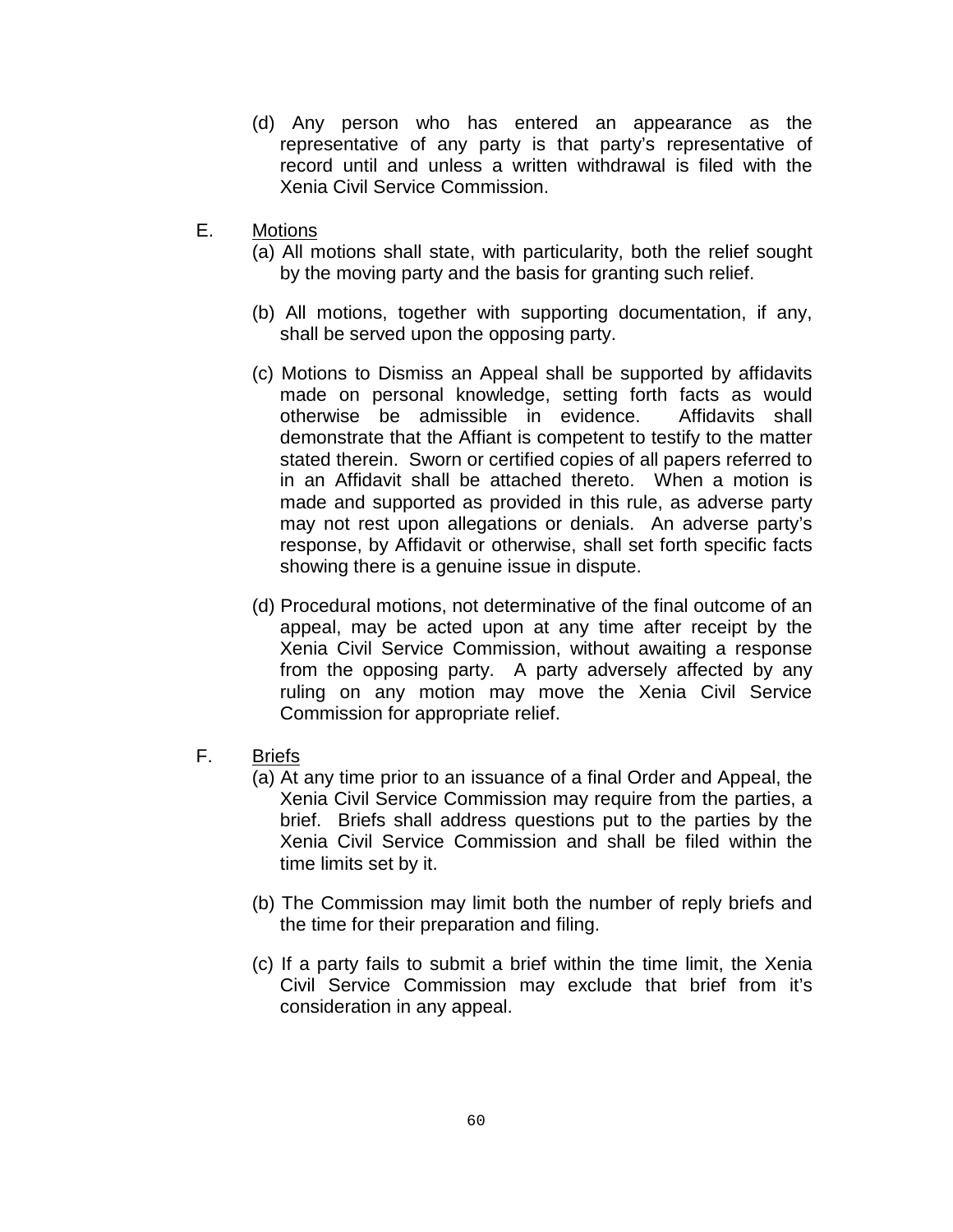(d) Any person who has entered an appearance as the representative of any party is that party's representative of record until and unless a written withdrawal is filed with the Xenia Civil Service Commission.

E. Motions

(a) All motions shall state, with particularity, both the relief sought by the moving party and the basis for granting such relief.

(b) All motions, together with supporting documentation, if any, shall be served upon the opposing party.

(c) Motions to Dismiss an Appeal shall be supported by affidavits made on personal knowledge, setting forth facts as would otherwise be admissible in evidence. Affidavits shall demonstrate that the Affiant is competent to testify to the matter stated therein. Sworn or certified copies of all papers referred to in an Affidavit shall be attached thereto. When a motion is made and supported as provided in this rule, as adverse party may not rest upon allegations or denials. An adverse party's response, by Affidavit or otherwise, shall set forth specific facts showing there is a genuine issue in dispute.

(d) Procedural motions, not determinative of the final outcome of an appeal, may be acted upon at any time after receipt by the Xenia Civil Service Commission, without awaiting a response from the opposing party. A party adversely affected by any ruling on any motion may move the Xenia Civil Service Commission for appropriate relief.

F. Briefs

(a) At any time prior to an issuance of a final Order and Appeal, the Xenia Civil Service Commission may require from the parties, a brief. Briefs shall address questions put to the parties by the Xenia Civil Service Commission and shall be filed within the time limits set by it.

(b) The Commission may limit both the number of reply briefs and the time for their preparation and filing.

(c) If a party fails to submit a brief within the time limit, the Xenia Civil Service Commission may exclude that brief from it's consideration in any appeal.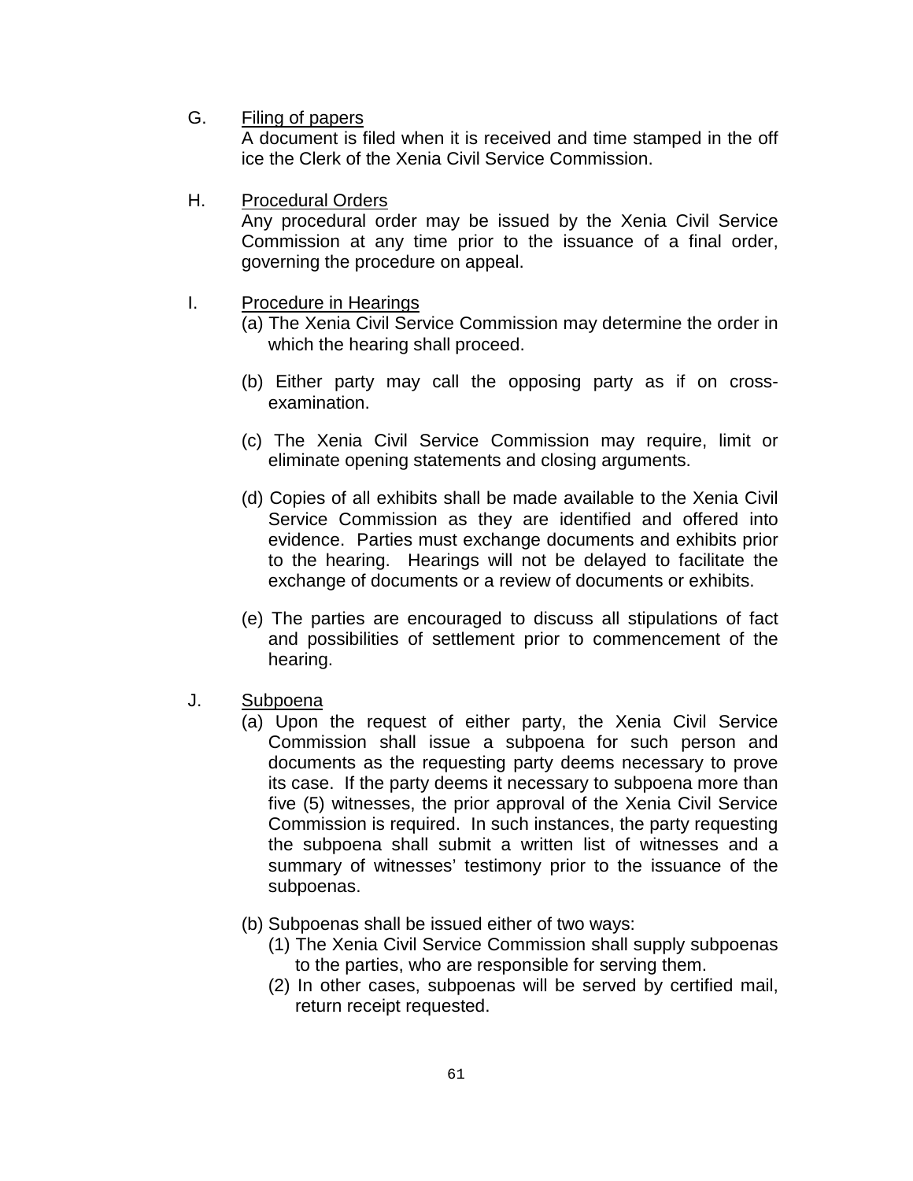G. <u>Filing of papers</u>

A document is filed when it is received and time stamped in the off ice the Clerk of the Xenia Civil Service Commission.

H. <u>Procedural Orders</u>

Any procedural order may be issued by the Xenia Civil Service Commission at any time prior to the issuance of a final order, governing the procedure on appeal.

I. <u>Procedure in Hearings</u>

(a) The Xenia Civil Service Commission may determine the order in which the hearing shall proceed.

(b) Either party may call the opposing party as if on cross-examination.

(c) The Xenia Civil Service Commission may require, limit or eliminate opening statements and closing arguments.

(d) Copies of all exhibits shall be made available to the Xenia Civil Service Commission as they are identified and offered into evidence. Parties must exchange documents and exhibits prior to the hearing. Hearings will not be delayed to facilitate the exchange of documents or a review of documents or exhibits.

(e) The parties are encouraged to discuss all stipulations of fact and possibilities of settlement prior to commencement of the hearing.

J. <u>Subpoena</u>

(a) Upon the request of either party, the Xenia Civil Service Commission shall issue a subpoena for such person and documents as the requesting party deems necessary to prove its case. If the party deems it necessary to subpoena more than five (5) witnesses, the prior approval of the Xenia Civil Service Commission is required. In such instances, the party requesting the subpoena shall submit a written list of witnesses and a summary of witnesses' testimony prior to the issuance of the subpoenas.

(b) Subpoenas shall be issued either of two ways:
  (1) The Xenia Civil Service Commission shall supply subpoenas to the parties, who are responsible for serving them.
  (2) In other cases, subpoenas will be served by certified mail, return receipt requested.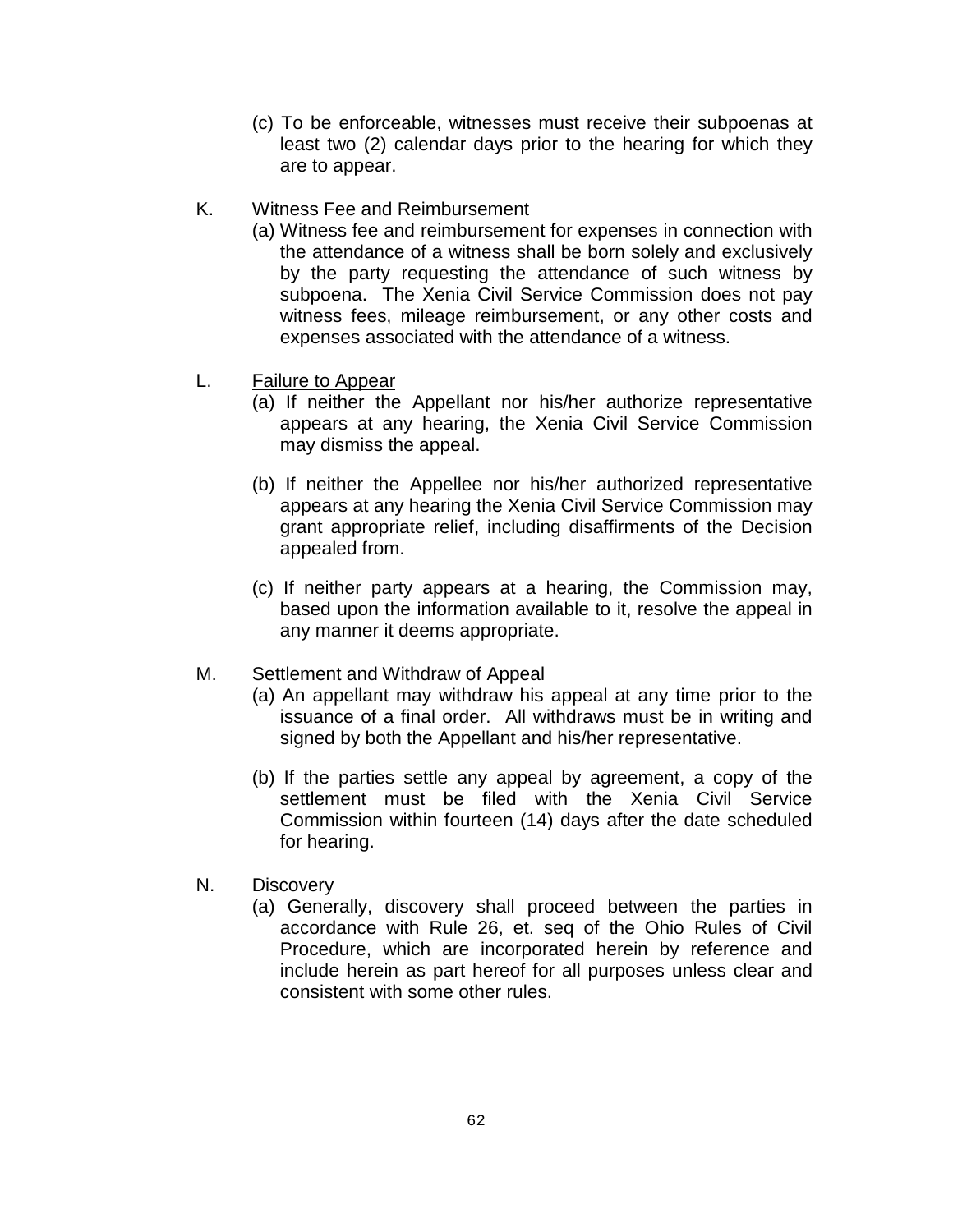(c) To be enforceable, witnesses must receive their subpoenas at least two (2) calendar days prior to the hearing for which they are to appear.

K. Witness Fee and Reimbursement

(a) Witness fee and reimbursement for expenses in connection with the attendance of a witness shall be born solely and exclusively by the party requesting the attendance of such witness by subpoena. The Xenia Civil Service Commission does not pay witness fees, mileage reimbursement, or any other costs and expenses associated with the attendance of a witness.

L. Failure to Appear

(a) If neither the Appellant nor his/her authorize representative appears at any hearing, the Xenia Civil Service Commission may dismiss the appeal.

(b) If neither the Appellee nor his/her authorized representative appears at any hearing the Xenia Civil Service Commission may grant appropriate relief, including disaffirments of the Decision appealed from.

(c) If neither party appears at a hearing, the Commission may, based upon the information available to it, resolve the appeal in any manner it deems appropriate.

M. Settlement and Withdraw of Appeal

(a) An appellant may withdraw his appeal at any time prior to the issuance of a final order. All withdraws must be in writing and signed by both the Appellant and his/her representative.

(b) If the parties settle any appeal by agreement, a copy of the settlement must be filed with the Xenia Civil Service Commission within fourteen (14) days after the date scheduled for hearing.

N. Discovery

(a) Generally, discovery shall proceed between the parties in accordance with Rule 26, et. seq of the Ohio Rules of Civil Procedure, which are incorporated herein by reference and include herein as part hereof for all purposes unless clear and consistent with some other rules.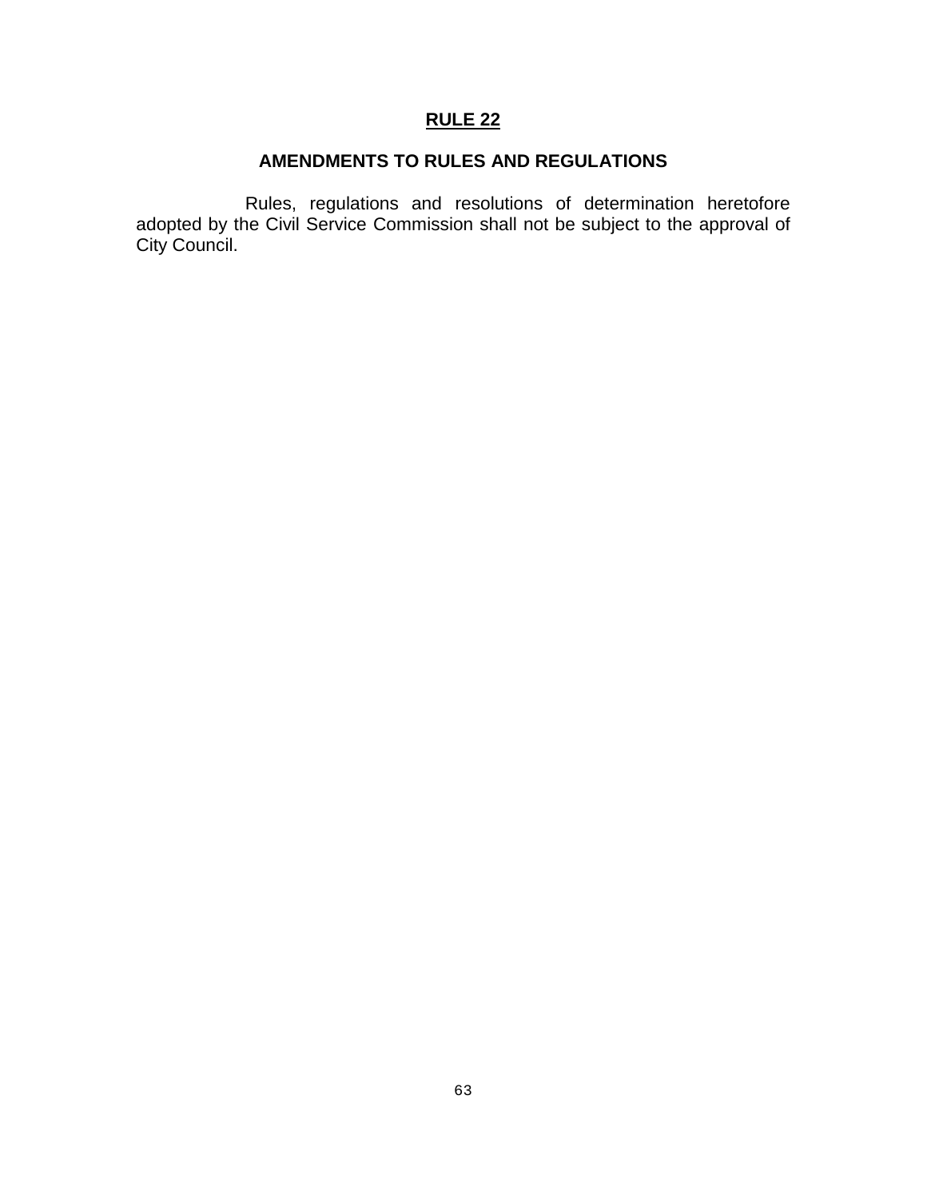# RULE 22

## AMENDMENTS TO RULES AND REGULATIONS

Rules, regulations and resolutions of determination heretofore adopted by the Civil Service Commission shall not be subject to the approval of City Council.